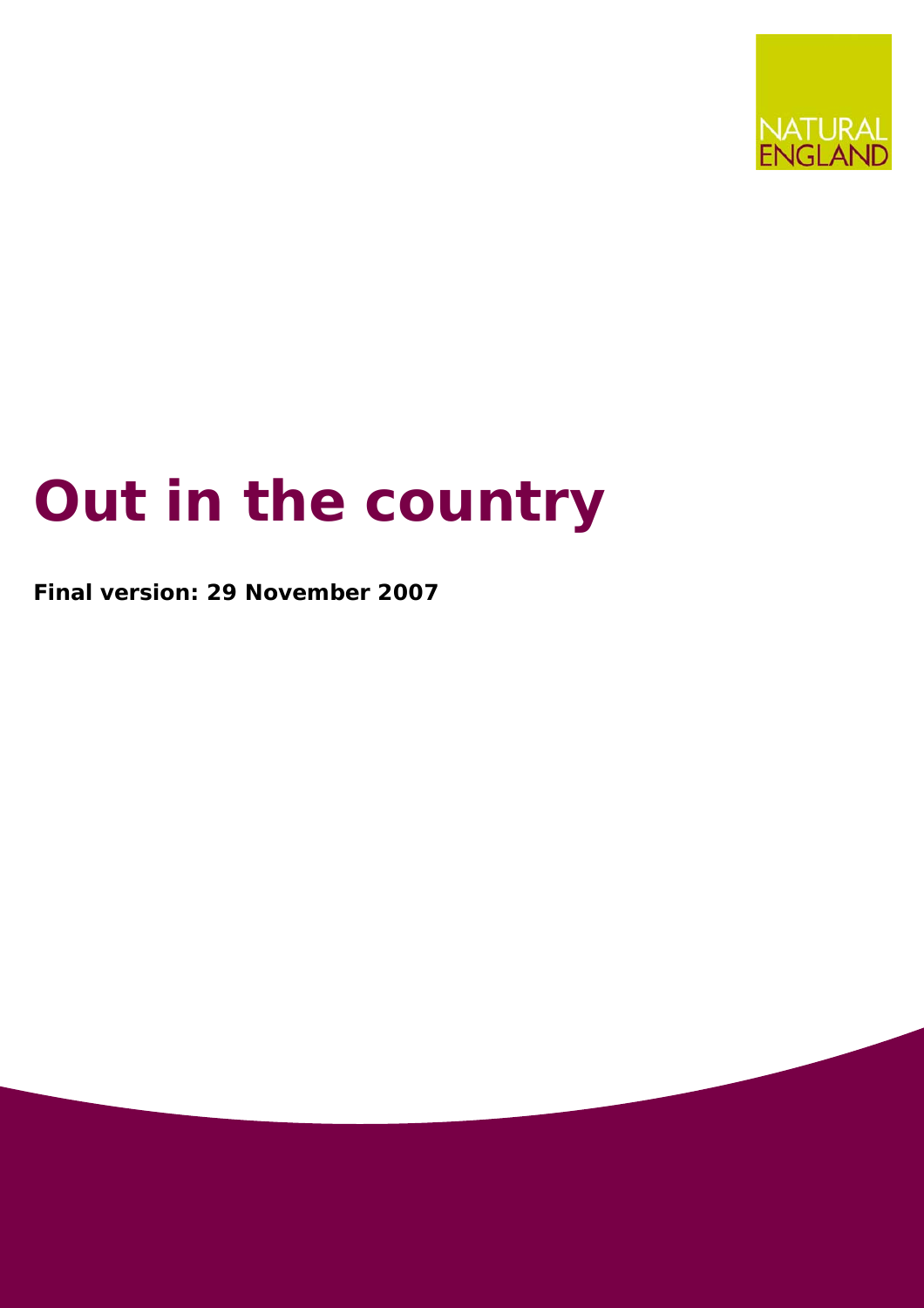NATURAL ENGLAND

# Out in the country

**Final version: 29 November 2007**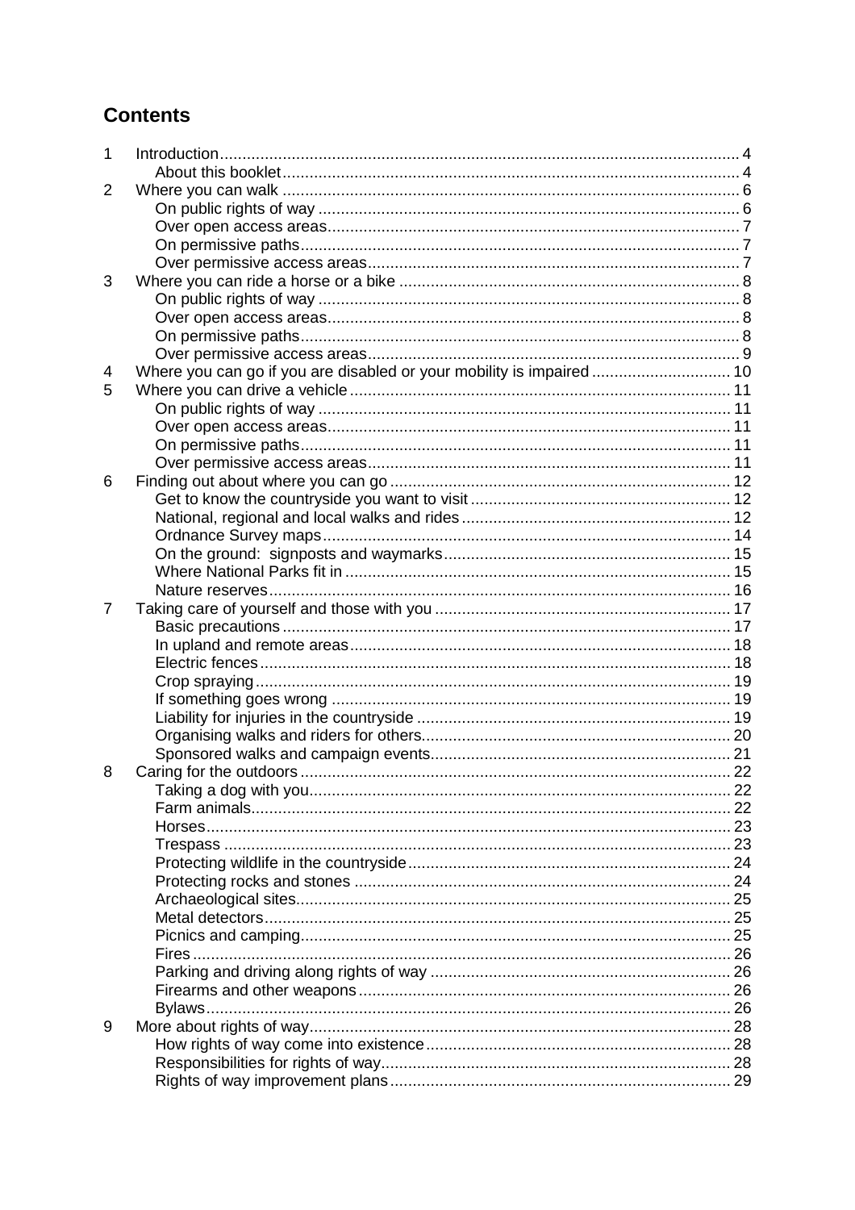## Contents

1 Introduction ... 4
  About this booklet ... 4
2 Where you can walk ... 6
  On public rights of way ... 6
  Over open access areas ... 7
  On permissive paths ... 7
  Over permissive access areas ... 7
3 Where you can ride a horse or a bike ... 8
  On public rights of way ... 8
  Over open access areas ... 8
  On permissive paths ... 8
  Over permissive access areas ... 9
4 Where you can go if you are disabled or your mobility is impaired ... 10
5 Where you can drive a vehicle ... 11
  On public rights of way ... 11
  Over open access areas ... 11
  On permissive paths ... 11
  Over permissive access areas ... 11
6 Finding out about where you can go ... 12
  Get to know the countryside you want to visit ... 12
  National, regional and local walks and rides ... 12
  Ordnance Survey maps ... 14
  On the ground: signposts and waymarks ... 15
  Where National Parks fit in ... 15
  Nature reserves ... 16
7 Taking care of yourself and those with you ... 17
  Basic precautions ... 17
  In upland and remote areas ... 18
  Electric fences ... 18
  Crop spraying ... 19
  If something goes wrong ... 19
  Liability for injuries in the countryside ... 19
  Organising walks and riders for others ... 20
  Sponsored walks and campaign events ... 21
8 Caring for the outdoors ... 22
  Taking a dog with you ... 22
  Farm animals ... 22
  Horses ... 23
  Trespass ... 23
  Protecting wildlife in the countryside ... 24
  Protecting rocks and stones ... 24
  Archaeological sites ... 25
  Metal detectors ... 25
  Picnics and camping ... 25
  Fires ... 26
  Parking and driving along rights of way ... 26
  Firearms and other weapons ... 26
  Bylaws ... 26
9 More about rights of way ... 28
  How rights of way come into existence ... 28
  Responsibilities for rights of way ... 28
  Rights of way improvement plans ... 29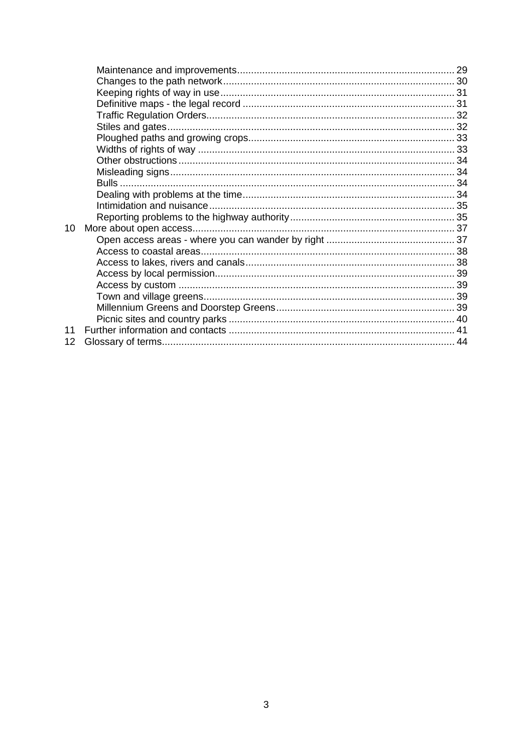| | | |
|---|---|---|
| | Maintenance and improvements | 29 |
| | Changes to the path network | 30 |
| | Keeping rights of way in use | 31 |
| | Definitive maps - the legal record | 31 |
| | Traffic Regulation Orders | 32 |
| | Stiles and gates | 32 |
| | Ploughed paths and growing crops | 33 |
| | Widths of rights of way | 33 |
| | Other obstructions | 34 |
| | Misleading signs | 34 |
| | Bulls | 34 |
| | Dealing with problems at the time | 34 |
| | Intimidation and nuisance | 35 |
| | Reporting problems to the highway authority | 35 |
| 10 | More about open access | 37 |
| | Open access areas - where you can wander by right | 37 |
| | Access to coastal areas | 38 |
| | Access to lakes, rivers and canals | 38 |
| | Access by local permission | 39 |
| | Access by custom | 39 |
| | Town and village greens | 39 |
| | Millennium Greens and Doorstep Greens | 39 |
| | Picnic sites and country parks | 40 |
| 11 | Further information and contacts | 41 |
| 12 | Glossary of terms | 44 |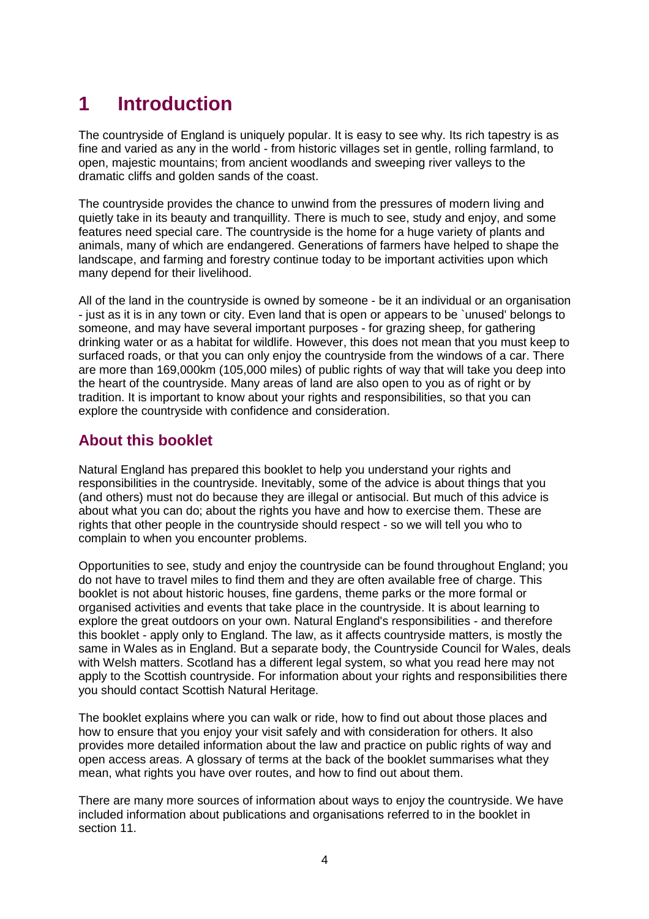# 1 Introduction

The countryside of England is uniquely popular. It is easy to see why. Its rich tapestry is as fine and varied as any in the world - from historic villages set in gentle, rolling farmland, to open, majestic mountains; from ancient woodlands and sweeping river valleys to the dramatic cliffs and golden sands of the coast.

The countryside provides the chance to unwind from the pressures of modern living and quietly take in its beauty and tranquillity. There is much to see, study and enjoy, and some features need special care. The countryside is the home for a huge variety of plants and animals, many of which are endangered. Generations of farmers have helped to shape the landscape, and farming and forestry continue today to be important activities upon which many depend for their livelihood.

All of the land in the countryside is owned by someone - be it an individual or an organisation - just as it is in any town or city. Even land that is open or appears to be `unused' belongs to someone, and may have several important purposes - for grazing sheep, for gathering drinking water or as a habitat for wildlife. However, this does not mean that you must keep to surfaced roads, or that you can only enjoy the countryside from the windows of a car. There are more than 169,000km (105,000 miles) of public rights of way that will take you deep into the heart of the countryside. Many areas of land are also open to you as of right or by tradition. It is important to know about your rights and responsibilities, so that you can explore the countryside with confidence and consideration.

## About this booklet

Natural England has prepared this booklet to help you understand your rights and responsibilities in the countryside. Inevitably, some of the advice is about things that you (and others) must not do because they are illegal or antisocial. But much of this advice is about what you can do; about the rights you have and how to exercise them. These are rights that other people in the countryside should respect - so we will tell you who to complain to when you encounter problems.

Opportunities to see, study and enjoy the countryside can be found throughout England; you do not have to travel miles to find them and they are often available free of charge. This booklet is not about historic houses, fine gardens, theme parks or the more formal or organised activities and events that take place in the countryside. It is about learning to explore the great outdoors on your own. Natural England's responsibilities - and therefore this booklet - apply only to England. The law, as it affects countryside matters, is mostly the same in Wales as in England. But a separate body, the Countryside Council for Wales, deals with Welsh matters. Scotland has a different legal system, so what you read here may not apply to the Scottish countryside. For information about your rights and responsibilities there you should contact Scottish Natural Heritage.

The booklet explains where you can walk or ride, how to find out about those places and how to ensure that you enjoy your visit safely and with consideration for others. It also provides more detailed information about the law and practice on public rights of way and open access areas. A glossary of terms at the back of the booklet summarises what they mean, what rights you have over routes, and how to find out about them.

There are many more sources of information about ways to enjoy the countryside. We have included information about publications and organisations referred to in the booklet in section 11.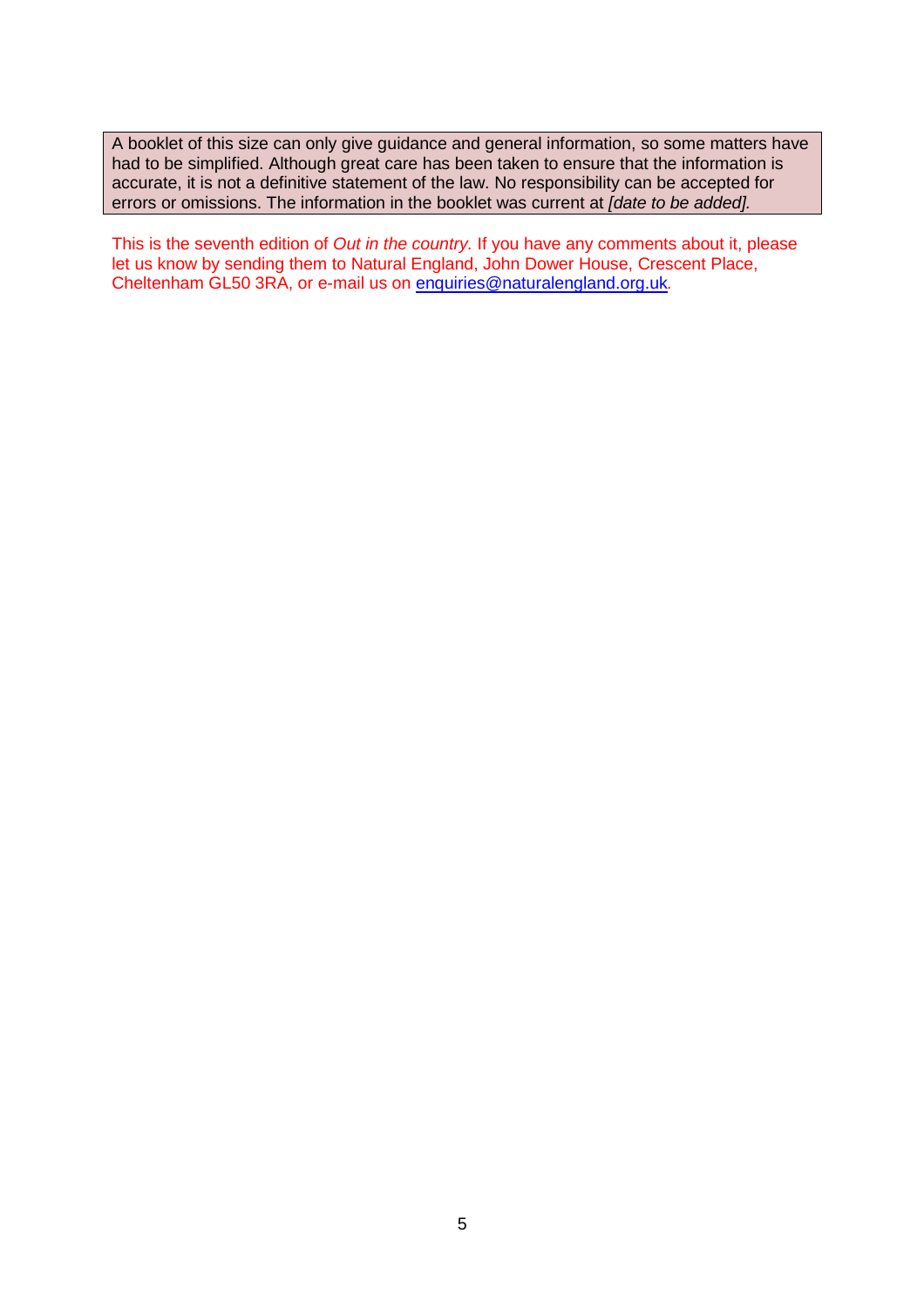A booklet of this size can only give guidance and general information, so some matters have had to be simplified. Although great care has been taken to ensure that the information is accurate, it is not a definitive statement of the law. No responsibility can be accepted for errors or omissions. The information in the booklet was current at *[date to be added].*

This is the seventh edition of *Out in the country.* If you have any comments about it, please let us know by sending them to Natural England, John Dower House, Crescent Place, Cheltenham GL50 3RA, or e-mail us on enquiries@naturalengland.org.uk.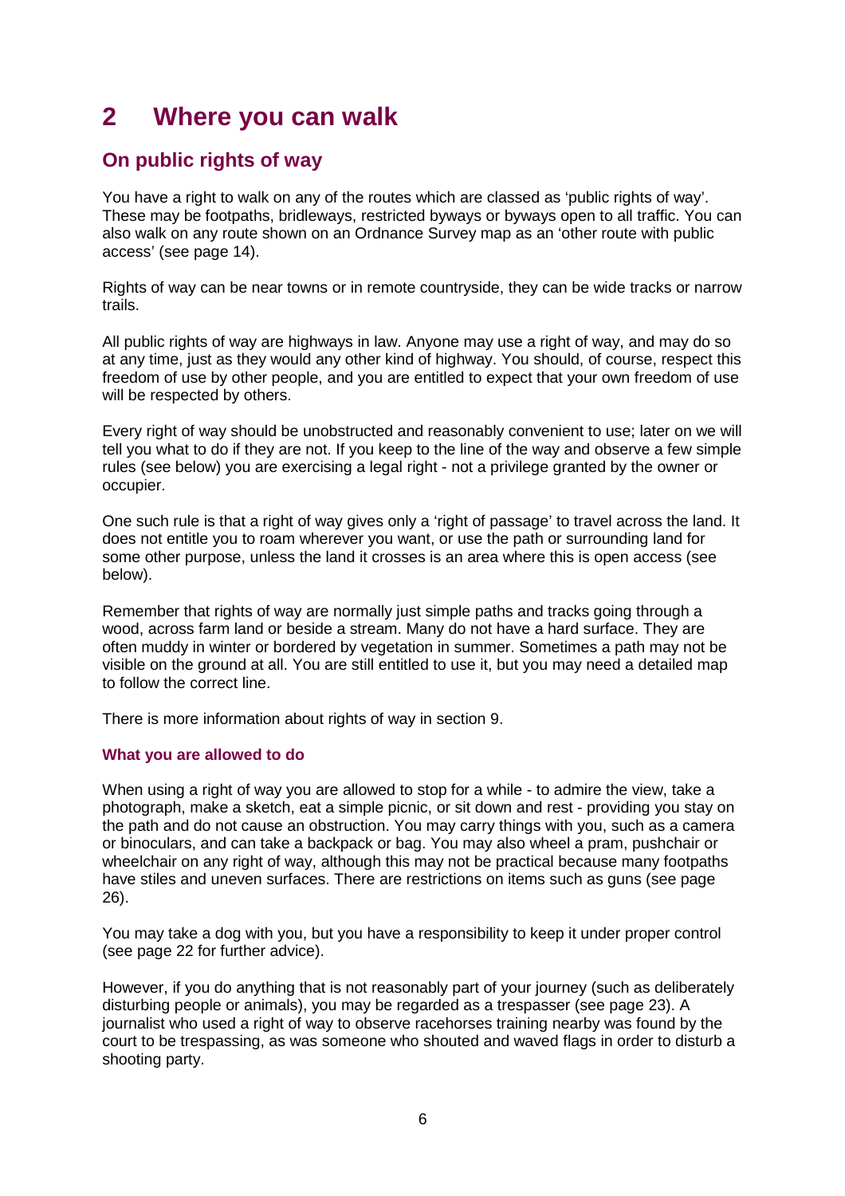# 2 Where you can walk

## On public rights of way

You have a right to walk on any of the routes which are classed as 'public rights of way'. These may be footpaths, bridleways, restricted byways or byways open to all traffic. You can also walk on any route shown on an Ordnance Survey map as an 'other route with public access' (see page 14).

Rights of way can be near towns or in remote countryside, they can be wide tracks or narrow trails.

All public rights of way are highways in law. Anyone may use a right of way, and may do so at any time, just as they would any other kind of highway. You should, of course, respect this freedom of use by other people, and you are entitled to expect that your own freedom of use will be respected by others.

Every right of way should be unobstructed and reasonably convenient to use; later on we will tell you what to do if they are not. If you keep to the line of the way and observe a few simple rules (see below) you are exercising a legal right - not a privilege granted by the owner or occupier.

One such rule is that a right of way gives only a 'right of passage' to travel across the land. It does not entitle you to roam wherever you want, or use the path or surrounding land for some other purpose, unless the land it crosses is an area where this is open access (see below).

Remember that rights of way are normally just simple paths and tracks going through a wood, across farm land or beside a stream. Many do not have a hard surface. They are often muddy in winter or bordered by vegetation in summer. Sometimes a path may not be visible on the ground at all. You are still entitled to use it, but you may need a detailed map to follow the correct line.

There is more information about rights of way in section 9.

### What you are allowed to do

When using a right of way you are allowed to stop for a while - to admire the view, take a photograph, make a sketch, eat a simple picnic, or sit down and rest - providing you stay on the path and do not cause an obstruction. You may carry things with you, such as a camera or binoculars, and can take a backpack or bag. You may also wheel a pram, pushchair or wheelchair on any right of way, although this may not be practical because many footpaths have stiles and uneven surfaces. There are restrictions on items such as guns (see page 26).

You may take a dog with you, but you have a responsibility to keep it under proper control (see page 22 for further advice).

However, if you do anything that is not reasonably part of your journey (such as deliberately disturbing people or animals), you may be regarded as a trespasser (see page 23). A journalist who used a right of way to observe racehorses training nearby was found by the court to be trespassing, as was someone who shouted and waved flags in order to disturb a shooting party.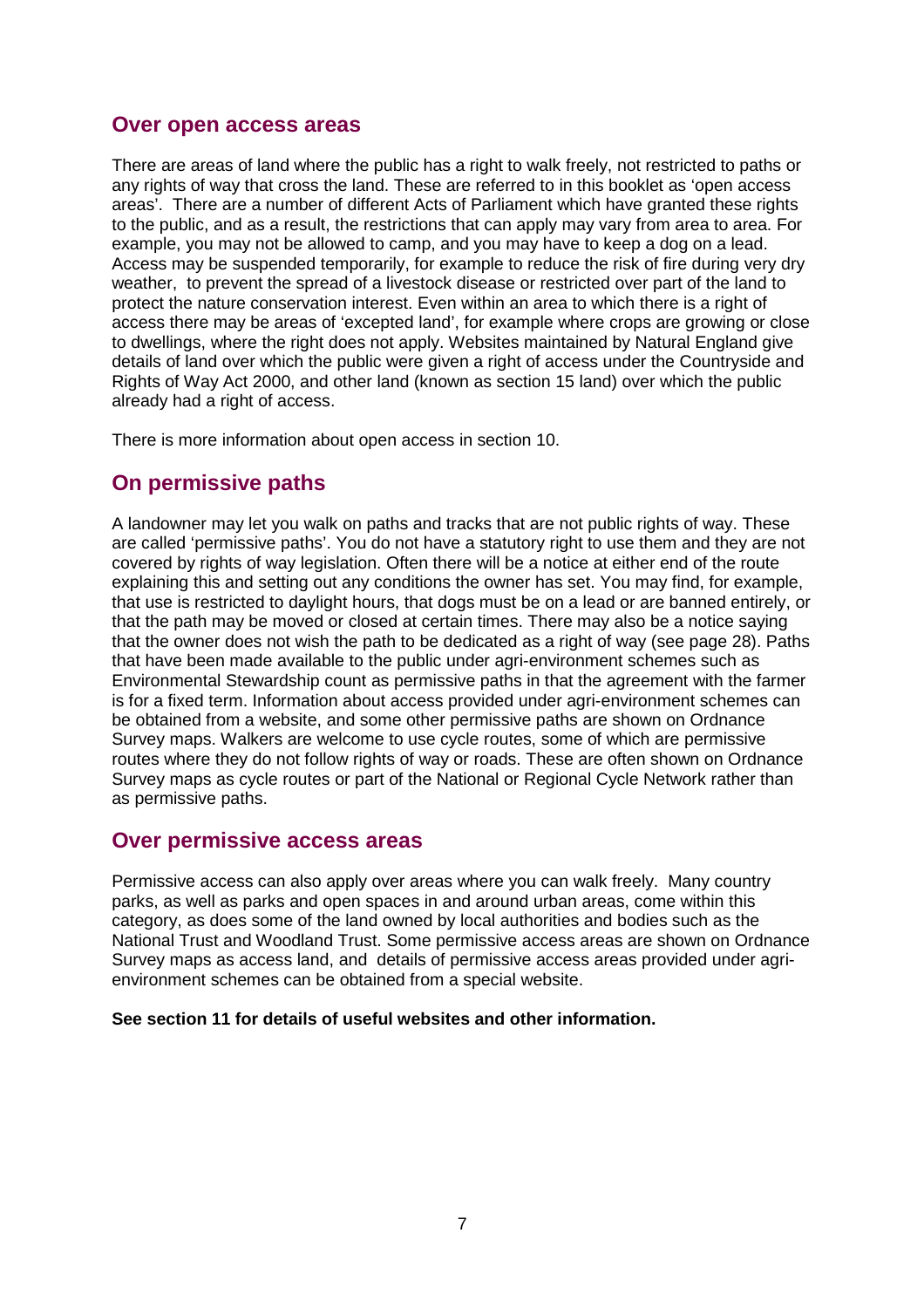## Over open access areas

There are areas of land where the public has a right to walk freely, not restricted to paths or any rights of way that cross the land. These are referred to in this booklet as 'open access areas'. There are a number of different Acts of Parliament which have granted these rights to the public, and as a result, the restrictions that can apply may vary from area to area. For example, you may not be allowed to camp, and you may have to keep a dog on a lead. Access may be suspended temporarily, for example to reduce the risk of fire during very dry weather, to prevent the spread of a livestock disease or restricted over part of the land to protect the nature conservation interest. Even within an area to which there is a right of access there may be areas of 'excepted land', for example where crops are growing or close to dwellings, where the right does not apply. Websites maintained by Natural England give details of land over which the public were given a right of access under the Countryside and Rights of Way Act 2000, and other land (known as section 15 land) over which the public already had a right of access.

There is more information about open access in section 10.

## On permissive paths

A landowner may let you walk on paths and tracks that are not public rights of way. These are called 'permissive paths'. You do not have a statutory right to use them and they are not covered by rights of way legislation. Often there will be a notice at either end of the route explaining this and setting out any conditions the owner has set. You may find, for example, that use is restricted to daylight hours, that dogs must be on a lead or are banned entirely, or that the path may be moved or closed at certain times. There may also be a notice saying that the owner does not wish the path to be dedicated as a right of way (see page 28). Paths that have been made available to the public under agri-environment schemes such as Environmental Stewardship count as permissive paths in that the agreement with the farmer is for a fixed term. Information about access provided under agri-environment schemes can be obtained from a website, and some other permissive paths are shown on Ordnance Survey maps. Walkers are welcome to use cycle routes, some of which are permissive routes where they do not follow rights of way or roads. These are often shown on Ordnance Survey maps as cycle routes or part of the National or Regional Cycle Network rather than as permissive paths.

## Over permissive access areas

Permissive access can also apply over areas where you can walk freely. Many country parks, as well as parks and open spaces in and around urban areas, come within this category, as does some of the land owned by local authorities and bodies such as the National Trust and Woodland Trust. Some permissive access areas are shown on Ordnance Survey maps as access land, and details of permissive access areas provided under agri-environment schemes can be obtained from a special website.

**See section 11 for details of useful websites and other information.**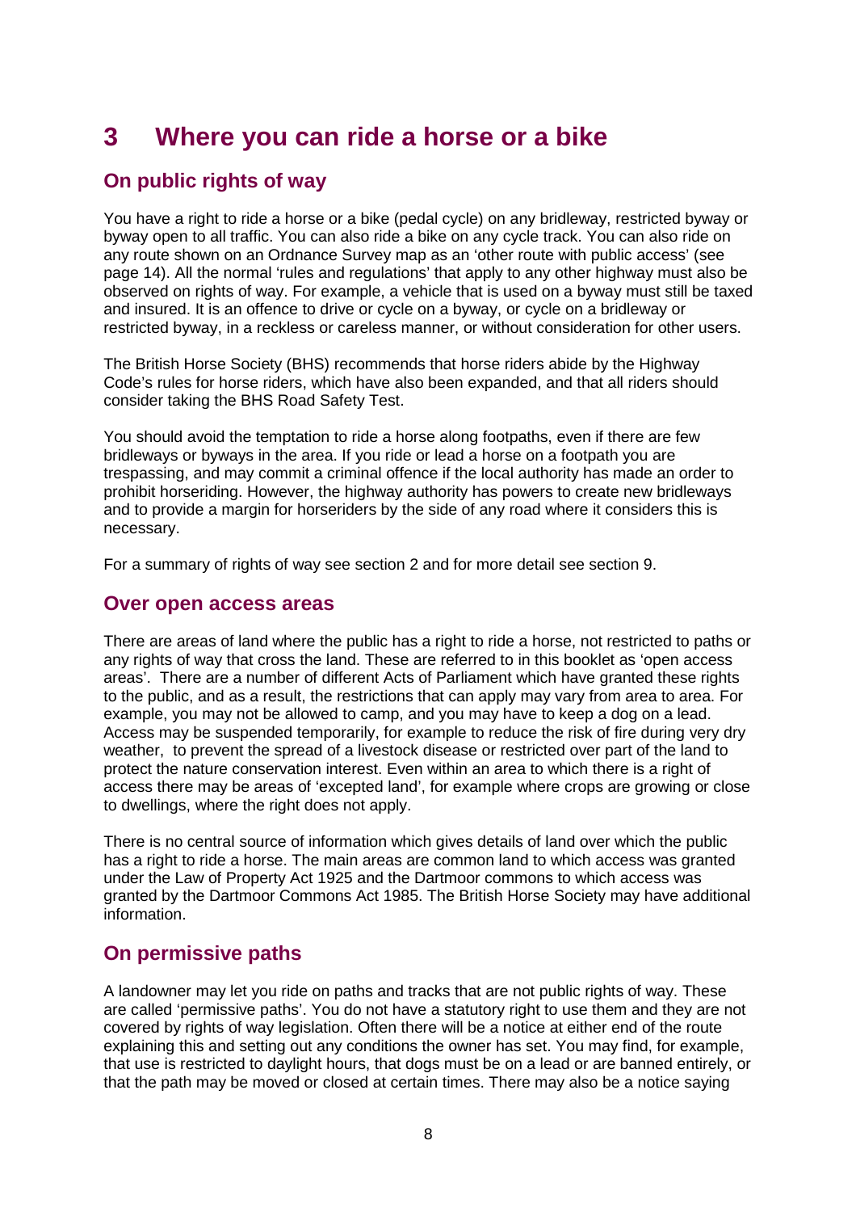# 3 Where you can ride a horse or a bike

## On public rights of way

You have a right to ride a horse or a bike (pedal cycle) on any bridleway, restricted byway or byway open to all traffic. You can also ride a bike on any cycle track. You can also ride on any route shown on an Ordnance Survey map as an 'other route with public access' (see page 14). All the normal 'rules and regulations' that apply to any other highway must also be observed on rights of way. For example, a vehicle that is used on a byway must still be taxed and insured. It is an offence to drive or cycle on a byway, or cycle on a bridleway or restricted byway, in a reckless or careless manner, or without consideration for other users.

The British Horse Society (BHS) recommends that horse riders abide by the Highway Code's rules for horse riders, which have also been expanded, and that all riders should consider taking the BHS Road Safety Test.

You should avoid the temptation to ride a horse along footpaths, even if there are few bridleways or byways in the area. If you ride or lead a horse on a footpath you are trespassing, and may commit a criminal offence if the local authority has made an order to prohibit horseriding. However, the highway authority has powers to create new bridleways and to provide a margin for horseriders by the side of any road where it considers this is necessary.

For a summary of rights of way see section 2 and for more detail see section 9.

## Over open access areas

There are areas of land where the public has a right to ride a horse, not restricted to paths or any rights of way that cross the land. These are referred to in this booklet as 'open access areas'. There are a number of different Acts of Parliament which have granted these rights to the public, and as a result, the restrictions that can apply may vary from area to area. For example, you may not be allowed to camp, and you may have to keep a dog on a lead. Access may be suspended temporarily, for example to reduce the risk of fire during very dry weather, to prevent the spread of a livestock disease or restricted over part of the land to protect the nature conservation interest. Even within an area to which there is a right of access there may be areas of 'excepted land', for example where crops are growing or close to dwellings, where the right does not apply.

There is no central source of information which gives details of land over which the public has a right to ride a horse. The main areas are common land to which access was granted under the Law of Property Act 1925 and the Dartmoor commons to which access was granted by the Dartmoor Commons Act 1985. The British Horse Society may have additional information.

## On permissive paths

A landowner may let you ride on paths and tracks that are not public rights of way. These are called 'permissive paths'. You do not have a statutory right to use them and they are not covered by rights of way legislation. Often there will be a notice at either end of the route explaining this and setting out any conditions the owner has set. You may find, for example, that use is restricted to daylight hours, that dogs must be on a lead or are banned entirely, or that the path may be moved or closed at certain times. There may also be a notice saying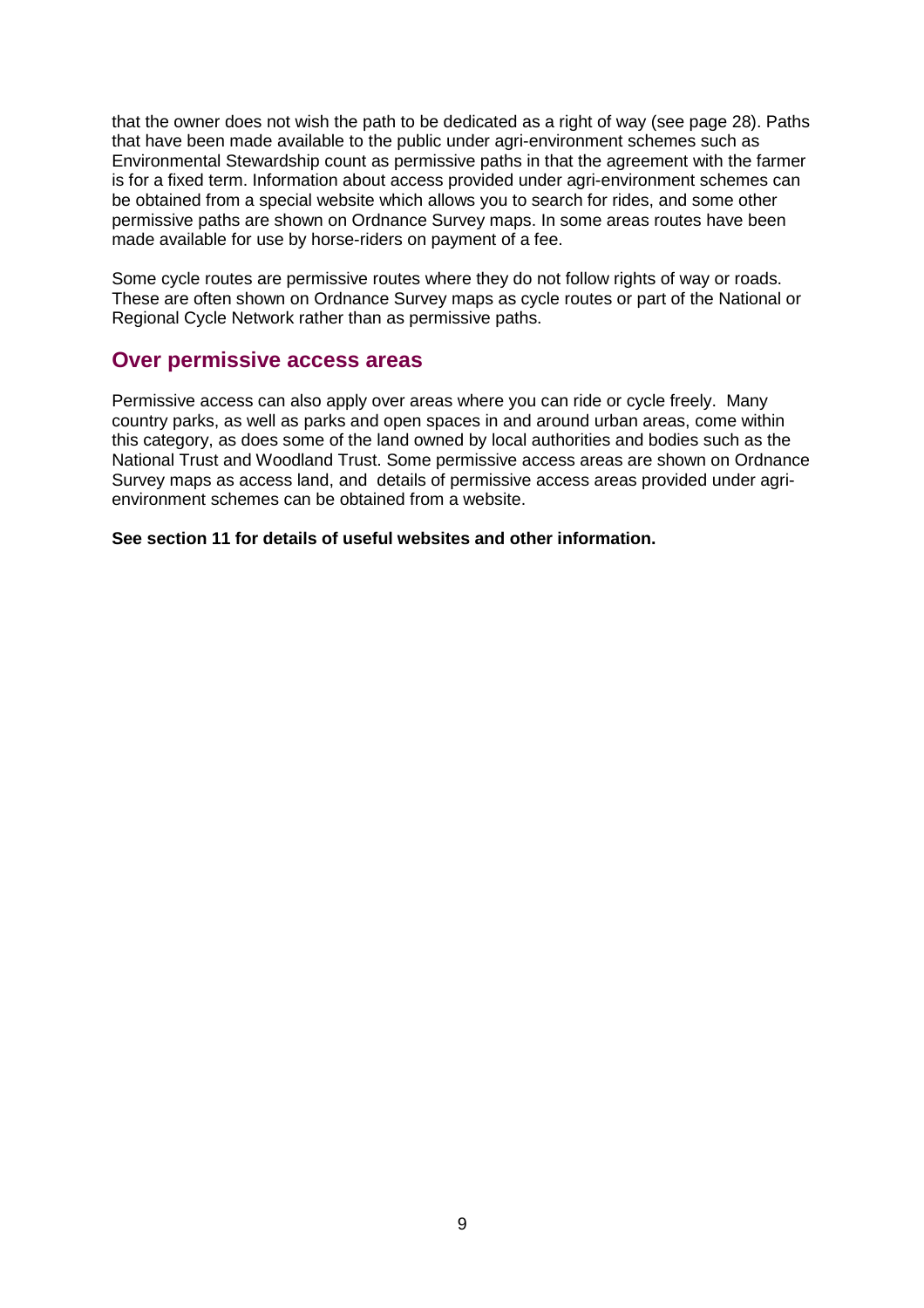that the owner does not wish the path to be dedicated as a right of way (see page 28). Paths that have been made available to the public under agri-environment schemes such as Environmental Stewardship count as permissive paths in that the agreement with the farmer is for a fixed term. Information about access provided under agri-environment schemes can be obtained from a special website which allows you to search for rides, and some other permissive paths are shown on Ordnance Survey maps. In some areas routes have been made available for use by horse-riders on payment of a fee.

Some cycle routes are permissive routes where they do not follow rights of way or roads. These are often shown on Ordnance Survey maps as cycle routes or part of the National or Regional Cycle Network rather than as permissive paths.

## Over permissive access areas

Permissive access can also apply over areas where you can ride or cycle freely. Many country parks, as well as parks and open spaces in and around urban areas, come within this category, as does some of the land owned by local authorities and bodies such as the National Trust and Woodland Trust. Some permissive access areas are shown on Ordnance Survey maps as access land, and details of permissive access areas provided under agri-environment schemes can be obtained from a website.

**See section 11 for details of useful websites and other information.**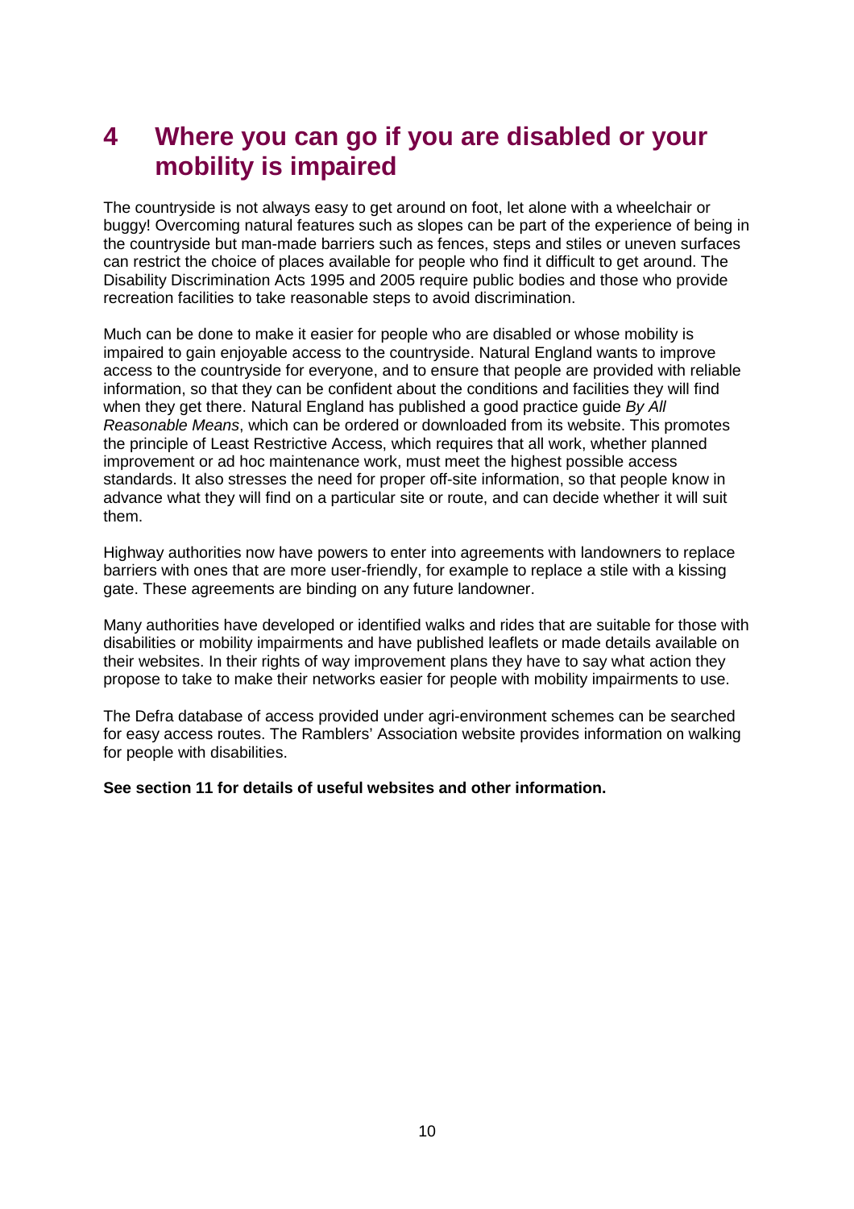# 4 Where you can go if you are disabled or your mobility is impaired

The countryside is not always easy to get around on foot, let alone with a wheelchair or buggy! Overcoming natural features such as slopes can be part of the experience of being in the countryside but man-made barriers such as fences, steps and stiles or uneven surfaces can restrict the choice of places available for people who find it difficult to get around. The Disability Discrimination Acts 1995 and 2005 require public bodies and those who provide recreation facilities to take reasonable steps to avoid discrimination.

Much can be done to make it easier for people who are disabled or whose mobility is impaired to gain enjoyable access to the countryside. Natural England wants to improve access to the countryside for everyone, and to ensure that people are provided with reliable information, so that they can be confident about the conditions and facilities they will find when they get there. Natural England has published a good practice guide *By All Reasonable Means*, which can be ordered or downloaded from its website. This promotes the principle of Least Restrictive Access, which requires that all work, whether planned improvement or ad hoc maintenance work, must meet the highest possible access standards. It also stresses the need for proper off-site information, so that people know in advance what they will find on a particular site or route, and can decide whether it will suit them.

Highway authorities now have powers to enter into agreements with landowners to replace barriers with ones that are more user-friendly, for example to replace a stile with a kissing gate. These agreements are binding on any future landowner.

Many authorities have developed or identified walks and rides that are suitable for those with disabilities or mobility impairments and have published leaflets or made details available on their websites. In their rights of way improvement plans they have to say what action they propose to take to make their networks easier for people with mobility impairments to use.

The Defra database of access provided under agri-environment schemes can be searched for easy access routes. The Ramblers' Association website provides information on walking for people with disabilities.

**See section 11 for details of useful websites and other information.**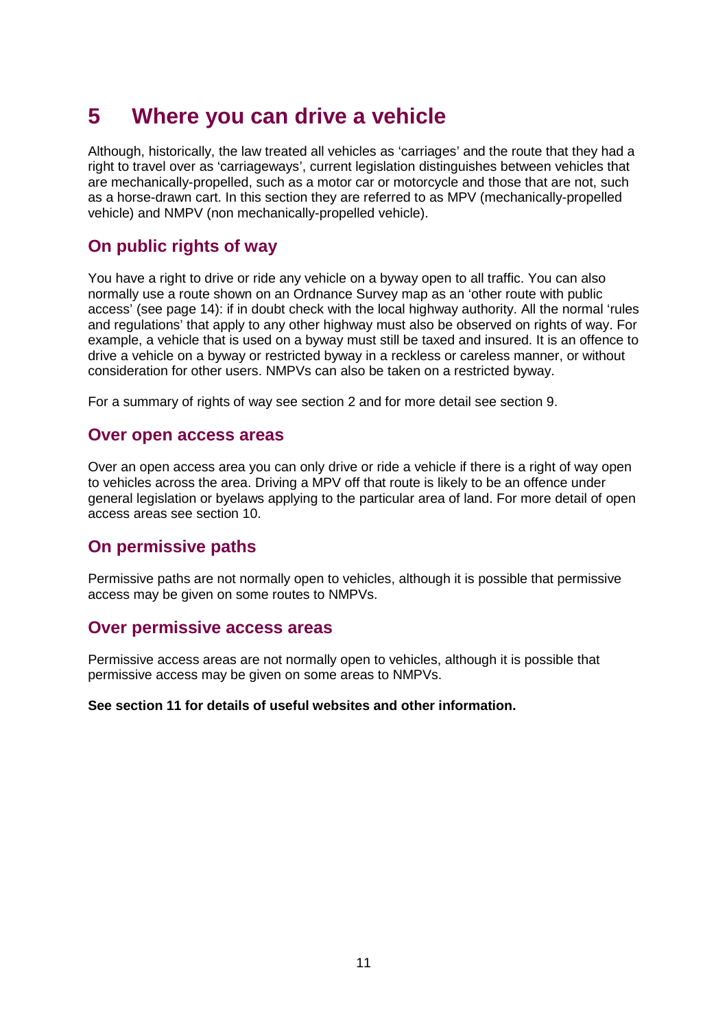# 5 Where you can drive a vehicle

Although, historically, the law treated all vehicles as 'carriages' and the route that they had a right to travel over as 'carriageways', current legislation distinguishes between vehicles that are mechanically-propelled, such as a motor car or motorcycle and those that are not, such as a horse-drawn cart. In this section they are referred to as MPV (mechanically-propelled vehicle) and NMPV (non mechanically-propelled vehicle).

## On public rights of way

You have a right to drive or ride any vehicle on a byway open to all traffic. You can also normally use a route shown on an Ordnance Survey map as an 'other route with public access' (see page 14): if in doubt check with the local highway authority. All the normal 'rules and regulations' that apply to any other highway must also be observed on rights of way. For example, a vehicle that is used on a byway must still be taxed and insured. It is an offence to drive a vehicle on a byway or restricted byway in a reckless or careless manner, or without consideration for other users. NMPVs can also be taken on a restricted byway.

For a summary of rights of way see section 2 and for more detail see section 9.

## Over open access areas

Over an open access area you can only drive or ride a vehicle if there is a right of way open to vehicles across the area. Driving a MPV off that route is likely to be an offence under general legislation or byelaws applying to the particular area of land. For more detail of open access areas see section 10.

## On permissive paths

Permissive paths are not normally open to vehicles, although it is possible that permissive access may be given on some routes to NMPVs.

## Over permissive access areas

Permissive access areas are not normally open to vehicles, although it is possible that permissive access may be given on some areas to NMPVs.

**See section 11 for details of useful websites and other information.**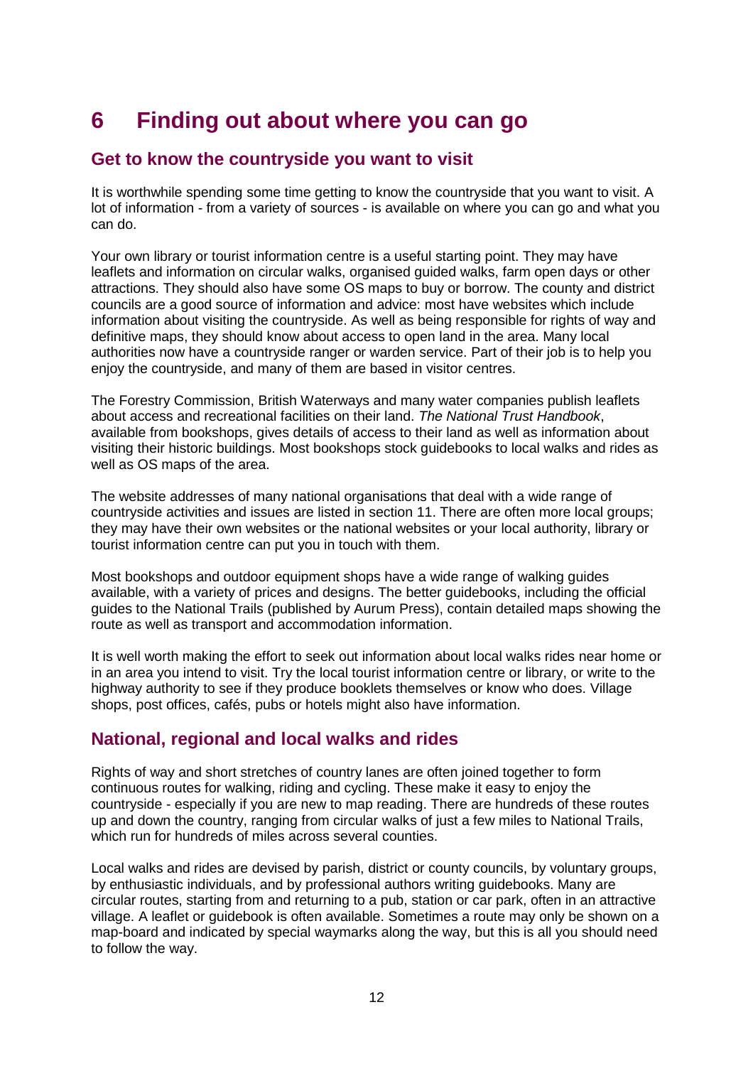# 6 Finding out about where you can go

## Get to know the countryside you want to visit

It is worthwhile spending some time getting to know the countryside that you want to visit. A lot of information - from a variety of sources - is available on where you can go and what you can do.

Your own library or tourist information centre is a useful starting point. They may have leaflets and information on circular walks, organised guided walks, farm open days or other attractions. They should also have some OS maps to buy or borrow. The county and district councils are a good source of information and advice: most have websites which include information about visiting the countryside. As well as being responsible for rights of way and definitive maps, they should know about access to open land in the area. Many local authorities now have a countryside ranger or warden service. Part of their job is to help you enjoy the countryside, and many of them are based in visitor centres.

The Forestry Commission, British Waterways and many water companies publish leaflets about access and recreational facilities on their land. *The National Trust Handbook*, available from bookshops, gives details of access to their land as well as information about visiting their historic buildings. Most bookshops stock guidebooks to local walks and rides as well as OS maps of the area.

The website addresses of many national organisations that deal with a wide range of countryside activities and issues are listed in section 11. There are often more local groups; they may have their own websites or the national websites or your local authority, library or tourist information centre can put you in touch with them.

Most bookshops and outdoor equipment shops have a wide range of walking guides available, with a variety of prices and designs. The better guidebooks, including the official guides to the National Trails (published by Aurum Press), contain detailed maps showing the route as well as transport and accommodation information.

It is well worth making the effort to seek out information about local walks rides near home or in an area you intend to visit. Try the local tourist information centre or library, or write to the highway authority to see if they produce booklets themselves or know who does. Village shops, post offices, cafés, pubs or hotels might also have information.

## National, regional and local walks and rides

Rights of way and short stretches of country lanes are often joined together to form continuous routes for walking, riding and cycling. These make it easy to enjoy the countryside - especially if you are new to map reading. There are hundreds of these routes up and down the country, ranging from circular walks of just a few miles to National Trails, which run for hundreds of miles across several counties.

Local walks and rides are devised by parish, district or county councils, by voluntary groups, by enthusiastic individuals, and by professional authors writing guidebooks. Many are circular routes, starting from and returning to a pub, station or car park, often in an attractive village. A leaflet or guidebook is often available. Sometimes a route may only be shown on a map-board and indicated by special waymarks along the way, but this is all you should need to follow the way.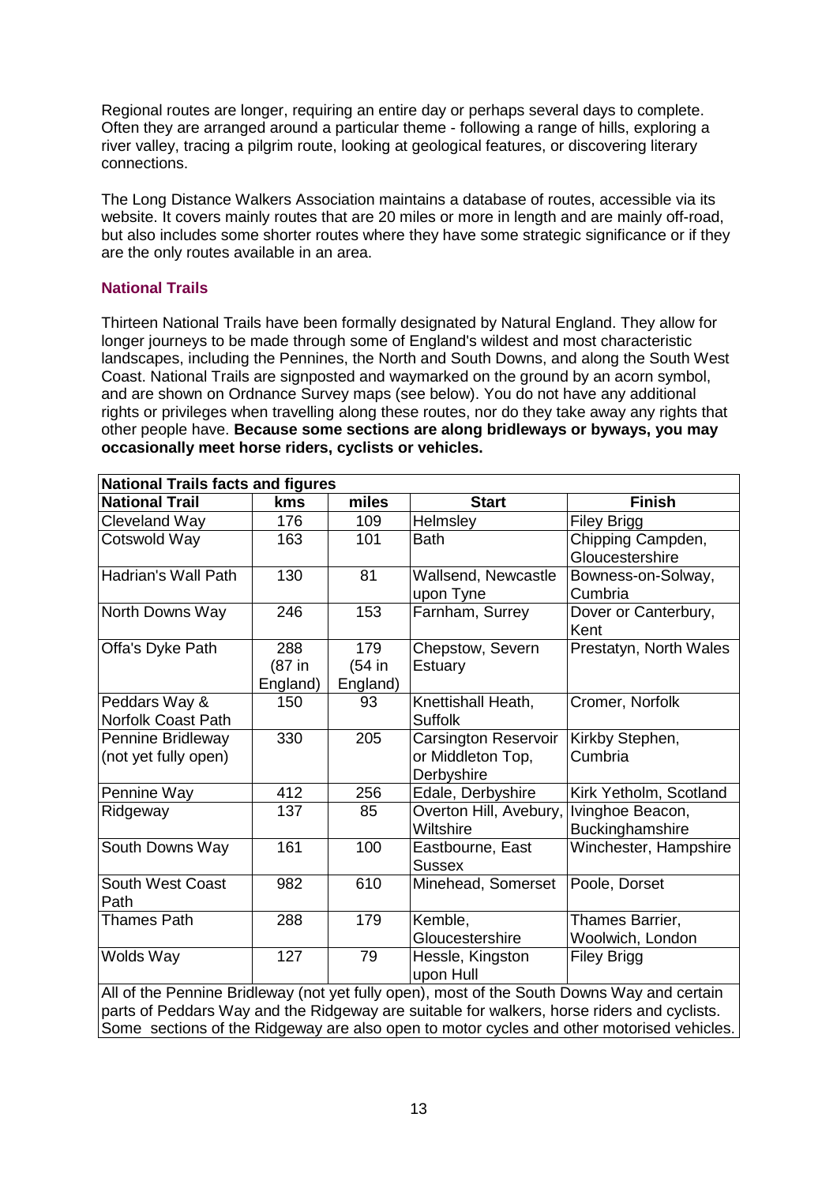Regional routes are longer, requiring an entire day or perhaps several days to complete. Often they are arranged around a particular theme - following a range of hills, exploring a river valley, tracing a pilgrim route, looking at geological features, or discovering literary connections.

The Long Distance Walkers Association maintains a database of routes, accessible via its website. It covers mainly routes that are 20 miles or more in length and are mainly off-road, but also includes some shorter routes where they have some strategic significance or if they are the only routes available in an area.

### National Trails

Thirteen National Trails have been formally designated by Natural England. They allow for longer journeys to be made through some of England's wildest and most characteristic landscapes, including the Pennines, the North and South Downs, and along the South West Coast. National Trails are signposted and waymarked on the ground by an acorn symbol, and are shown on Ordnance Survey maps (see below). You do not have any additional rights or privileges when travelling along these routes, nor do they take away any rights that other people have. **Because some sections are along bridleways or byways, you may occasionally meet horse riders, cyclists or vehicles.**

**National Trails facts and figures**

| National Trail | kms | miles | Start | Finish |
|---|---|---|---|---|
| Cleveland Way | 176 | 109 | Helmsley | Filey Brigg |
| Cotswold Way | 163 | 101 | Bath | Chipping Campden, Gloucestershire |
| Hadrian's Wall Path | 130 | 81 | Wallsend, Newcastle upon Tyne | Bowness-on-Solway, Cumbria |
| North Downs Way | 246 | 153 | Farnham, Surrey | Dover or Canterbury, Kent |
| Offa's Dyke Path | 288 (87 in England) | 179 (54 in England) | Chepstow, Severn Estuary | Prestatyn, North Wales |
| Peddars Way & Norfolk Coast Path | 150 | 93 | Knettishall Heath, Suffolk | Cromer, Norfolk |
| Pennine Bridleway (not yet fully open) | 330 | 205 | Carsington Reservoir or Middleton Top, Derbyshire | Kirkby Stephen, Cumbria |
| Pennine Way | 412 | 256 | Edale, Derbyshire | Kirk Yetholm, Scotland |
| Ridgeway | 137 | 85 | Overton Hill, Avebury, Wiltshire | Ivinghoe Beacon, Buckinghamshire |
| South Downs Way | 161 | 100 | Eastbourne, East Sussex | Winchester, Hampshire |
| South West Coast Path | 982 | 610 | Minehead, Somerset | Poole, Dorset |
| Thames Path | 288 | 179 | Kemble, Gloucestershire | Thames Barrier, Woolwich, London |
| Wolds Way | 127 | 79 | Hessle, Kingston upon Hull | Filey Brigg |

All of the Pennine Bridleway (not yet fully open), most of the South Downs Way and certain parts of Peddars Way and the Ridgeway are suitable for walkers, horse riders and cyclists. Some sections of the Ridgeway are also open to motor cycles and other motorised vehicles.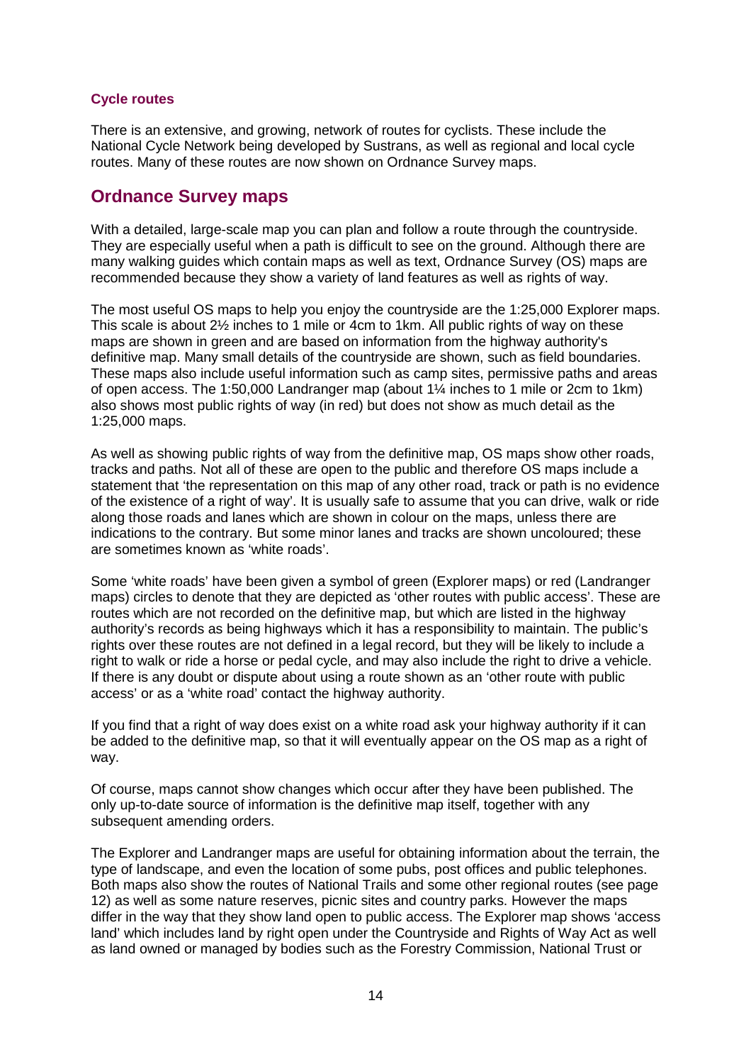### Cycle routes

There is an extensive, and growing, network of routes for cyclists. These include the National Cycle Network being developed by Sustrans, as well as regional and local cycle routes. Many of these routes are now shown on Ordnance Survey maps.

## Ordnance Survey maps

With a detailed, large-scale map you can plan and follow a route through the countryside. They are especially useful when a path is difficult to see on the ground. Although there are many walking guides which contain maps as well as text, Ordnance Survey (OS) maps are recommended because they show a variety of land features as well as rights of way.

The most useful OS maps to help you enjoy the countryside are the 1:25,000 Explorer maps. This scale is about 2½ inches to 1 mile or 4cm to 1km. All public rights of way on these maps are shown in green and are based on information from the highway authority's definitive map. Many small details of the countryside are shown, such as field boundaries. These maps also include useful information such as camp sites, permissive paths and areas of open access. The 1:50,000 Landranger map (about 1¼ inches to 1 mile or 2cm to 1km) also shows most public rights of way (in red) but does not show as much detail as the 1:25,000 maps.

As well as showing public rights of way from the definitive map, OS maps show other roads, tracks and paths. Not all of these are open to the public and therefore OS maps include a statement that 'the representation on this map of any other road, track or path is no evidence of the existence of a right of way'. It is usually safe to assume that you can drive, walk or ride along those roads and lanes which are shown in colour on the maps, unless there are indications to the contrary. But some minor lanes and tracks are shown uncoloured; these are sometimes known as 'white roads'.

Some 'white roads' have been given a symbol of green (Explorer maps) or red (Landranger maps) circles to denote that they are depicted as 'other routes with public access'. These are routes which are not recorded on the definitive map, but which are listed in the highway authority's records as being highways which it has a responsibility to maintain. The public's rights over these routes are not defined in a legal record, but they will be likely to include a right to walk or ride a horse or pedal cycle, and may also include the right to drive a vehicle. If there is any doubt or dispute about using a route shown as an 'other route with public access' or as a 'white road' contact the highway authority.

If you find that a right of way does exist on a white road ask your highway authority if it can be added to the definitive map, so that it will eventually appear on the OS map as a right of way.

Of course, maps cannot show changes which occur after they have been published. The only up-to-date source of information is the definitive map itself, together with any subsequent amending orders.

The Explorer and Landranger maps are useful for obtaining information about the terrain, the type of landscape, and even the location of some pubs, post offices and public telephones. Both maps also show the routes of National Trails and some other regional routes (see page 12) as well as some nature reserves, picnic sites and country parks. However the maps differ in the way that they show land open to public access. The Explorer map shows 'access land' which includes land by right open under the Countryside and Rights of Way Act as well as land owned or managed by bodies such as the Forestry Commission, National Trust or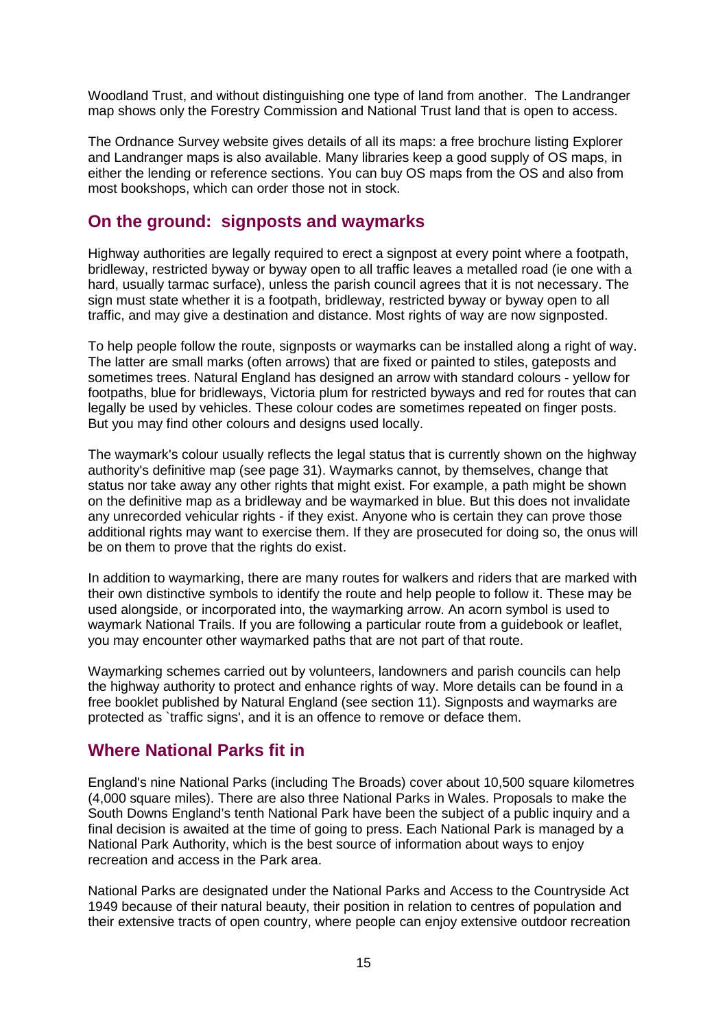Woodland Trust, and without distinguishing one type of land from another. The Landranger map shows only the Forestry Commission and National Trust land that is open to access.

The Ordnance Survey website gives details of all its maps: a free brochure listing Explorer and Landranger maps is also available. Many libraries keep a good supply of OS maps, in either the lending or reference sections. You can buy OS maps from the OS and also from most bookshops, which can order those not in stock.

## On the ground: signposts and waymarks

Highway authorities are legally required to erect a signpost at every point where a footpath, bridleway, restricted byway or byway open to all traffic leaves a metalled road (ie one with a hard, usually tarmac surface), unless the parish council agrees that it is not necessary. The sign must state whether it is a footpath, bridleway, restricted byway or byway open to all traffic, and may give a destination and distance. Most rights of way are now signposted.

To help people follow the route, signposts or waymarks can be installed along a right of way. The latter are small marks (often arrows) that are fixed or painted to stiles, gateposts and sometimes trees. Natural England has designed an arrow with standard colours - yellow for footpaths, blue for bridleways, Victoria plum for restricted byways and red for routes that can legally be used by vehicles. These colour codes are sometimes repeated on finger posts. But you may find other colours and designs used locally.

The waymark's colour usually reflects the legal status that is currently shown on the highway authority's definitive map (see page 31). Waymarks cannot, by themselves, change that status nor take away any other rights that might exist. For example, a path might be shown on the definitive map as a bridleway and be waymarked in blue. But this does not invalidate any unrecorded vehicular rights - if they exist. Anyone who is certain they can prove those additional rights may want to exercise them. If they are prosecuted for doing so, the onus will be on them to prove that the rights do exist.

In addition to waymarking, there are many routes for walkers and riders that are marked with their own distinctive symbols to identify the route and help people to follow it. These may be used alongside, or incorporated into, the waymarking arrow. An acorn symbol is used to waymark National Trails. If you are following a particular route from a guidebook or leaflet, you may encounter other waymarked paths that are not part of that route.

Waymarking schemes carried out by volunteers, landowners and parish councils can help the highway authority to protect and enhance rights of way. More details can be found in a free booklet published by Natural England (see section 11). Signposts and waymarks are protected as `traffic signs', and it is an offence to remove or deface them.

## Where National Parks fit in

England's nine National Parks (including The Broads) cover about 10,500 square kilometres (4,000 square miles). There are also three National Parks in Wales. Proposals to make the South Downs England's tenth National Park have been the subject of a public inquiry and a final decision is awaited at the time of going to press. Each National Park is managed by a National Park Authority, which is the best source of information about ways to enjoy recreation and access in the Park area.

National Parks are designated under the National Parks and Access to the Countryside Act 1949 because of their natural beauty, their position in relation to centres of population and their extensive tracts of open country, where people can enjoy extensive outdoor recreation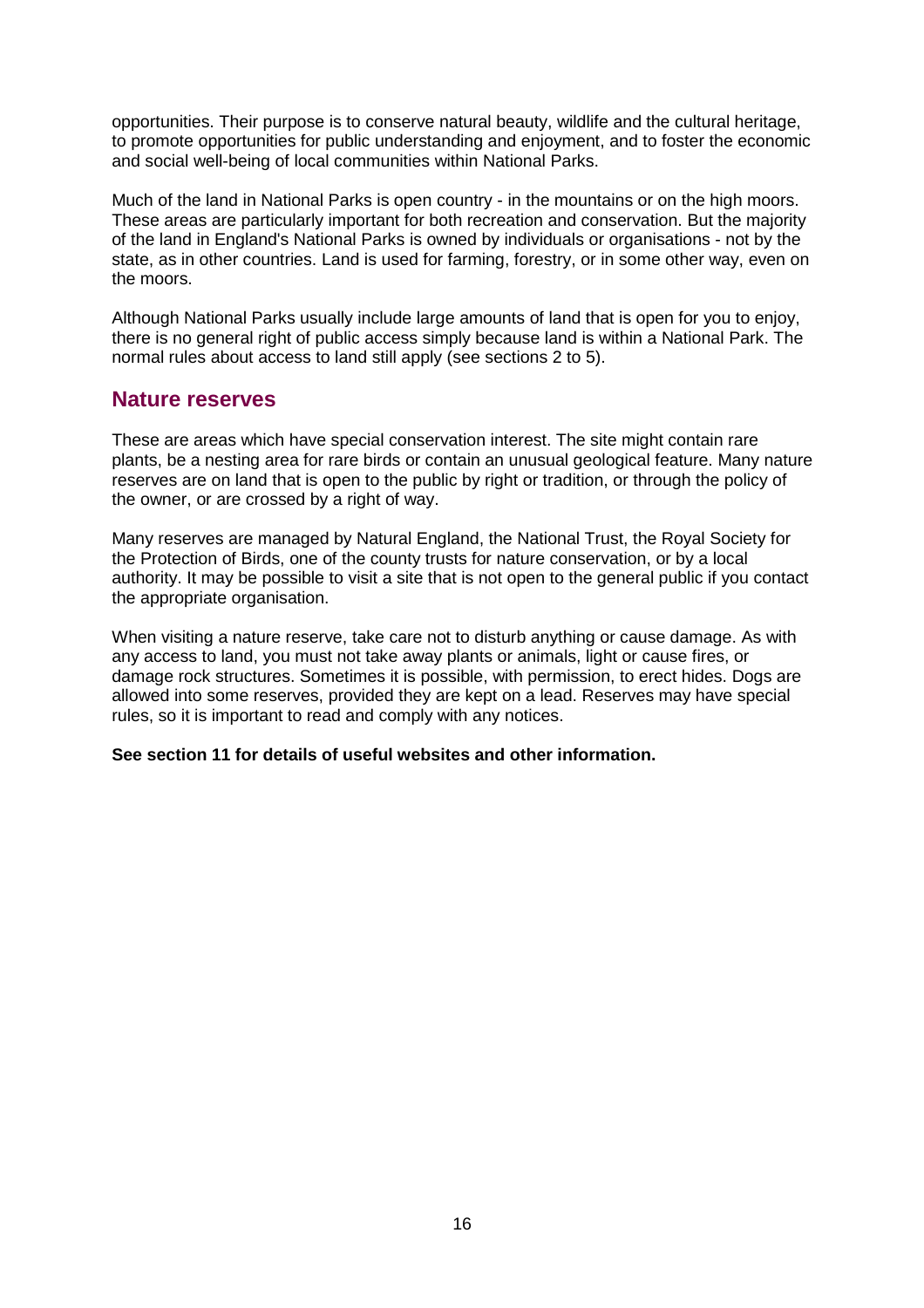opportunities. Their purpose is to conserve natural beauty, wildlife and the cultural heritage, to promote opportunities for public understanding and enjoyment, and to foster the economic and social well-being of local communities within National Parks.

Much of the land in National Parks is open country - in the mountains or on the high moors. These areas are particularly important for both recreation and conservation. But the majority of the land in England's National Parks is owned by individuals or organisations - not by the state, as in other countries. Land is used for farming, forestry, or in some other way, even on the moors.

Although National Parks usually include large amounts of land that is open for you to enjoy, there is no general right of public access simply because land is within a National Park. The normal rules about access to land still apply (see sections 2 to 5).

## Nature reserves

These are areas which have special conservation interest. The site might contain rare plants, be a nesting area for rare birds or contain an unusual geological feature. Many nature reserves are on land that is open to the public by right or tradition, or through the policy of the owner, or are crossed by a right of way.

Many reserves are managed by Natural England, the National Trust, the Royal Society for the Protection of Birds, one of the county trusts for nature conservation, or by a local authority. It may be possible to visit a site that is not open to the general public if you contact the appropriate organisation.

When visiting a nature reserve, take care not to disturb anything or cause damage. As with any access to land, you must not take away plants or animals, light or cause fires, or damage rock structures. Sometimes it is possible, with permission, to erect hides. Dogs are allowed into some reserves, provided they are kept on a lead. Reserves may have special rules, so it is important to read and comply with any notices.

**See section 11 for details of useful websites and other information.**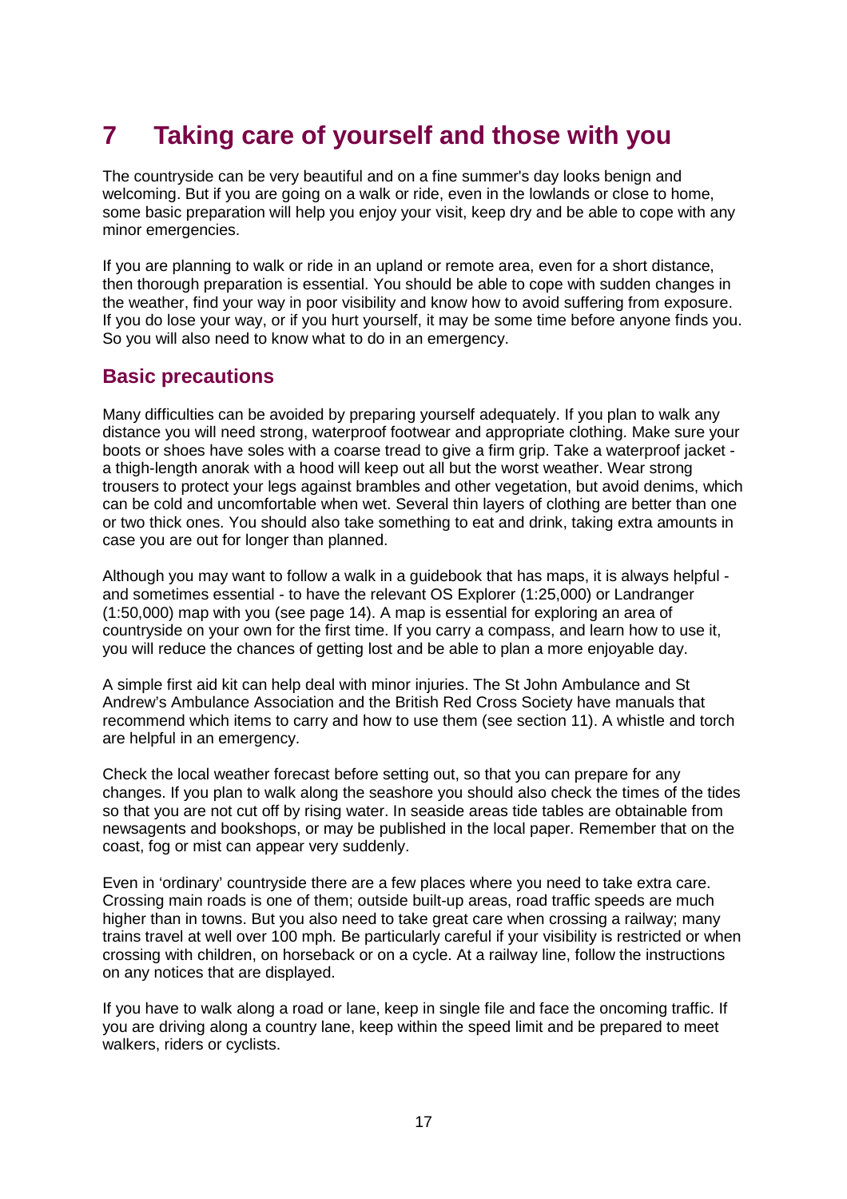# 7 Taking care of yourself and those with you

The countryside can be very beautiful and on a fine summer's day looks benign and welcoming. But if you are going on a walk or ride, even in the lowlands or close to home, some basic preparation will help you enjoy your visit, keep dry and be able to cope with any minor emergencies.

If you are planning to walk or ride in an upland or remote area, even for a short distance, then thorough preparation is essential. You should be able to cope with sudden changes in the weather, find your way in poor visibility and know how to avoid suffering from exposure. If you do lose your way, or if you hurt yourself, it may be some time before anyone finds you. So you will also need to know what to do in an emergency.

## Basic precautions

Many difficulties can be avoided by preparing yourself adequately. If you plan to walk any distance you will need strong, waterproof footwear and appropriate clothing. Make sure your boots or shoes have soles with a coarse tread to give a firm grip. Take a waterproof jacket - a thigh-length anorak with a hood will keep out all but the worst weather. Wear strong trousers to protect your legs against brambles and other vegetation, but avoid denims, which can be cold and uncomfortable when wet. Several thin layers of clothing are better than one or two thick ones. You should also take something to eat and drink, taking extra amounts in case you are out for longer than planned.

Although you may want to follow a walk in a guidebook that has maps, it is always helpful - and sometimes essential - to have the relevant OS Explorer (1:25,000) or Landranger (1:50,000) map with you (see page 14). A map is essential for exploring an area of countryside on your own for the first time. If you carry a compass, and learn how to use it, you will reduce the chances of getting lost and be able to plan a more enjoyable day.

A simple first aid kit can help deal with minor injuries. The St John Ambulance and St Andrew's Ambulance Association and the British Red Cross Society have manuals that recommend which items to carry and how to use them (see section 11). A whistle and torch are helpful in an emergency.

Check the local weather forecast before setting out, so that you can prepare for any changes. If you plan to walk along the seashore you should also check the times of the tides so that you are not cut off by rising water. In seaside areas tide tables are obtainable from newsagents and bookshops, or may be published in the local paper. Remember that on the coast, fog or mist can appear very suddenly.

Even in 'ordinary' countryside there are a few places where you need to take extra care. Crossing main roads is one of them; outside built-up areas, road traffic speeds are much higher than in towns. But you also need to take great care when crossing a railway; many trains travel at well over 100 mph. Be particularly careful if your visibility is restricted or when crossing with children, on horseback or on a cycle. At a railway line, follow the instructions on any notices that are displayed.

If you have to walk along a road or lane, keep in single file and face the oncoming traffic. If you are driving along a country lane, keep within the speed limit and be prepared to meet walkers, riders or cyclists.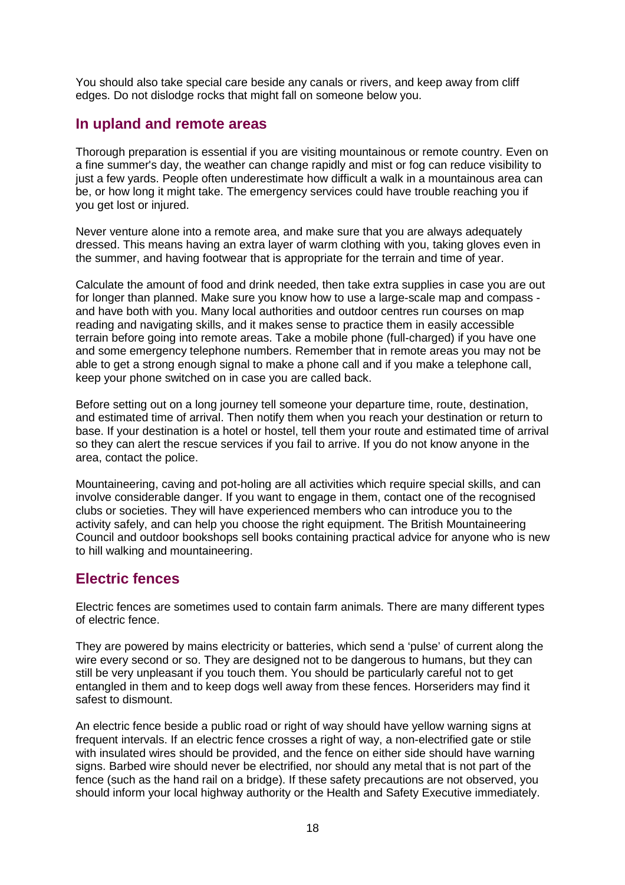You should also take special care beside any canals or rivers, and keep away from cliff edges. Do not dislodge rocks that might fall on someone below you.

## In upland and remote areas

Thorough preparation is essential if you are visiting mountainous or remote country. Even on a fine summer's day, the weather can change rapidly and mist or fog can reduce visibility to just a few yards. People often underestimate how difficult a walk in a mountainous area can be, or how long it might take. The emergency services could have trouble reaching you if you get lost or injured.

Never venture alone into a remote area, and make sure that you are always adequately dressed. This means having an extra layer of warm clothing with you, taking gloves even in the summer, and having footwear that is appropriate for the terrain and time of year.

Calculate the amount of food and drink needed, then take extra supplies in case you are out for longer than planned. Make sure you know how to use a large-scale map and compass - and have both with you. Many local authorities and outdoor centres run courses on map reading and navigating skills, and it makes sense to practice them in easily accessible terrain before going into remote areas. Take a mobile phone (full-charged) if you have one and some emergency telephone numbers. Remember that in remote areas you may not be able to get a strong enough signal to make a phone call and if you make a telephone call, keep your phone switched on in case you are called back.

Before setting out on a long journey tell someone your departure time, route, destination, and estimated time of arrival. Then notify them when you reach your destination or return to base. If your destination is a hotel or hostel, tell them your route and estimated time of arrival so they can alert the rescue services if you fail to arrive. If you do not know anyone in the area, contact the police.

Mountaineering, caving and pot-holing are all activities which require special skills, and can involve considerable danger. If you want to engage in them, contact one of the recognised clubs or societies. They will have experienced members who can introduce you to the activity safely, and can help you choose the right equipment. The British Mountaineering Council and outdoor bookshops sell books containing practical advice for anyone who is new to hill walking and mountaineering.

## Electric fences

Electric fences are sometimes used to contain farm animals. There are many different types of electric fence.

They are powered by mains electricity or batteries, which send a 'pulse' of current along the wire every second or so. They are designed not to be dangerous to humans, but they can still be very unpleasant if you touch them. You should be particularly careful not to get entangled in them and to keep dogs well away from these fences. Horseriders may find it safest to dismount.

An electric fence beside a public road or right of way should have yellow warning signs at frequent intervals. If an electric fence crosses a right of way, a non-electrified gate or stile with insulated wires should be provided, and the fence on either side should have warning signs. Barbed wire should never be electrified, nor should any metal that is not part of the fence (such as the hand rail on a bridge). If these safety precautions are not observed, you should inform your local highway authority or the Health and Safety Executive immediately.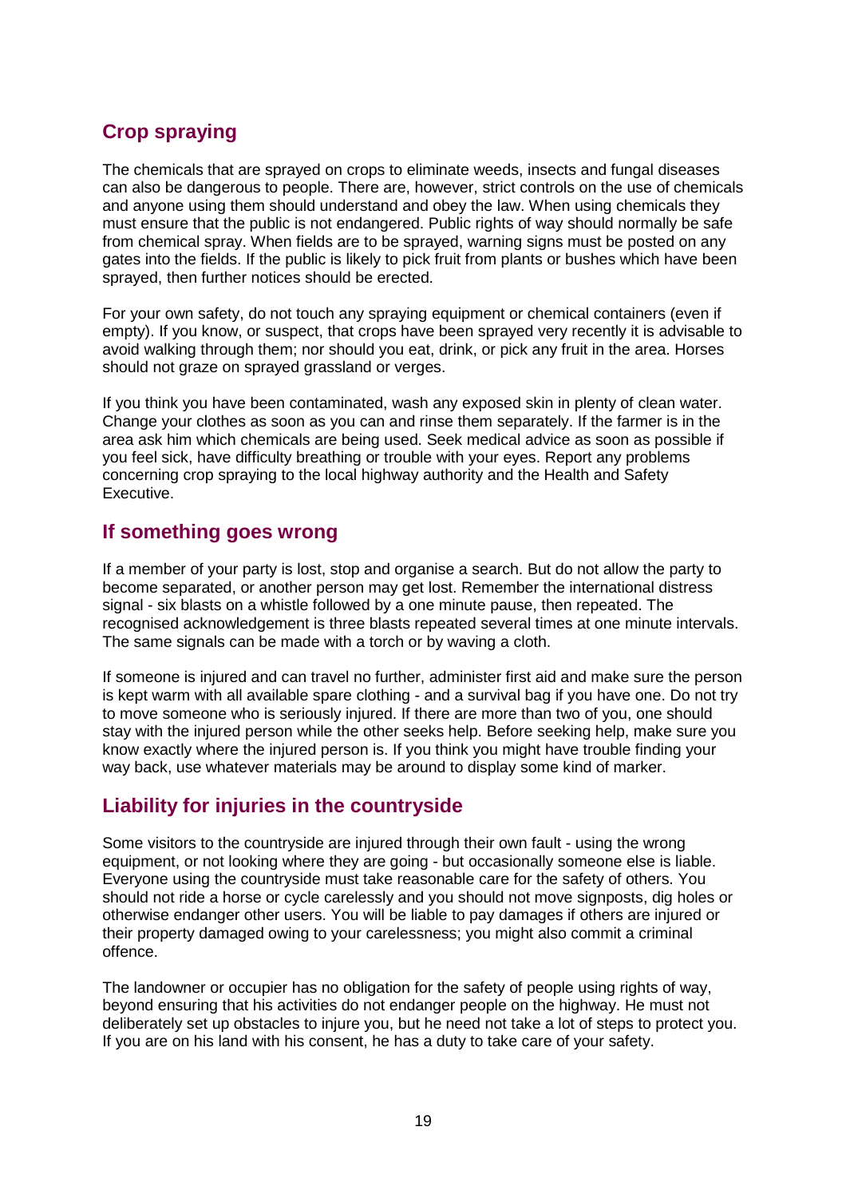## Crop spraying

The chemicals that are sprayed on crops to eliminate weeds, insects and fungal diseases can also be dangerous to people. There are, however, strict controls on the use of chemicals and anyone using them should understand and obey the law. When using chemicals they must ensure that the public is not endangered. Public rights of way should normally be safe from chemical spray. When fields are to be sprayed, warning signs must be posted on any gates into the fields. If the public is likely to pick fruit from plants or bushes which have been sprayed, then further notices should be erected.

For your own safety, do not touch any spraying equipment or chemical containers (even if empty). If you know, or suspect, that crops have been sprayed very recently it is advisable to avoid walking through them; nor should you eat, drink, or pick any fruit in the area. Horses should not graze on sprayed grassland or verges.

If you think you have been contaminated, wash any exposed skin in plenty of clean water. Change your clothes as soon as you can and rinse them separately. If the farmer is in the area ask him which chemicals are being used. Seek medical advice as soon as possible if you feel sick, have difficulty breathing or trouble with your eyes. Report any problems concerning crop spraying to the local highway authority and the Health and Safety Executive.

## If something goes wrong

If a member of your party is lost, stop and organise a search. But do not allow the party to become separated, or another person may get lost. Remember the international distress signal - six blasts on a whistle followed by a one minute pause, then repeated. The recognised acknowledgement is three blasts repeated several times at one minute intervals. The same signals can be made with a torch or by waving a cloth.

If someone is injured and can travel no further, administer first aid and make sure the person is kept warm with all available spare clothing - and a survival bag if you have one. Do not try to move someone who is seriously injured. If there are more than two of you, one should stay with the injured person while the other seeks help. Before seeking help, make sure you know exactly where the injured person is. If you think you might have trouble finding your way back, use whatever materials may be around to display some kind of marker.

## Liability for injuries in the countryside

Some visitors to the countryside are injured through their own fault - using the wrong equipment, or not looking where they are going - but occasionally someone else is liable. Everyone using the countryside must take reasonable care for the safety of others. You should not ride a horse or cycle carelessly and you should not move signposts, dig holes or otherwise endanger other users. You will be liable to pay damages if others are injured or their property damaged owing to your carelessness; you might also commit a criminal offence.

The landowner or occupier has no obligation for the safety of people using rights of way, beyond ensuring that his activities do not endanger people on the highway. He must not deliberately set up obstacles to injure you, but he need not take a lot of steps to protect you. If you are on his land with his consent, he has a duty to take care of your safety.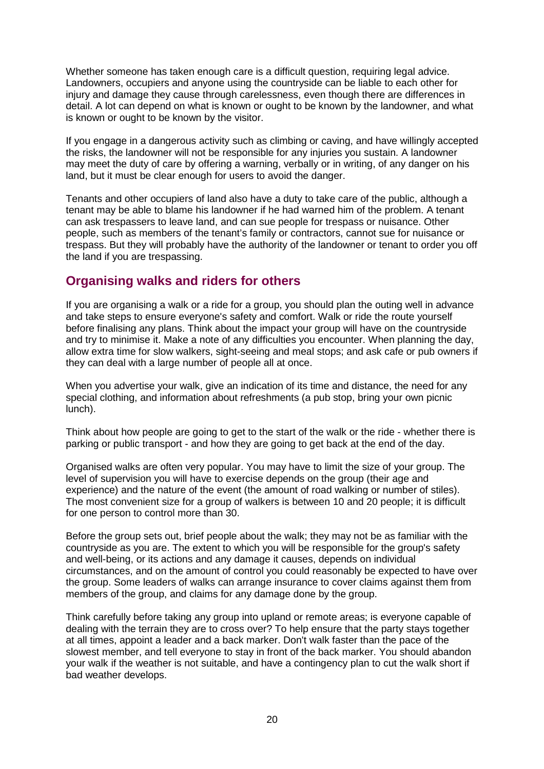Whether someone has taken enough care is a difficult question, requiring legal advice. Landowners, occupiers and anyone using the countryside can be liable to each other for injury and damage they cause through carelessness, even though there are differences in detail. A lot can depend on what is known or ought to be known by the landowner, and what is known or ought to be known by the visitor.

If you engage in a dangerous activity such as climbing or caving, and have willingly accepted the risks, the landowner will not be responsible for any injuries you sustain. A landowner may meet the duty of care by offering a warning, verbally or in writing, of any danger on his land, but it must be clear enough for users to avoid the danger.

Tenants and other occupiers of land also have a duty to take care of the public, although a tenant may be able to blame his landowner if he had warned him of the problem. A tenant can ask trespassers to leave land, and can sue people for trespass or nuisance. Other people, such as members of the tenant's family or contractors, cannot sue for nuisance or trespass. But they will probably have the authority of the landowner or tenant to order you off the land if you are trespassing.

## Organising walks and riders for others

If you are organising a walk or a ride for a group, you should plan the outing well in advance and take steps to ensure everyone's safety and comfort. Walk or ride the route yourself before finalising any plans. Think about the impact your group will have on the countryside and try to minimise it. Make a note of any difficulties you encounter. When planning the day, allow extra time for slow walkers, sight-seeing and meal stops; and ask cafe or pub owners if they can deal with a large number of people all at once.

When you advertise your walk, give an indication of its time and distance, the need for any special clothing, and information about refreshments (a pub stop, bring your own picnic lunch).

Think about how people are going to get to the start of the walk or the ride - whether there is parking or public transport - and how they are going to get back at the end of the day.

Organised walks are often very popular. You may have to limit the size of your group. The level of supervision you will have to exercise depends on the group (their age and experience) and the nature of the event (the amount of road walking or number of stiles). The most convenient size for a group of walkers is between 10 and 20 people; it is difficult for one person to control more than 30.

Before the group sets out, brief people about the walk; they may not be as familiar with the countryside as you are. The extent to which you will be responsible for the group's safety and well-being, or its actions and any damage it causes, depends on individual circumstances, and on the amount of control you could reasonably be expected to have over the group. Some leaders of walks can arrange insurance to cover claims against them from members of the group, and claims for any damage done by the group.

Think carefully before taking any group into upland or remote areas; is everyone capable of dealing with the terrain they are to cross over? To help ensure that the party stays together at all times, appoint a leader and a back marker. Don't walk faster than the pace of the slowest member, and tell everyone to stay in front of the back marker. You should abandon your walk if the weather is not suitable, and have a contingency plan to cut the walk short if bad weather develops.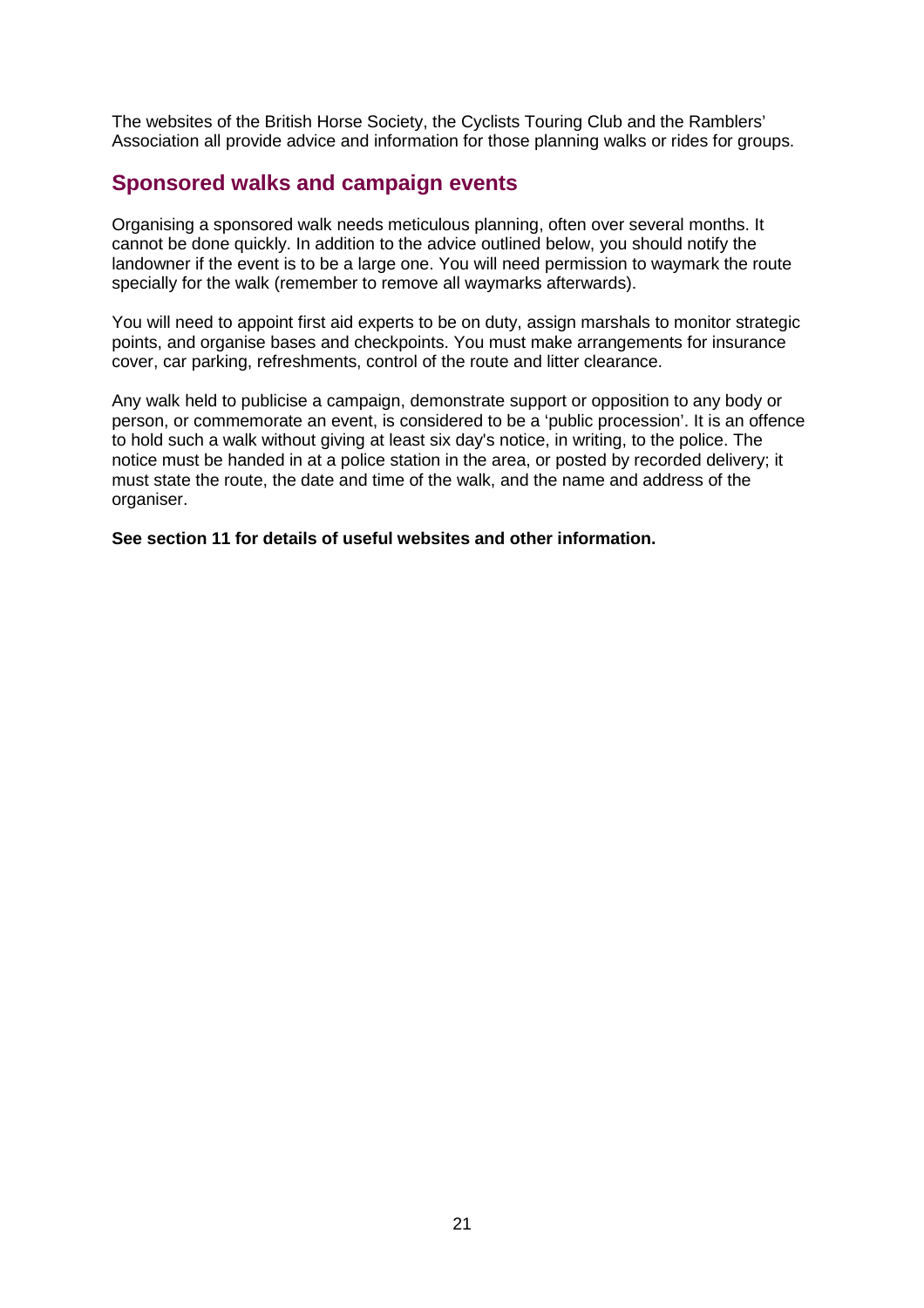The websites of the British Horse Society, the Cyclists Touring Club and the Ramblers' Association all provide advice and information for those planning walks or rides for groups.

## Sponsored walks and campaign events

Organising a sponsored walk needs meticulous planning, often over several months. It cannot be done quickly. In addition to the advice outlined below, you should notify the landowner if the event is to be a large one. You will need permission to waymark the route specially for the walk (remember to remove all waymarks afterwards).

You will need to appoint first aid experts to be on duty, assign marshals to monitor strategic points, and organise bases and checkpoints. You must make arrangements for insurance cover, car parking, refreshments, control of the route and litter clearance.

Any walk held to publicise a campaign, demonstrate support or opposition to any body or person, or commemorate an event, is considered to be a 'public procession'. It is an offence to hold such a walk without giving at least six day's notice, in writing, to the police. The notice must be handed in at a police station in the area, or posted by recorded delivery; it must state the route, the date and time of the walk, and the name and address of the organiser.

**See section 11 for details of useful websites and other information.**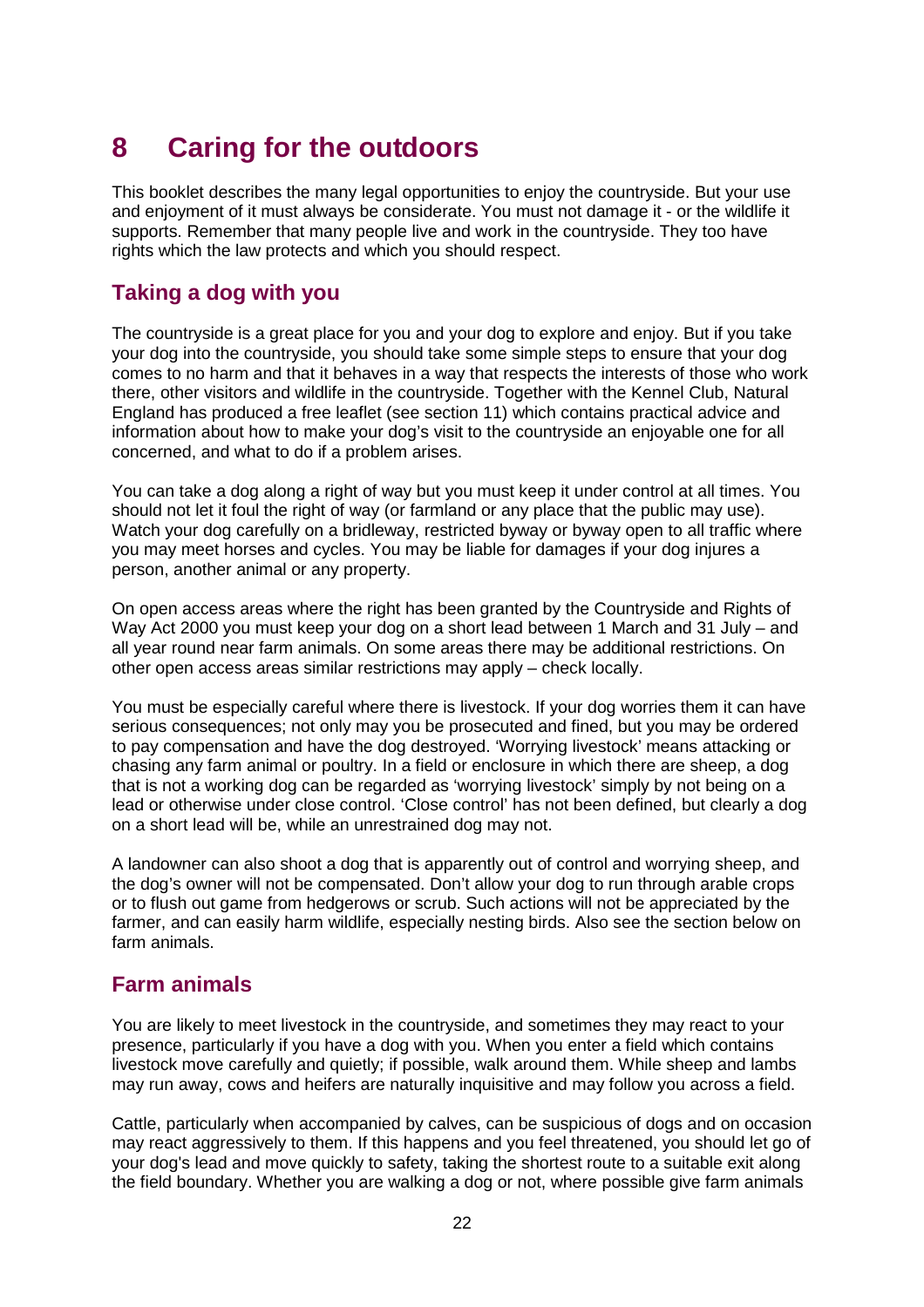# 8 Caring for the outdoors

This booklet describes the many legal opportunities to enjoy the countryside. But your use and enjoyment of it must always be considerate. You must not damage it - or the wildlife it supports. Remember that many people live and work in the countryside. They too have rights which the law protects and which you should respect.

## Taking a dog with you

The countryside is a great place for you and your dog to explore and enjoy. But if you take your dog into the countryside, you should take some simple steps to ensure that your dog comes to no harm and that it behaves in a way that respects the interests of those who work there, other visitors and wildlife in the countryside. Together with the Kennel Club, Natural England has produced a free leaflet (see section 11) which contains practical advice and information about how to make your dog's visit to the countryside an enjoyable one for all concerned, and what to do if a problem arises.

You can take a dog along a right of way but you must keep it under control at all times. You should not let it foul the right of way (or farmland or any place that the public may use). Watch your dog carefully on a bridleway, restricted byway or byway open to all traffic where you may meet horses and cycles. You may be liable for damages if your dog injures a person, another animal or any property.

On open access areas where the right has been granted by the Countryside and Rights of Way Act 2000 you must keep your dog on a short lead between 1 March and 31 July – and all year round near farm animals. On some areas there may be additional restrictions. On other open access areas similar restrictions may apply – check locally.

You must be especially careful where there is livestock. If your dog worries them it can have serious consequences; not only may you be prosecuted and fined, but you may be ordered to pay compensation and have the dog destroyed. 'Worrying livestock' means attacking or chasing any farm animal or poultry. In a field or enclosure in which there are sheep, a dog that is not a working dog can be regarded as 'worrying livestock' simply by not being on a lead or otherwise under close control. 'Close control' has not been defined, but clearly a dog on a short lead will be, while an unrestrained dog may not.

A landowner can also shoot a dog that is apparently out of control and worrying sheep, and the dog's owner will not be compensated. Don't allow your dog to run through arable crops or to flush out game from hedgerows or scrub. Such actions will not be appreciated by the farmer, and can easily harm wildlife, especially nesting birds. Also see the section below on farm animals.

## Farm animals

You are likely to meet livestock in the countryside, and sometimes they may react to your presence, particularly if you have a dog with you. When you enter a field which contains livestock move carefully and quietly; if possible, walk around them. While sheep and lambs may run away, cows and heifers are naturally inquisitive and may follow you across a field.

Cattle, particularly when accompanied by calves, can be suspicious of dogs and on occasion may react aggressively to them. If this happens and you feel threatened, you should let go of your dog's lead and move quickly to safety, taking the shortest route to a suitable exit along the field boundary. Whether you are walking a dog or not, where possible give farm animals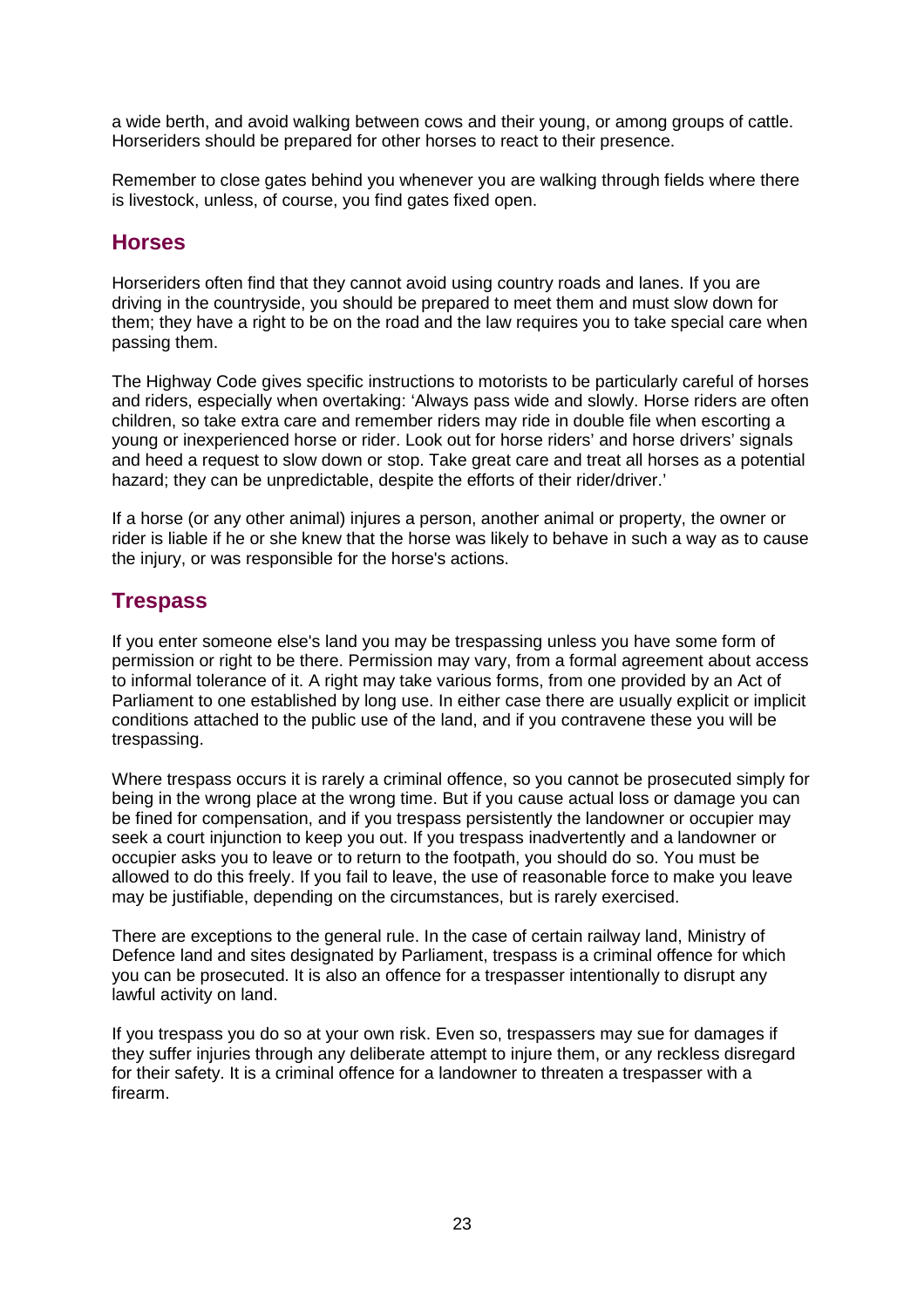a wide berth, and avoid walking between cows and their young, or among groups of cattle. Horseriders should be prepared for other horses to react to their presence.

Remember to close gates behind you whenever you are walking through fields where there is livestock, unless, of course, you find gates fixed open.

## Horses

Horseriders often find that they cannot avoid using country roads and lanes. If you are driving in the countryside, you should be prepared to meet them and must slow down for them; they have a right to be on the road and the law requires you to take special care when passing them.

The Highway Code gives specific instructions to motorists to be particularly careful of horses and riders, especially when overtaking: 'Always pass wide and slowly. Horse riders are often children, so take extra care and remember riders may ride in double file when escorting a young or inexperienced horse or rider. Look out for horse riders' and horse drivers' signals and heed a request to slow down or stop. Take great care and treat all horses as a potential hazard; they can be unpredictable, despite the efforts of their rider/driver.'

If a horse (or any other animal) injures a person, another animal or property, the owner or rider is liable if he or she knew that the horse was likely to behave in such a way as to cause the injury, or was responsible for the horse's actions.

## Trespass

If you enter someone else's land you may be trespassing unless you have some form of permission or right to be there. Permission may vary, from a formal agreement about access to informal tolerance of it. A right may take various forms, from one provided by an Act of Parliament to one established by long use. In either case there are usually explicit or implicit conditions attached to the public use of the land, and if you contravene these you will be trespassing.

Where trespass occurs it is rarely a criminal offence, so you cannot be prosecuted simply for being in the wrong place at the wrong time. But if you cause actual loss or damage you can be fined for compensation, and if you trespass persistently the landowner or occupier may seek a court injunction to keep you out. If you trespass inadvertently and a landowner or occupier asks you to leave or to return to the footpath, you should do so. You must be allowed to do this freely. If you fail to leave, the use of reasonable force to make you leave may be justifiable, depending on the circumstances, but is rarely exercised.

There are exceptions to the general rule. In the case of certain railway land, Ministry of Defence land and sites designated by Parliament, trespass is a criminal offence for which you can be prosecuted. It is also an offence for a trespasser intentionally to disrupt any lawful activity on land.

If you trespass you do so at your own risk. Even so, trespassers may sue for damages if they suffer injuries through any deliberate attempt to injure them, or any reckless disregard for their safety. It is a criminal offence for a landowner to threaten a trespasser with a firearm.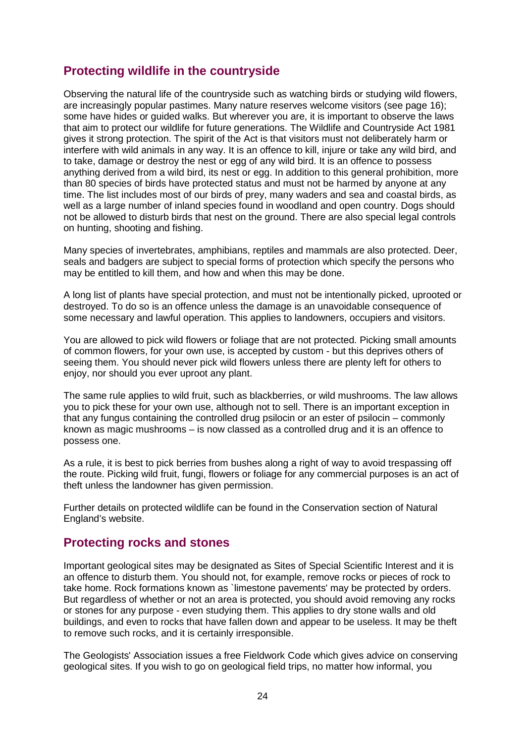## Protecting wildlife in the countryside

Observing the natural life of the countryside such as watching birds or studying wild flowers, are increasingly popular pastimes. Many nature reserves welcome visitors (see page 16); some have hides or guided walks. But wherever you are, it is important to observe the laws that aim to protect our wildlife for future generations. The Wildlife and Countryside Act 1981 gives it strong protection. The spirit of the Act is that visitors must not deliberately harm or interfere with wild animals in any way. It is an offence to kill, injure or take any wild bird, and to take, damage or destroy the nest or egg of any wild bird. It is an offence to possess anything derived from a wild bird, its nest or egg. In addition to this general prohibition, more than 80 species of birds have protected status and must not be harmed by anyone at any time. The list includes most of our birds of prey, many waders and sea and coastal birds, as well as a large number of inland species found in woodland and open country. Dogs should not be allowed to disturb birds that nest on the ground. There are also special legal controls on hunting, shooting and fishing.

Many species of invertebrates, amphibians, reptiles and mammals are also protected. Deer, seals and badgers are subject to special forms of protection which specify the persons who may be entitled to kill them, and how and when this may be done.

A long list of plants have special protection, and must not be intentionally picked, uprooted or destroyed. To do so is an offence unless the damage is an unavoidable consequence of some necessary and lawful operation. This applies to landowners, occupiers and visitors.

You are allowed to pick wild flowers or foliage that are not protected. Picking small amounts of common flowers, for your own use, is accepted by custom - but this deprives others of seeing them. You should never pick wild flowers unless there are plenty left for others to enjoy, nor should you ever uproot any plant.

The same rule applies to wild fruit, such as blackberries, or wild mushrooms. The law allows you to pick these for your own use, although not to sell. There is an important exception in that any fungus containing the controlled drug psilocin or an ester of psilocin – commonly known as magic mushrooms – is now classed as a controlled drug and it is an offence to possess one.

As a rule, it is best to pick berries from bushes along a right of way to avoid trespassing off the route. Picking wild fruit, fungi, flowers or foliage for any commercial purposes is an act of theft unless the landowner has given permission.

Further details on protected wildlife can be found in the Conservation section of Natural England's website.

## Protecting rocks and stones

Important geological sites may be designated as Sites of Special Scientific Interest and it is an offence to disturb them. You should not, for example, remove rocks or pieces of rock to take home. Rock formations known as `limestone pavements' may be protected by orders. But regardless of whether or not an area is protected, you should avoid removing any rocks or stones for any purpose - even studying them. This applies to dry stone walls and old buildings, and even to rocks that have fallen down and appear to be useless. It may be theft to remove such rocks, and it is certainly irresponsible.

The Geologists' Association issues a free Fieldwork Code which gives advice on conserving geological sites. If you wish to go on geological field trips, no matter how informal, you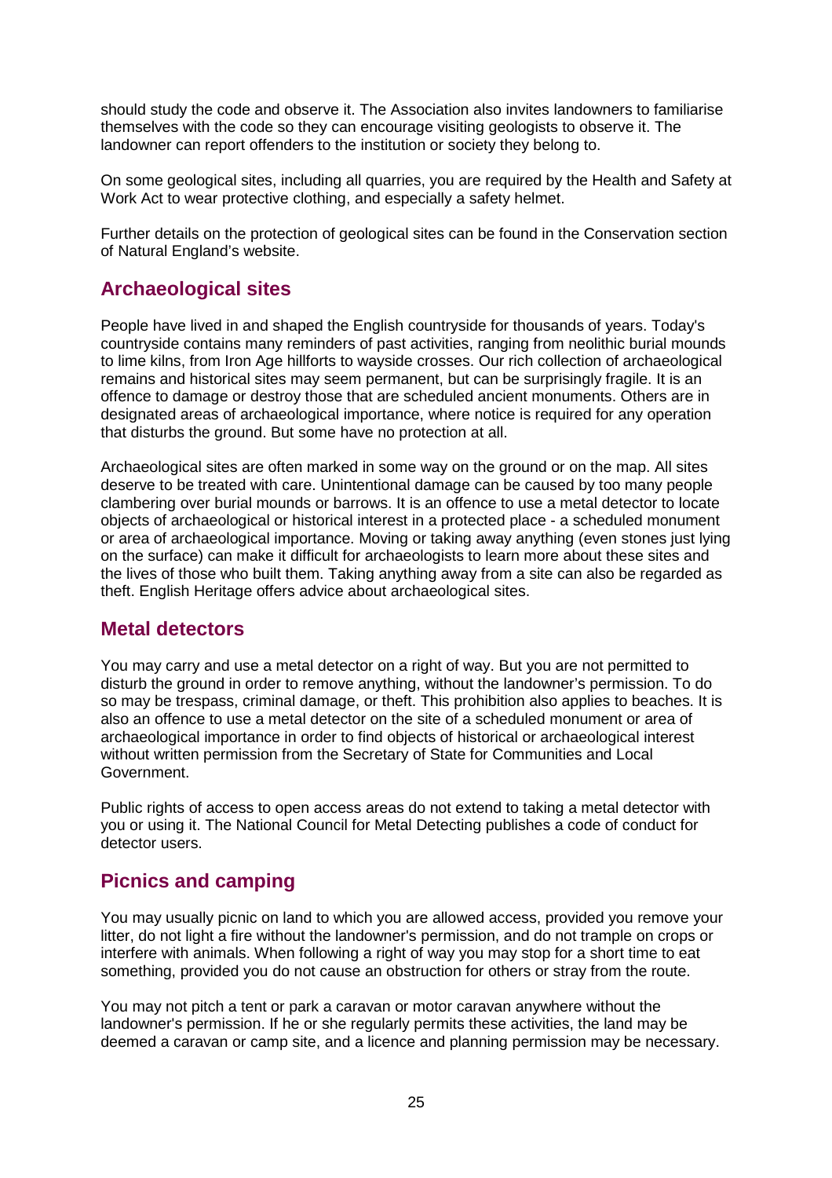should study the code and observe it. The Association also invites landowners to familiarise themselves with the code so they can encourage visiting geologists to observe it. The landowner can report offenders to the institution or society they belong to.

On some geological sites, including all quarries, you are required by the Health and Safety at Work Act to wear protective clothing, and especially a safety helmet.

Further details on the protection of geological sites can be found in the Conservation section of Natural England's website.

## Archaeological sites

People have lived in and shaped the English countryside for thousands of years. Today's countryside contains many reminders of past activities, ranging from neolithic burial mounds to lime kilns, from Iron Age hillforts to wayside crosses. Our rich collection of archaeological remains and historical sites may seem permanent, but can be surprisingly fragile. It is an offence to damage or destroy those that are scheduled ancient monuments. Others are in designated areas of archaeological importance, where notice is required for any operation that disturbs the ground. But some have no protection at all.

Archaeological sites are often marked in some way on the ground or on the map. All sites deserve to be treated with care. Unintentional damage can be caused by too many people clambering over burial mounds or barrows. It is an offence to use a metal detector to locate objects of archaeological or historical interest in a protected place - a scheduled monument or area of archaeological importance. Moving or taking away anything (even stones just lying on the surface) can make it difficult for archaeologists to learn more about these sites and the lives of those who built them. Taking anything away from a site can also be regarded as theft. English Heritage offers advice about archaeological sites.

## Metal detectors

You may carry and use a metal detector on a right of way. But you are not permitted to disturb the ground in order to remove anything, without the landowner's permission. To do so may be trespass, criminal damage, or theft. This prohibition also applies to beaches. It is also an offence to use a metal detector on the site of a scheduled monument or area of archaeological importance in order to find objects of historical or archaeological interest without written permission from the Secretary of State for Communities and Local Government.

Public rights of access to open access areas do not extend to taking a metal detector with you or using it. The National Council for Metal Detecting publishes a code of conduct for detector users.

## Picnics and camping

You may usually picnic on land to which you are allowed access, provided you remove your litter, do not light a fire without the landowner's permission, and do not trample on crops or interfere with animals. When following a right of way you may stop for a short time to eat something, provided you do not cause an obstruction for others or stray from the route.

You may not pitch a tent or park a caravan or motor caravan anywhere without the landowner's permission. If he or she regularly permits these activities, the land may be deemed a caravan or camp site, and a licence and planning permission may be necessary.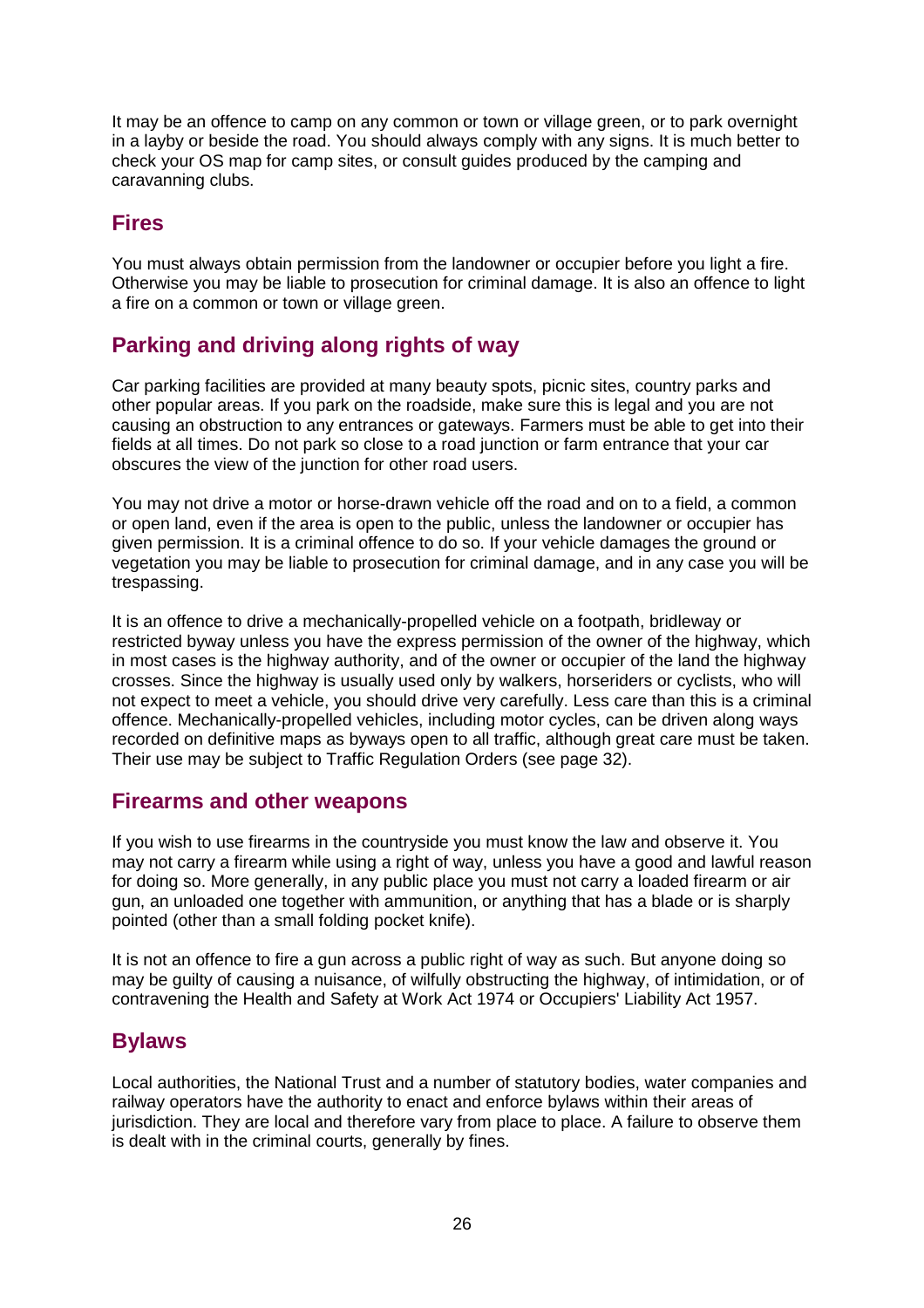It may be an offence to camp on any common or town or village green, or to park overnight in a layby or beside the road. You should always comply with any signs. It is much better to check your OS map for camp sites, or consult guides produced by the camping and caravanning clubs.

## Fires

You must always obtain permission from the landowner or occupier before you light a fire. Otherwise you may be liable to prosecution for criminal damage. It is also an offence to light a fire on a common or town or village green.

## Parking and driving along rights of way

Car parking facilities are provided at many beauty spots, picnic sites, country parks and other popular areas. If you park on the roadside, make sure this is legal and you are not causing an obstruction to any entrances or gateways. Farmers must be able to get into their fields at all times. Do not park so close to a road junction or farm entrance that your car obscures the view of the junction for other road users.

You may not drive a motor or horse-drawn vehicle off the road and on to a field, a common or open land, even if the area is open to the public, unless the landowner or occupier has given permission. It is a criminal offence to do so. If your vehicle damages the ground or vegetation you may be liable to prosecution for criminal damage, and in any case you will be trespassing.

It is an offence to drive a mechanically-propelled vehicle on a footpath, bridleway or restricted byway unless you have the express permission of the owner of the highway, which in most cases is the highway authority, and of the owner or occupier of the land the highway crosses. Since the highway is usually used only by walkers, horseriders or cyclists, who will not expect to meet a vehicle, you should drive very carefully. Less care than this is a criminal offence. Mechanically-propelled vehicles, including motor cycles, can be driven along ways recorded on definitive maps as byways open to all traffic, although great care must be taken. Their use may be subject to Traffic Regulation Orders (see page 32).

## Firearms and other weapons

If you wish to use firearms in the countryside you must know the law and observe it. You may not carry a firearm while using a right of way, unless you have a good and lawful reason for doing so. More generally, in any public place you must not carry a loaded firearm or air gun, an unloaded one together with ammunition, or anything that has a blade or is sharply pointed (other than a small folding pocket knife).

It is not an offence to fire a gun across a public right of way as such. But anyone doing so may be guilty of causing a nuisance, of wilfully obstructing the highway, of intimidation, or of contravening the Health and Safety at Work Act 1974 or Occupiers' Liability Act 1957.

## Bylaws

Local authorities, the National Trust and a number of statutory bodies, water companies and railway operators have the authority to enact and enforce bylaws within their areas of jurisdiction. They are local and therefore vary from place to place. A failure to observe them is dealt with in the criminal courts, generally by fines.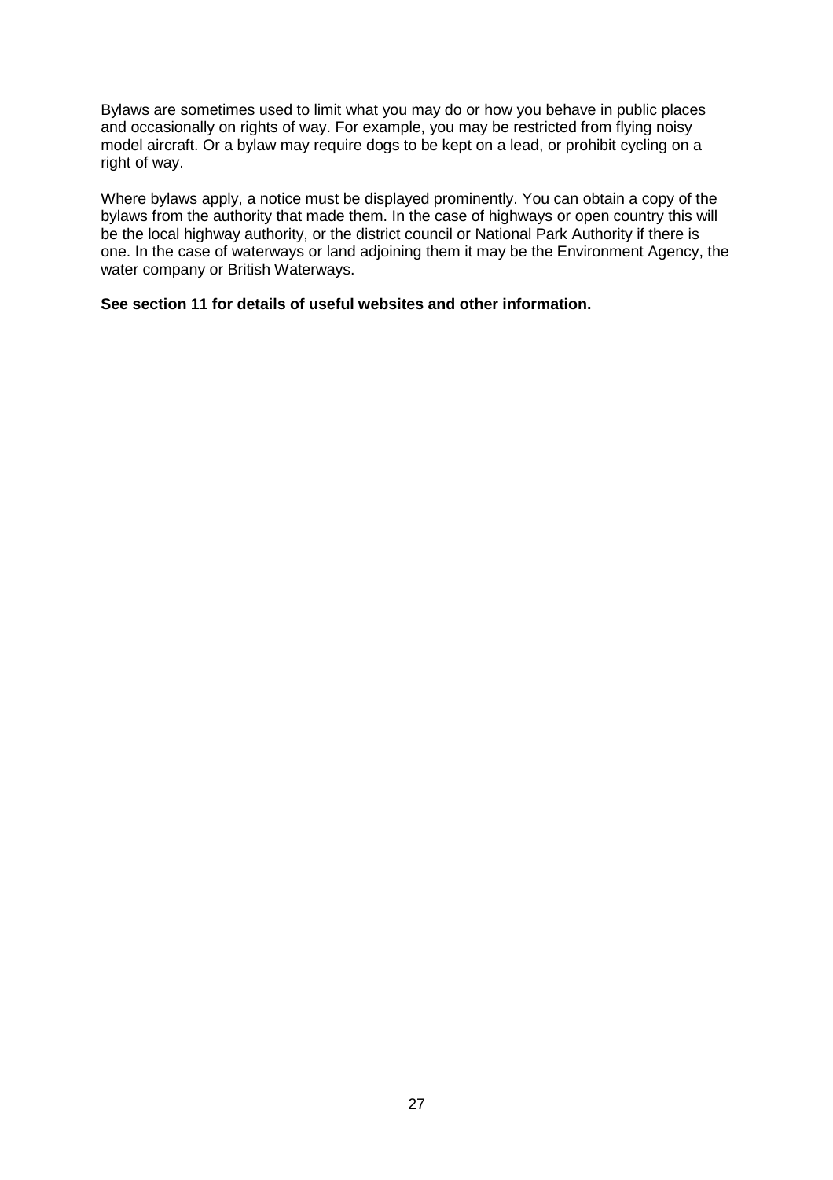Bylaws are sometimes used to limit what you may do or how you behave in public places and occasionally on rights of way. For example, you may be restricted from flying noisy model aircraft. Or a bylaw may require dogs to be kept on a lead, or prohibit cycling on a right of way.

Where bylaws apply, a notice must be displayed prominently. You can obtain a copy of the bylaws from the authority that made them. In the case of highways or open country this will be the local highway authority, or the district council or National Park Authority if there is one. In the case of waterways or land adjoining them it may be the Environment Agency, the water company or British Waterways.

**See section 11 for details of useful websites and other information.**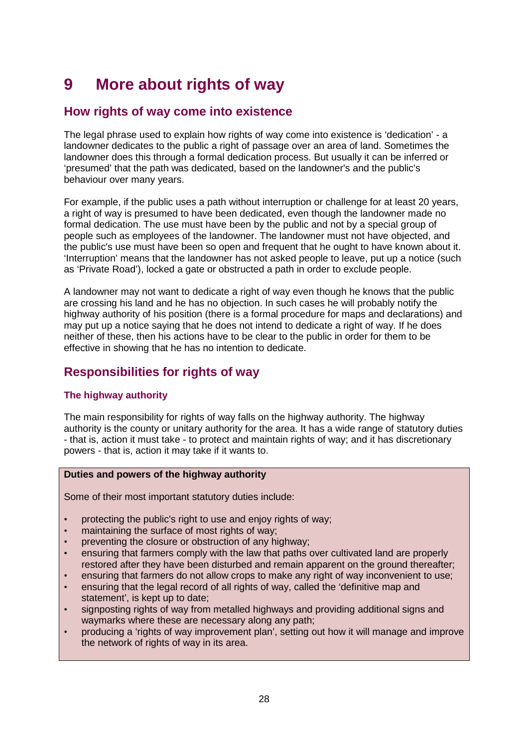# 9 More about rights of way

## How rights of way come into existence

The legal phrase used to explain how rights of way come into existence is 'dedication' - a landowner dedicates to the public a right of passage over an area of land. Sometimes the landowner does this through a formal dedication process. But usually it can be inferred or 'presumed' that the path was dedicated, based on the landowner's and the public's behaviour over many years.

For example, if the public uses a path without interruption or challenge for at least 20 years, a right of way is presumed to have been dedicated, even though the landowner made no formal dedication. The use must have been by the public and not by a special group of people such as employees of the landowner. The landowner must not have objected, and the public's use must have been so open and frequent that he ought to have known about it. 'Interruption' means that the landowner has not asked people to leave, put up a notice (such as 'Private Road'), locked a gate or obstructed a path in order to exclude people.

A landowner may not want to dedicate a right of way even though he knows that the public are crossing his land and he has no objection. In such cases he will probably notify the highway authority of his position (there is a formal procedure for maps and declarations) and may put up a notice saying that he does not intend to dedicate a right of way. If he does neither of these, then his actions have to be clear to the public in order for them to be effective in showing that he has no intention to dedicate.

## Responsibilities for rights of way

### The highway authority

The main responsibility for rights of way falls on the highway authority. The highway authority is the county or unitary authority for the area. It has a wide range of statutory duties - that is, action it must take - to protect and maintain rights of way; and it has discretionary powers - that is, action it may take if it wants to.

**Duties and powers of the highway authority**

Some of their most important statutory duties include:

- protecting the public's right to use and enjoy rights of way;
- maintaining the surface of most rights of way;
- preventing the closure or obstruction of any highway;
- ensuring that farmers comply with the law that paths over cultivated land are properly restored after they have been disturbed and remain apparent on the ground thereafter;
- ensuring that farmers do not allow crops to make any right of way inconvenient to use;
- ensuring that the legal record of all rights of way, called the 'definitive map and statement', is kept up to date;
- signposting rights of way from metalled highways and providing additional signs and waymarks where these are necessary along any path;
- producing a 'rights of way improvement plan', setting out how it will manage and improve the network of rights of way in its area.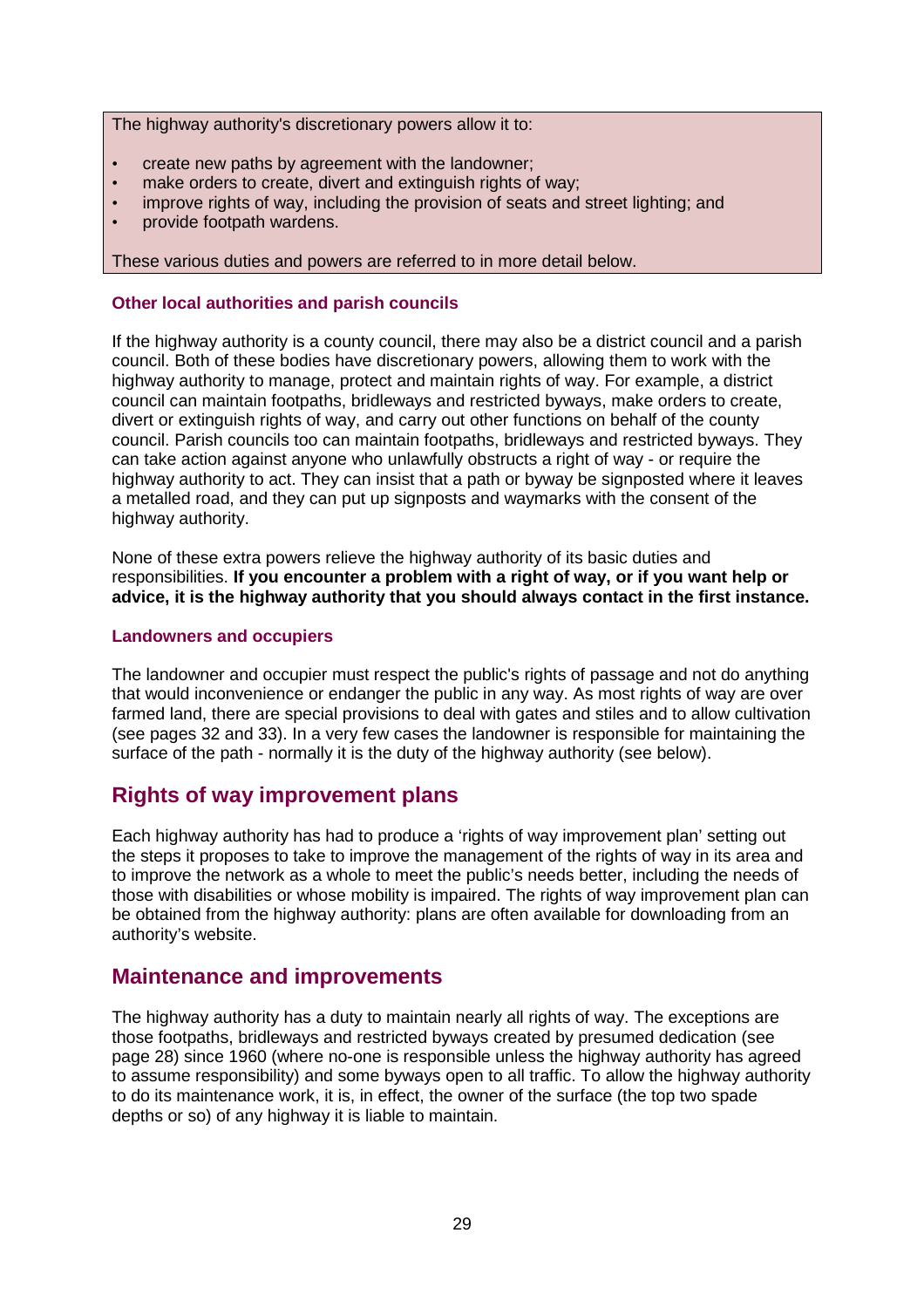The highway authority's discretionary powers allow it to:

- create new paths by agreement with the landowner;
- make orders to create, divert and extinguish rights of way;
- improve rights of way, including the provision of seats and street lighting; and
- provide footpath wardens.

These various duties and powers are referred to in more detail below.

### Other local authorities and parish councils

If the highway authority is a county council, there may also be a district council and a parish council. Both of these bodies have discretionary powers, allowing them to work with the highway authority to manage, protect and maintain rights of way. For example, a district council can maintain footpaths, bridleways and restricted byways, make orders to create, divert or extinguish rights of way, and carry out other functions on behalf of the county council. Parish councils too can maintain footpaths, bridleways and restricted byways. They can take action against anyone who unlawfully obstructs a right of way - or require the highway authority to act. They can insist that a path or byway be signposted where it leaves a metalled road, and they can put up signposts and waymarks with the consent of the highway authority.

None of these extra powers relieve the highway authority of its basic duties and responsibilities. **If you encounter a problem with a right of way, or if you want help or advice, it is the highway authority that you should always contact in the first instance.**

### Landowners and occupiers

The landowner and occupier must respect the public's rights of passage and not do anything that would inconvenience or endanger the public in any way. As most rights of way are over farmed land, there are special provisions to deal with gates and stiles and to allow cultivation (see pages 32 and 33). In a very few cases the landowner is responsible for maintaining the surface of the path - normally it is the duty of the highway authority (see below).

## Rights of way improvement plans

Each highway authority has had to produce a 'rights of way improvement plan' setting out the steps it proposes to take to improve the management of the rights of way in its area and to improve the network as a whole to meet the public's needs better, including the needs of those with disabilities or whose mobility is impaired. The rights of way improvement plan can be obtained from the highway authority: plans are often available for downloading from an authority's website.

## Maintenance and improvements

The highway authority has a duty to maintain nearly all rights of way. The exceptions are those footpaths, bridleways and restricted byways created by presumed dedication (see page 28) since 1960 (where no-one is responsible unless the highway authority has agreed to assume responsibility) and some byways open to all traffic. To allow the highway authority to do its maintenance work, it is, in effect, the owner of the surface (the top two spade depths or so) of any highway it is liable to maintain.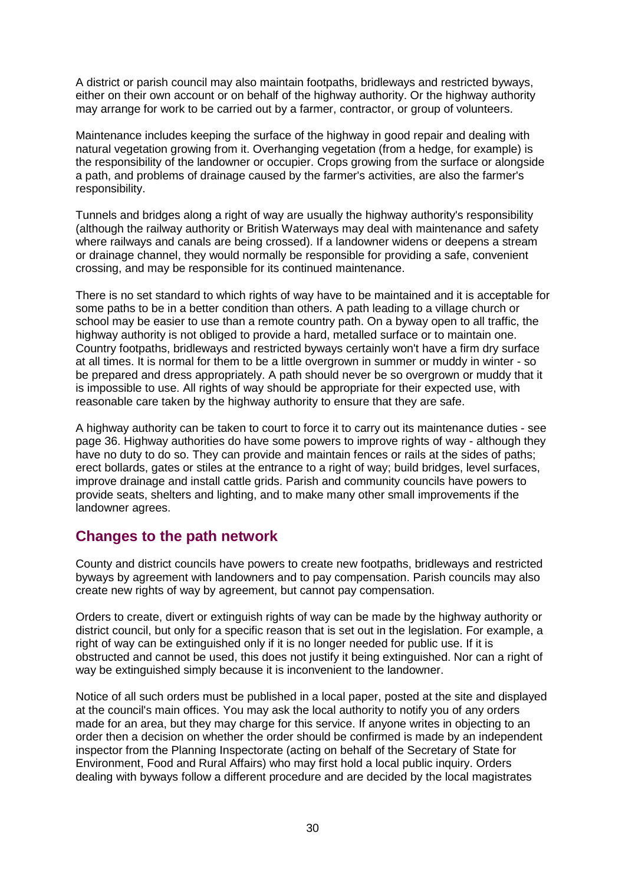A district or parish council may also maintain footpaths, bridleways and restricted byways, either on their own account or on behalf of the highway authority. Or the highway authority may arrange for work to be carried out by a farmer, contractor, or group of volunteers.

Maintenance includes keeping the surface of the highway in good repair and dealing with natural vegetation growing from it. Overhanging vegetation (from a hedge, for example) is the responsibility of the landowner or occupier. Crops growing from the surface or alongside a path, and problems of drainage caused by the farmer's activities, are also the farmer's responsibility.

Tunnels and bridges along a right of way are usually the highway authority's responsibility (although the railway authority or British Waterways may deal with maintenance and safety where railways and canals are being crossed). If a landowner widens or deepens a stream or drainage channel, they would normally be responsible for providing a safe, convenient crossing, and may be responsible for its continued maintenance.

There is no set standard to which rights of way have to be maintained and it is acceptable for some paths to be in a better condition than others. A path leading to a village church or school may be easier to use than a remote country path. On a byway open to all traffic, the highway authority is not obliged to provide a hard, metalled surface or to maintain one. Country footpaths, bridleways and restricted byways certainly won't have a firm dry surface at all times. It is normal for them to be a little overgrown in summer or muddy in winter - so be prepared and dress appropriately. A path should never be so overgrown or muddy that it is impossible to use. All rights of way should be appropriate for their expected use, with reasonable care taken by the highway authority to ensure that they are safe.

A highway authority can be taken to court to force it to carry out its maintenance duties - see page 36. Highway authorities do have some powers to improve rights of way - although they have no duty to do so. They can provide and maintain fences or rails at the sides of paths; erect bollards, gates or stiles at the entrance to a right of way; build bridges, level surfaces, improve drainage and install cattle grids. Parish and community councils have powers to provide seats, shelters and lighting, and to make many other small improvements if the landowner agrees.

## Changes to the path network

County and district councils have powers to create new footpaths, bridleways and restricted byways by agreement with landowners and to pay compensation. Parish councils may also create new rights of way by agreement, but cannot pay compensation.

Orders to create, divert or extinguish rights of way can be made by the highway authority or district council, but only for a specific reason that is set out in the legislation. For example, a right of way can be extinguished only if it is no longer needed for public use. If it is obstructed and cannot be used, this does not justify it being extinguished. Nor can a right of way be extinguished simply because it is inconvenient to the landowner.

Notice of all such orders must be published in a local paper, posted at the site and displayed at the council's main offices. You may ask the local authority to notify you of any orders made for an area, but they may charge for this service. If anyone writes in objecting to an order then a decision on whether the order should be confirmed is made by an independent inspector from the Planning Inspectorate (acting on behalf of the Secretary of State for Environment, Food and Rural Affairs) who may first hold a local public inquiry. Orders dealing with byways follow a different procedure and are decided by the local magistrates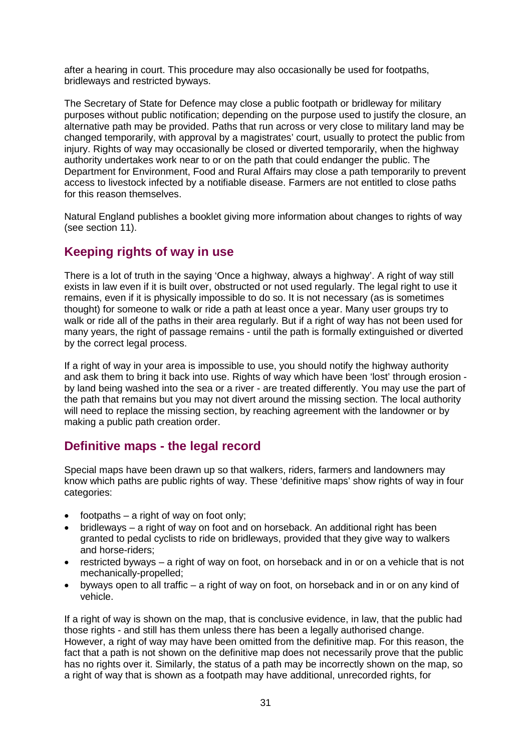after a hearing in court. This procedure may also occasionally be used for footpaths, bridleways and restricted byways.

The Secretary of State for Defence may close a public footpath or bridleway for military purposes without public notification; depending on the purpose used to justify the closure, an alternative path may be provided. Paths that run across or very close to military land may be changed temporarily, with approval by a magistrates' court, usually to protect the public from injury. Rights of way may occasionally be closed or diverted temporarily, when the highway authority undertakes work near to or on the path that could endanger the public. The Department for Environment, Food and Rural Affairs may close a path temporarily to prevent access to livestock infected by a notifiable disease. Farmers are not entitled to close paths for this reason themselves.

Natural England publishes a booklet giving more information about changes to rights of way (see section 11).

## Keeping rights of way in use

There is a lot of truth in the saying 'Once a highway, always a highway'. A right of way still exists in law even if it is built over, obstructed or not used regularly. The legal right to use it remains, even if it is physically impossible to do so. It is not necessary (as is sometimes thought) for someone to walk or ride a path at least once a year. Many user groups try to walk or ride all of the paths in their area regularly. But if a right of way has not been used for many years, the right of passage remains - until the path is formally extinguished or diverted by the correct legal process.

If a right of way in your area is impossible to use, you should notify the highway authority and ask them to bring it back into use. Rights of way which have been 'lost' through erosion - by land being washed into the sea or a river - are treated differently. You may use the part of the path that remains but you may not divert around the missing section. The local authority will need to replace the missing section, by reaching agreement with the landowner or by making a public path creation order.

## Definitive maps - the legal record

Special maps have been drawn up so that walkers, riders, farmers and landowners may know which paths are public rights of way. These 'definitive maps' show rights of way in four categories:

- footpaths – a right of way on foot only;
- bridleways – a right of way on foot and on horseback. An additional right has been granted to pedal cyclists to ride on bridleways, provided that they give way to walkers and horse-riders;
- restricted byways – a right of way on foot, on horseback and in or on a vehicle that is not mechanically-propelled;
- byways open to all traffic – a right of way on foot, on horseback and in or on any kind of vehicle.

If a right of way is shown on the map, that is conclusive evidence, in law, that the public had those rights - and still has them unless there has been a legally authorised change. However, a right of way may have been omitted from the definitive map. For this reason, the fact that a path is not shown on the definitive map does not necessarily prove that the public has no rights over it. Similarly, the status of a path may be incorrectly shown on the map, so a right of way that is shown as a footpath may have additional, unrecorded rights, for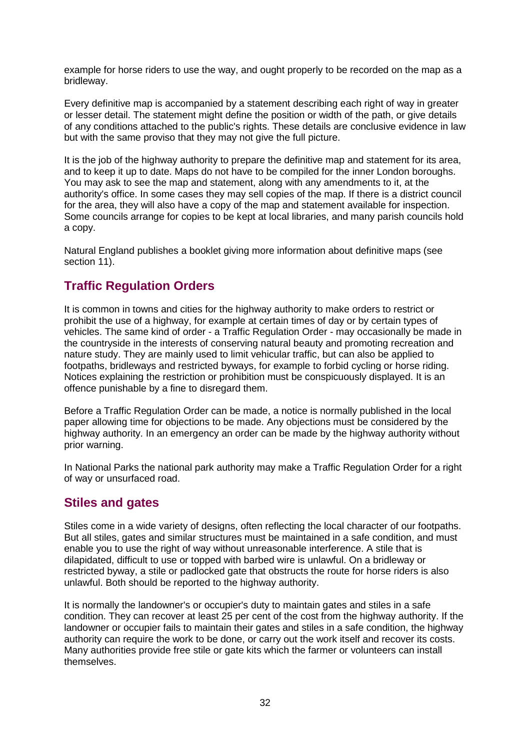example for horse riders to use the way, and ought properly to be recorded on the map as a bridleway.

Every definitive map is accompanied by a statement describing each right of way in greater or lesser detail. The statement might define the position or width of the path, or give details of any conditions attached to the public's rights. These details are conclusive evidence in law but with the same proviso that they may not give the full picture.

It is the job of the highway authority to prepare the definitive map and statement for its area, and to keep it up to date. Maps do not have to be compiled for the inner London boroughs. You may ask to see the map and statement, along with any amendments to it, at the authority's office. In some cases they may sell copies of the map. If there is a district council for the area, they will also have a copy of the map and statement available for inspection. Some councils arrange for copies to be kept at local libraries, and many parish councils hold a copy.

Natural England publishes a booklet giving more information about definitive maps (see section 11).

## Traffic Regulation Orders

It is common in towns and cities for the highway authority to make orders to restrict or prohibit the use of a highway, for example at certain times of day or by certain types of vehicles. The same kind of order - a Traffic Regulation Order - may occasionally be made in the countryside in the interests of conserving natural beauty and promoting recreation and nature study. They are mainly used to limit vehicular traffic, but can also be applied to footpaths, bridleways and restricted byways, for example to forbid cycling or horse riding. Notices explaining the restriction or prohibition must be conspicuously displayed. It is an offence punishable by a fine to disregard them.

Before a Traffic Regulation Order can be made, a notice is normally published in the local paper allowing time for objections to be made. Any objections must be considered by the highway authority. In an emergency an order can be made by the highway authority without prior warning.

In National Parks the national park authority may make a Traffic Regulation Order for a right of way or unsurfaced road.

## Stiles and gates

Stiles come in a wide variety of designs, often reflecting the local character of our footpaths. But all stiles, gates and similar structures must be maintained in a safe condition, and must enable you to use the right of way without unreasonable interference. A stile that is dilapidated, difficult to use or topped with barbed wire is unlawful. On a bridleway or restricted byway, a stile or padlocked gate that obstructs the route for horse riders is also unlawful. Both should be reported to the highway authority.

It is normally the landowner's or occupier's duty to maintain gates and stiles in a safe condition. They can recover at least 25 per cent of the cost from the highway authority. If the landowner or occupier fails to maintain their gates and stiles in a safe condition, the highway authority can require the work to be done, or carry out the work itself and recover its costs. Many authorities provide free stile or gate kits which the farmer or volunteers can install themselves.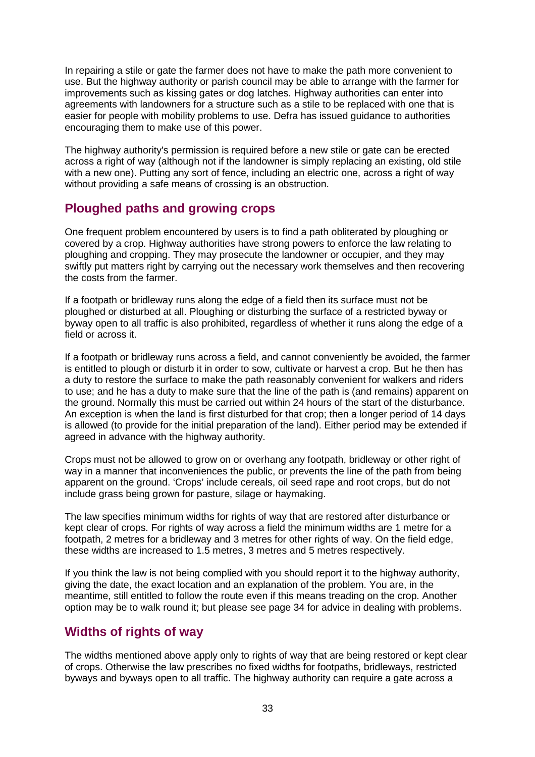In repairing a stile or gate the farmer does not have to make the path more convenient to use. But the highway authority or parish council may be able to arrange with the farmer for improvements such as kissing gates or dog latches. Highway authorities can enter into agreements with landowners for a structure such as a stile to be replaced with one that is easier for people with mobility problems to use. Defra has issued guidance to authorities encouraging them to make use of this power.

The highway authority's permission is required before a new stile or gate can be erected across a right of way (although not if the landowner is simply replacing an existing, old stile with a new one). Putting any sort of fence, including an electric one, across a right of way without providing a safe means of crossing is an obstruction.

## Ploughed paths and growing crops

One frequent problem encountered by users is to find a path obliterated by ploughing or covered by a crop. Highway authorities have strong powers to enforce the law relating to ploughing and cropping. They may prosecute the landowner or occupier, and they may swiftly put matters right by carrying out the necessary work themselves and then recovering the costs from the farmer.

If a footpath or bridleway runs along the edge of a field then its surface must not be ploughed or disturbed at all. Ploughing or disturbing the surface of a restricted byway or byway open to all traffic is also prohibited, regardless of whether it runs along the edge of a field or across it.

If a footpath or bridleway runs across a field, and cannot conveniently be avoided, the farmer is entitled to plough or disturb it in order to sow, cultivate or harvest a crop. But he then has a duty to restore the surface to make the path reasonably convenient for walkers and riders to use; and he has a duty to make sure that the line of the path is (and remains) apparent on the ground. Normally this must be carried out within 24 hours of the start of the disturbance. An exception is when the land is first disturbed for that crop; then a longer period of 14 days is allowed (to provide for the initial preparation of the land). Either period may be extended if agreed in advance with the highway authority.

Crops must not be allowed to grow on or overhang any footpath, bridleway or other right of way in a manner that inconveniences the public, or prevents the line of the path from being apparent on the ground. 'Crops' include cereals, oil seed rape and root crops, but do not include grass being grown for pasture, silage or haymaking.

The law specifies minimum widths for rights of way that are restored after disturbance or kept clear of crops. For rights of way across a field the minimum widths are 1 metre for a footpath, 2 metres for a bridleway and 3 metres for other rights of way. On the field edge, these widths are increased to 1.5 metres, 3 metres and 5 metres respectively.

If you think the law is not being complied with you should report it to the highway authority, giving the date, the exact location and an explanation of the problem. You are, in the meantime, still entitled to follow the route even if this means treading on the crop. Another option may be to walk round it; but please see page 34 for advice in dealing with problems.

## Widths of rights of way

The widths mentioned above apply only to rights of way that are being restored or kept clear of crops. Otherwise the law prescribes no fixed widths for footpaths, bridleways, restricted byways and byways open to all traffic. The highway authority can require a gate across a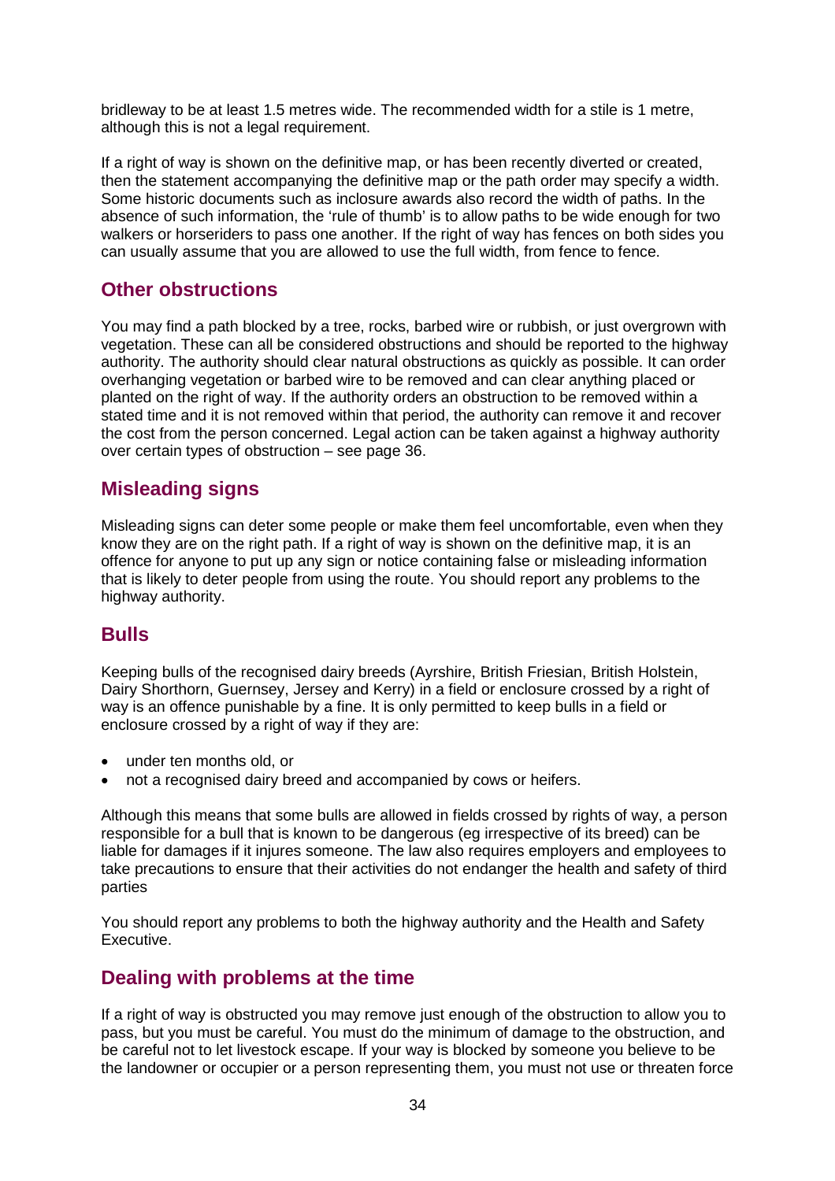bridleway to be at least 1.5 metres wide. The recommended width for a stile is 1 metre, although this is not a legal requirement.

If a right of way is shown on the definitive map, or has been recently diverted or created, then the statement accompanying the definitive map or the path order may specify a width. Some historic documents such as inclosure awards also record the width of paths. In the absence of such information, the 'rule of thumb' is to allow paths to be wide enough for two walkers or horseriders to pass one another. If the right of way has fences on both sides you can usually assume that you are allowed to use the full width, from fence to fence.

## Other obstructions

You may find a path blocked by a tree, rocks, barbed wire or rubbish, or just overgrown with vegetation. These can all be considered obstructions and should be reported to the highway authority. The authority should clear natural obstructions as quickly as possible. It can order overhanging vegetation or barbed wire to be removed and can clear anything placed or planted on the right of way. If the authority orders an obstruction to be removed within a stated time and it is not removed within that period, the authority can remove it and recover the cost from the person concerned. Legal action can be taken against a highway authority over certain types of obstruction – see page 36.

## Misleading signs

Misleading signs can deter some people or make them feel uncomfortable, even when they know they are on the right path. If a right of way is shown on the definitive map, it is an offence for anyone to put up any sign or notice containing false or misleading information that is likely to deter people from using the route. You should report any problems to the highway authority.

## Bulls

Keeping bulls of the recognised dairy breeds (Ayrshire, British Friesian, British Holstein, Dairy Shorthorn, Guernsey, Jersey and Kerry) in a field or enclosure crossed by a right of way is an offence punishable by a fine. It is only permitted to keep bulls in a field or enclosure crossed by a right of way if they are:

- under ten months old, or
- not a recognised dairy breed and accompanied by cows or heifers.

Although this means that some bulls are allowed in fields crossed by rights of way, a person responsible for a bull that is known to be dangerous (eg irrespective of its breed) can be liable for damages if it injures someone. The law also requires employers and employees to take precautions to ensure that their activities do not endanger the health and safety of third parties

You should report any problems to both the highway authority and the Health and Safety Executive.

## Dealing with problems at the time

If a right of way is obstructed you may remove just enough of the obstruction to allow you to pass, but you must be careful. You must do the minimum of damage to the obstruction, and be careful not to let livestock escape. If your way is blocked by someone you believe to be the landowner or occupier or a person representing them, you must not use or threaten force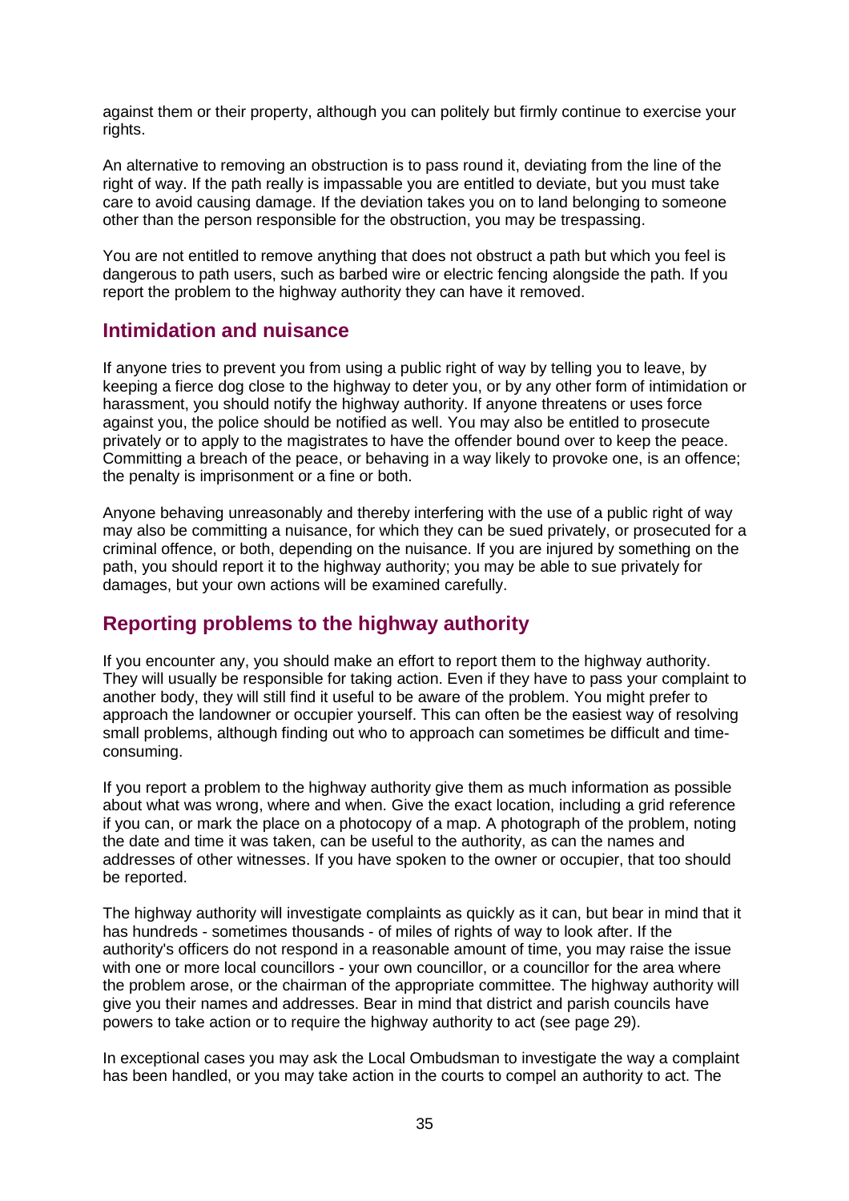against them or their property, although you can politely but firmly continue to exercise your rights.

An alternative to removing an obstruction is to pass round it, deviating from the line of the right of way. If the path really is impassable you are entitled to deviate, but you must take care to avoid causing damage. If the deviation takes you on to land belonging to someone other than the person responsible for the obstruction, you may be trespassing.

You are not entitled to remove anything that does not obstruct a path but which you feel is dangerous to path users, such as barbed wire or electric fencing alongside the path. If you report the problem to the highway authority they can have it removed.

## Intimidation and nuisance

If anyone tries to prevent you from using a public right of way by telling you to leave, by keeping a fierce dog close to the highway to deter you, or by any other form of intimidation or harassment, you should notify the highway authority. If anyone threatens or uses force against you, the police should be notified as well. You may also be entitled to prosecute privately or to apply to the magistrates to have the offender bound over to keep the peace. Committing a breach of the peace, or behaving in a way likely to provoke one, is an offence; the penalty is imprisonment or a fine or both.

Anyone behaving unreasonably and thereby interfering with the use of a public right of way may also be committing a nuisance, for which they can be sued privately, or prosecuted for a criminal offence, or both, depending on the nuisance. If you are injured by something on the path, you should report it to the highway authority; you may be able to sue privately for damages, but your own actions will be examined carefully.

## Reporting problems to the highway authority

If you encounter any, you should make an effort to report them to the highway authority. They will usually be responsible for taking action. Even if they have to pass your complaint to another body, they will still find it useful to be aware of the problem. You might prefer to approach the landowner or occupier yourself. This can often be the easiest way of resolving small problems, although finding out who to approach can sometimes be difficult and time-consuming.

If you report a problem to the highway authority give them as much information as possible about what was wrong, where and when. Give the exact location, including a grid reference if you can, or mark the place on a photocopy of a map. A photograph of the problem, noting the date and time it was taken, can be useful to the authority, as can the names and addresses of other witnesses. If you have spoken to the owner or occupier, that too should be reported.

The highway authority will investigate complaints as quickly as it can, but bear in mind that it has hundreds - sometimes thousands - of miles of rights of way to look after. If the authority's officers do not respond in a reasonable amount of time, you may raise the issue with one or more local councillors - your own councillor, or a councillor for the area where the problem arose, or the chairman of the appropriate committee. The highway authority will give you their names and addresses. Bear in mind that district and parish councils have powers to take action or to require the highway authority to act (see page 29).

In exceptional cases you may ask the Local Ombudsman to investigate the way a complaint has been handled, or you may take action in the courts to compel an authority to act. The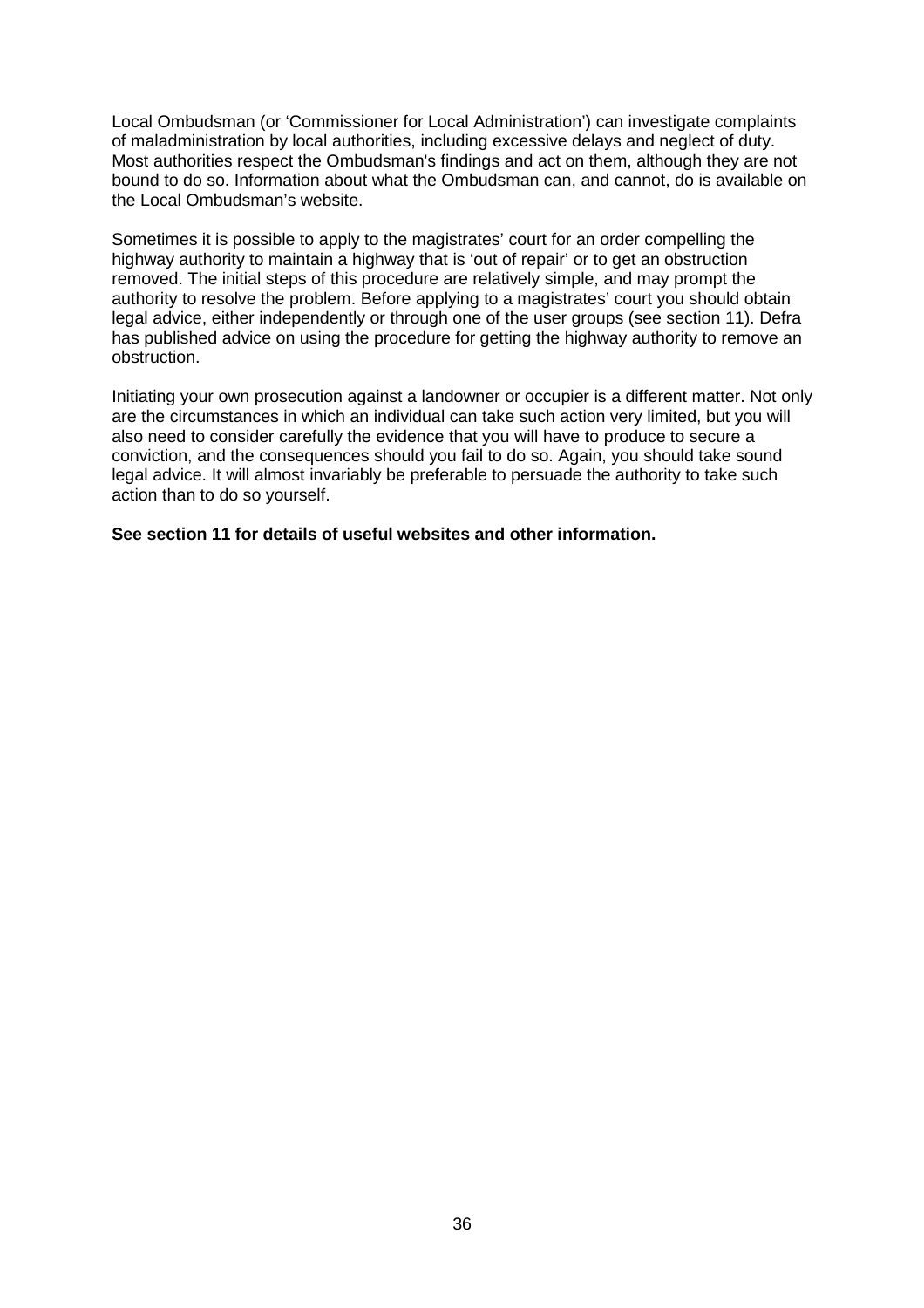Local Ombudsman (or 'Commissioner for Local Administration') can investigate complaints of maladministration by local authorities, including excessive delays and neglect of duty. Most authorities respect the Ombudsman's findings and act on them, although they are not bound to do so. Information about what the Ombudsman can, and cannot, do is available on the Local Ombudsman's website.

Sometimes it is possible to apply to the magistrates' court for an order compelling the highway authority to maintain a highway that is 'out of repair' or to get an obstruction removed. The initial steps of this procedure are relatively simple, and may prompt the authority to resolve the problem. Before applying to a magistrates' court you should obtain legal advice, either independently or through one of the user groups (see section 11). Defra has published advice on using the procedure for getting the highway authority to remove an obstruction.

Initiating your own prosecution against a landowner or occupier is a different matter. Not only are the circumstances in which an individual can take such action very limited, but you will also need to consider carefully the evidence that you will have to produce to secure a conviction, and the consequences should you fail to do so. Again, you should take sound legal advice. It will almost invariably be preferable to persuade the authority to take such action than to do so yourself.

**See section 11 for details of useful websites and other information.**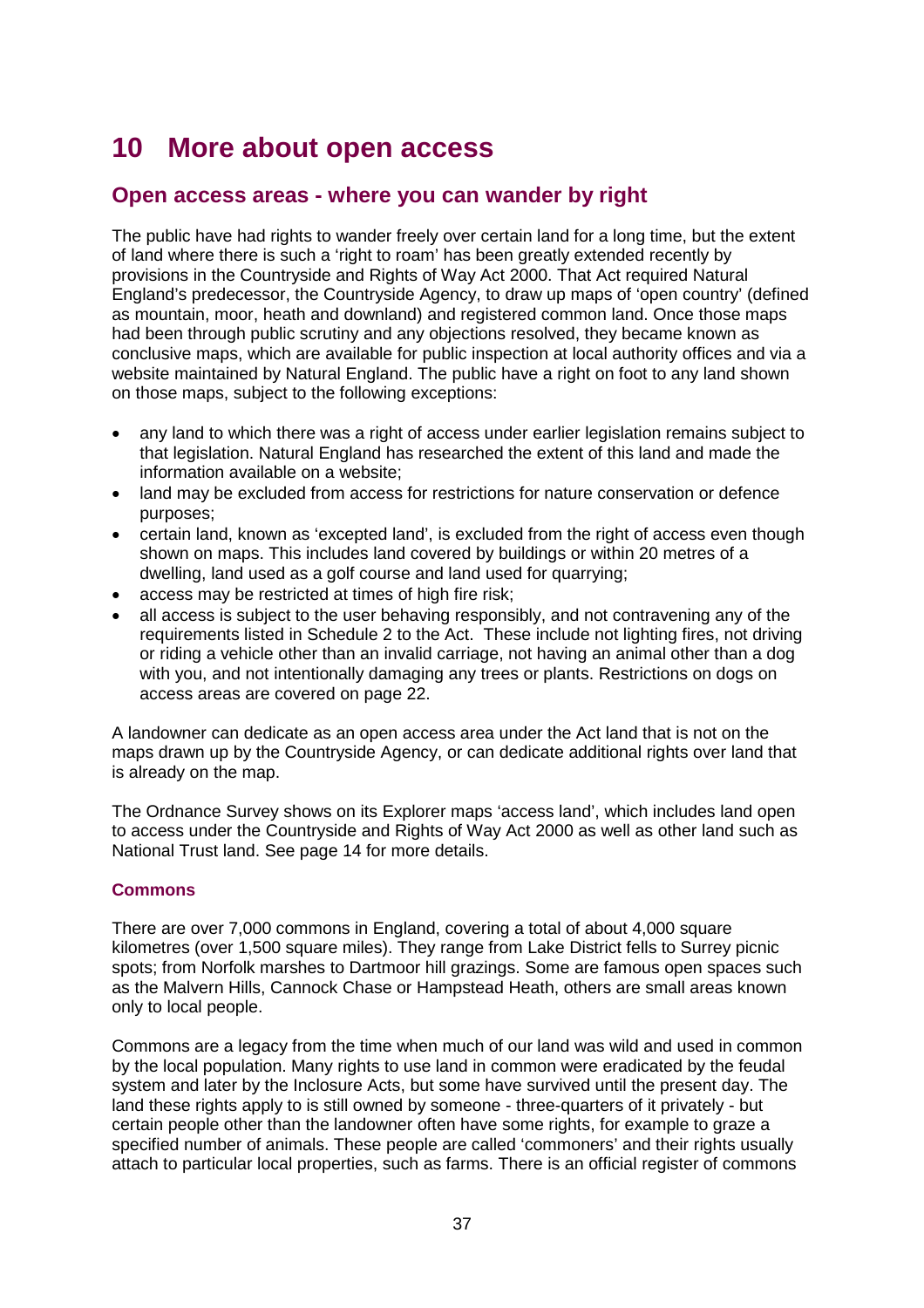# 10 More about open access

## Open access areas - where you can wander by right

The public have had rights to wander freely over certain land for a long time, but the extent of land where there is such a 'right to roam' has been greatly extended recently by provisions in the Countryside and Rights of Way Act 2000. That Act required Natural England's predecessor, the Countryside Agency, to draw up maps of 'open country' (defined as mountain, moor, heath and downland) and registered common land. Once those maps had been through public scrutiny and any objections resolved, they became known as conclusive maps, which are available for public inspection at local authority offices and via a website maintained by Natural England. The public have a right on foot to any land shown on those maps, subject to the following exceptions:

- any land to which there was a right of access under earlier legislation remains subject to that legislation. Natural England has researched the extent of this land and made the information available on a website;
- land may be excluded from access for restrictions for nature conservation or defence purposes;
- certain land, known as 'excepted land', is excluded from the right of access even though shown on maps. This includes land covered by buildings or within 20 metres of a dwelling, land used as a golf course and land used for quarrying;
- access may be restricted at times of high fire risk;
- all access is subject to the user behaving responsibly, and not contravening any of the requirements listed in Schedule 2 to the Act. These include not lighting fires, not driving or riding a vehicle other than an invalid carriage, not having an animal other than a dog with you, and not intentionally damaging any trees or plants. Restrictions on dogs on access areas are covered on page 22.

A landowner can dedicate as an open access area under the Act land that is not on the maps drawn up by the Countryside Agency, or can dedicate additional rights over land that is already on the map.

The Ordnance Survey shows on its Explorer maps 'access land', which includes land open to access under the Countryside and Rights of Way Act 2000 as well as other land such as National Trust land. See page 14 for more details.

### Commons

There are over 7,000 commons in England, covering a total of about 4,000 square kilometres (over 1,500 square miles). They range from Lake District fells to Surrey picnic spots; from Norfolk marshes to Dartmoor hill grazings. Some are famous open spaces such as the Malvern Hills, Cannock Chase or Hampstead Heath, others are small areas known only to local people.

Commons are a legacy from the time when much of our land was wild and used in common by the local population. Many rights to use land in common were eradicated by the feudal system and later by the Inclosure Acts, but some have survived until the present day. The land these rights apply to is still owned by someone - three-quarters of it privately - but certain people other than the landowner often have some rights, for example to graze a specified number of animals. These people are called 'commoners' and their rights usually attach to particular local properties, such as farms. There is an official register of commons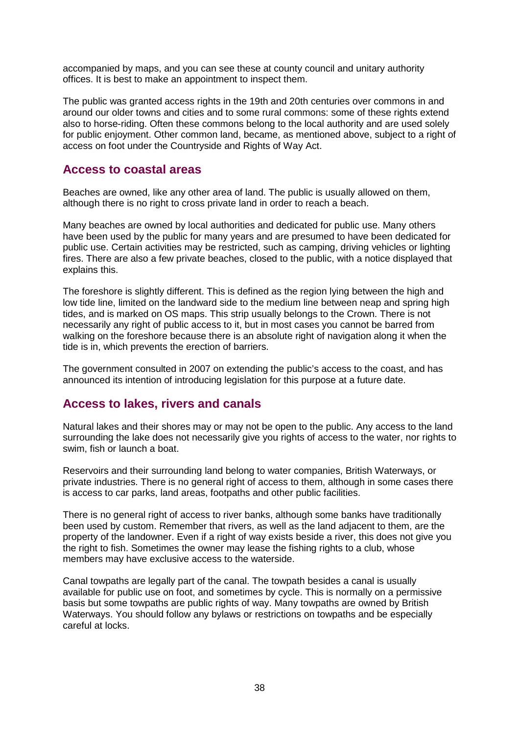accompanied by maps, and you can see these at county council and unitary authority offices. It is best to make an appointment to inspect them.

The public was granted access rights in the 19th and 20th centuries over commons in and around our older towns and cities and to some rural commons: some of these rights extend also to horse-riding. Often these commons belong to the local authority and are used solely for public enjoyment. Other common land, became, as mentioned above, subject to a right of access on foot under the Countryside and Rights of Way Act.

## Access to coastal areas

Beaches are owned, like any other area of land. The public is usually allowed on them, although there is no right to cross private land in order to reach a beach.

Many beaches are owned by local authorities and dedicated for public use. Many others have been used by the public for many years and are presumed to have been dedicated for public use. Certain activities may be restricted, such as camping, driving vehicles or lighting fires. There are also a few private beaches, closed to the public, with a notice displayed that explains this.

The foreshore is slightly different. This is defined as the region lying between the high and low tide line, limited on the landward side to the medium line between neap and spring high tides, and is marked on OS maps. This strip usually belongs to the Crown. There is not necessarily any right of public access to it, but in most cases you cannot be barred from walking on the foreshore because there is an absolute right of navigation along it when the tide is in, which prevents the erection of barriers.

The government consulted in 2007 on extending the public's access to the coast, and has announced its intention of introducing legislation for this purpose at a future date.

## Access to lakes, rivers and canals

Natural lakes and their shores may or may not be open to the public. Any access to the land surrounding the lake does not necessarily give you rights of access to the water, nor rights to swim, fish or launch a boat.

Reservoirs and their surrounding land belong to water companies, British Waterways, or private industries. There is no general right of access to them, although in some cases there is access to car parks, land areas, footpaths and other public facilities.

There is no general right of access to river banks, although some banks have traditionally been used by custom. Remember that rivers, as well as the land adjacent to them, are the property of the landowner. Even if a right of way exists beside a river, this does not give you the right to fish. Sometimes the owner may lease the fishing rights to a club, whose members may have exclusive access to the waterside.

Canal towpaths are legally part of the canal. The towpath besides a canal is usually available for public use on foot, and sometimes by cycle. This is normally on a permissive basis but some towpaths are public rights of way. Many towpaths are owned by British Waterways. You should follow any bylaws or restrictions on towpaths and be especially careful at locks.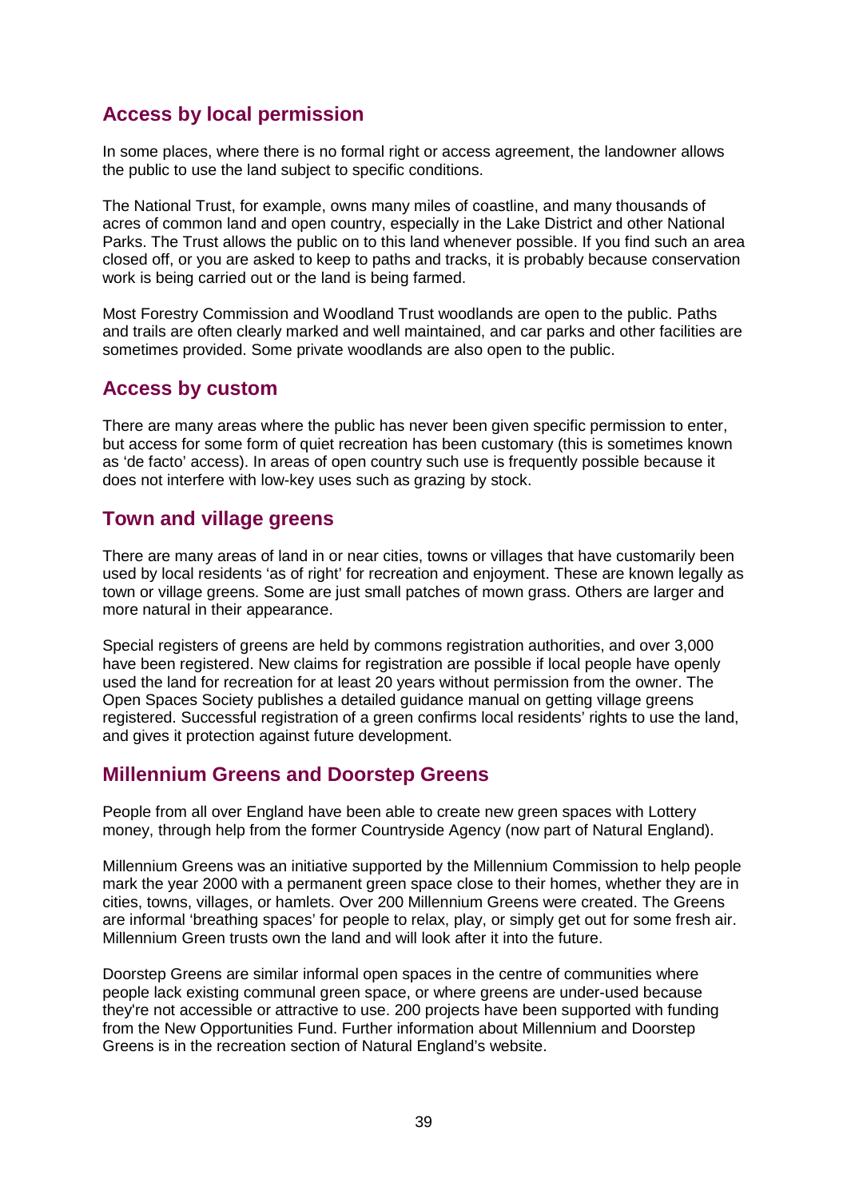## Access by local permission

In some places, where there is no formal right or access agreement, the landowner allows the public to use the land subject to specific conditions.

The National Trust, for example, owns many miles of coastline, and many thousands of acres of common land and open country, especially in the Lake District and other National Parks. The Trust allows the public on to this land whenever possible. If you find such an area closed off, or you are asked to keep to paths and tracks, it is probably because conservation work is being carried out or the land is being farmed.

Most Forestry Commission and Woodland Trust woodlands are open to the public. Paths and trails are often clearly marked and well maintained, and car parks and other facilities are sometimes provided. Some private woodlands are also open to the public.

## Access by custom

There are many areas where the public has never been given specific permission to enter, but access for some form of quiet recreation has been customary (this is sometimes known as 'de facto' access). In areas of open country such use is frequently possible because it does not interfere with low-key uses such as grazing by stock.

## Town and village greens

There are many areas of land in or near cities, towns or villages that have customarily been used by local residents 'as of right' for recreation and enjoyment. These are known legally as town or village greens. Some are just small patches of mown grass. Others are larger and more natural in their appearance.

Special registers of greens are held by commons registration authorities, and over 3,000 have been registered. New claims for registration are possible if local people have openly used the land for recreation for at least 20 years without permission from the owner. The Open Spaces Society publishes a detailed guidance manual on getting village greens registered. Successful registration of a green confirms local residents' rights to use the land, and gives it protection against future development.

## Millennium Greens and Doorstep Greens

People from all over England have been able to create new green spaces with Lottery money, through help from the former Countryside Agency (now part of Natural England).

Millennium Greens was an initiative supported by the Millennium Commission to help people mark the year 2000 with a permanent green space close to their homes, whether they are in cities, towns, villages, or hamlets. Over 200 Millennium Greens were created. The Greens are informal 'breathing spaces' for people to relax, play, or simply get out for some fresh air. Millennium Green trusts own the land and will look after it into the future.

Doorstep Greens are similar informal open spaces in the centre of communities where people lack existing communal green space, or where greens are under-used because they're not accessible or attractive to use. 200 projects have been supported with funding from the New Opportunities Fund. Further information about Millennium and Doorstep Greens is in the recreation section of Natural England's website.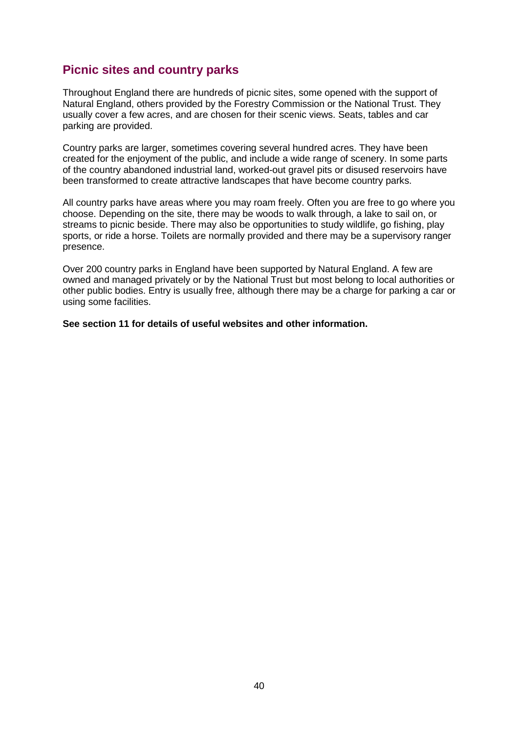## Picnic sites and country parks

Throughout England there are hundreds of picnic sites, some opened with the support of Natural England, others provided by the Forestry Commission or the National Trust. They usually cover a few acres, and are chosen for their scenic views. Seats, tables and car parking are provided.

Country parks are larger, sometimes covering several hundred acres. They have been created for the enjoyment of the public, and include a wide range of scenery. In some parts of the country abandoned industrial land, worked-out gravel pits or disused reservoirs have been transformed to create attractive landscapes that have become country parks.

All country parks have areas where you may roam freely. Often you are free to go where you choose. Depending on the site, there may be woods to walk through, a lake to sail on, or streams to picnic beside. There may also be opportunities to study wildlife, go fishing, play sports, or ride a horse. Toilets are normally provided and there may be a supervisory ranger presence.

Over 200 country parks in England have been supported by Natural England. A few are owned and managed privately or by the National Trust but most belong to local authorities or other public bodies. Entry is usually free, although there may be a charge for parking a car or using some facilities.

**See section 11 for details of useful websites and other information.**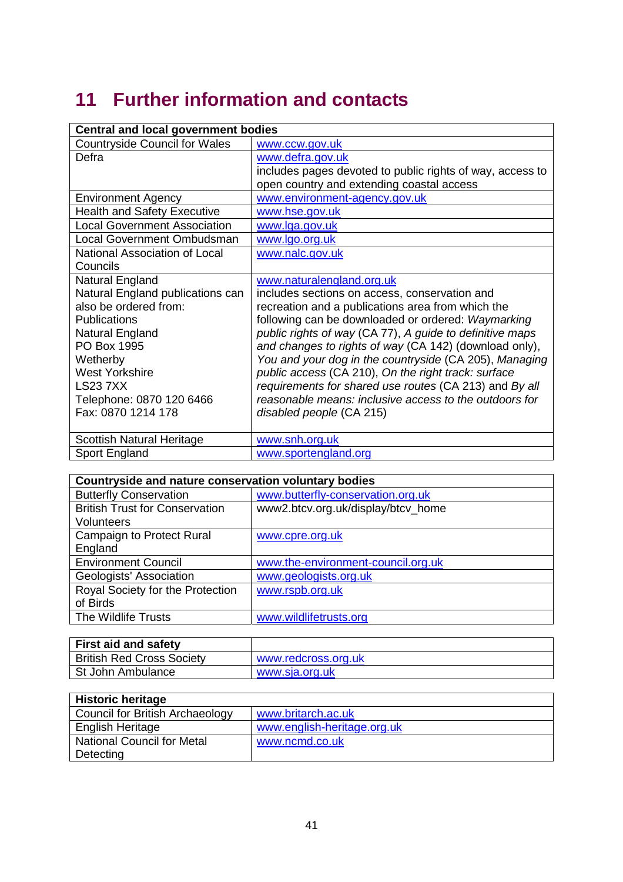# 11 Further information and contacts

| Central and local government bodies | |
|---|---|
| Countryside Council for Wales | www.ccw.gov.uk |
| Defra | www.defra.gov.uk<br>includes pages devoted to public rights of way, access to open country and extending coastal access |
| Environment Agency | www.environment-agency.gov.uk |
| Health and Safety Executive | www.hse.gov.uk |
| Local Government Association | www.lga.gov.uk |
| Local Government Ombudsman | www.lgo.org.uk |
| National Association of Local Councils | www.nalc.gov.uk |
| Natural England<br>Natural England publications can also be ordered from:<br>Publications<br>Natural England<br>PO Box 1995<br>Wetherby<br>West Yorkshire<br>LS23 7XX<br>Telephone: 0870 120 6466<br>Fax: 0870 1214 178 | www.naturalengland.org.uk<br>includes sections on access, conservation and recreation and a publications area from which the following can be downloaded or ordered: *Waymarking public rights of way* (CA 77), *A guide to definitive maps and changes to rights of way* (CA 142) (download only), *You and your dog in the countryside* (CA 205), *Managing public access* (CA 210), *On the right track: surface requirements for shared use routes* (CA 213) and *By all reasonable means: inclusive access to the outdoors for disabled people* (CA 215) |
| Scottish Natural Heritage | www.snh.org.uk |
| Sport England | www.sportengland.org |

| Countryside and nature conservation voluntary bodies | |
|---|---|
| Butterfly Conservation | www.butterfly-conservation.org.uk |
| British Trust for Conservation Volunteers | www2.btcv.org.uk/display/btcv_home |
| Campaign to Protect Rural England | www.cpre.org.uk |
| Environment Council | www.the-environment-council.org.uk |
| Geologists' Association | www.geologists.org.uk |
| Royal Society for the Protection of Birds | www.rspb.org.uk |
| The Wildlife Trusts | www.wildlifetrusts.org |

| First aid and safety | |
|---|---|
| British Red Cross Society | www.redcross.org.uk |
| St John Ambulance | www.sja.org.uk |

| Historic heritage | |
|---|---|
| Council for British Archaeology | www.britarch.ac.uk |
| English Heritage | www.english-heritage.org.uk |
| National Council for Metal Detecting | www.ncmd.co.uk |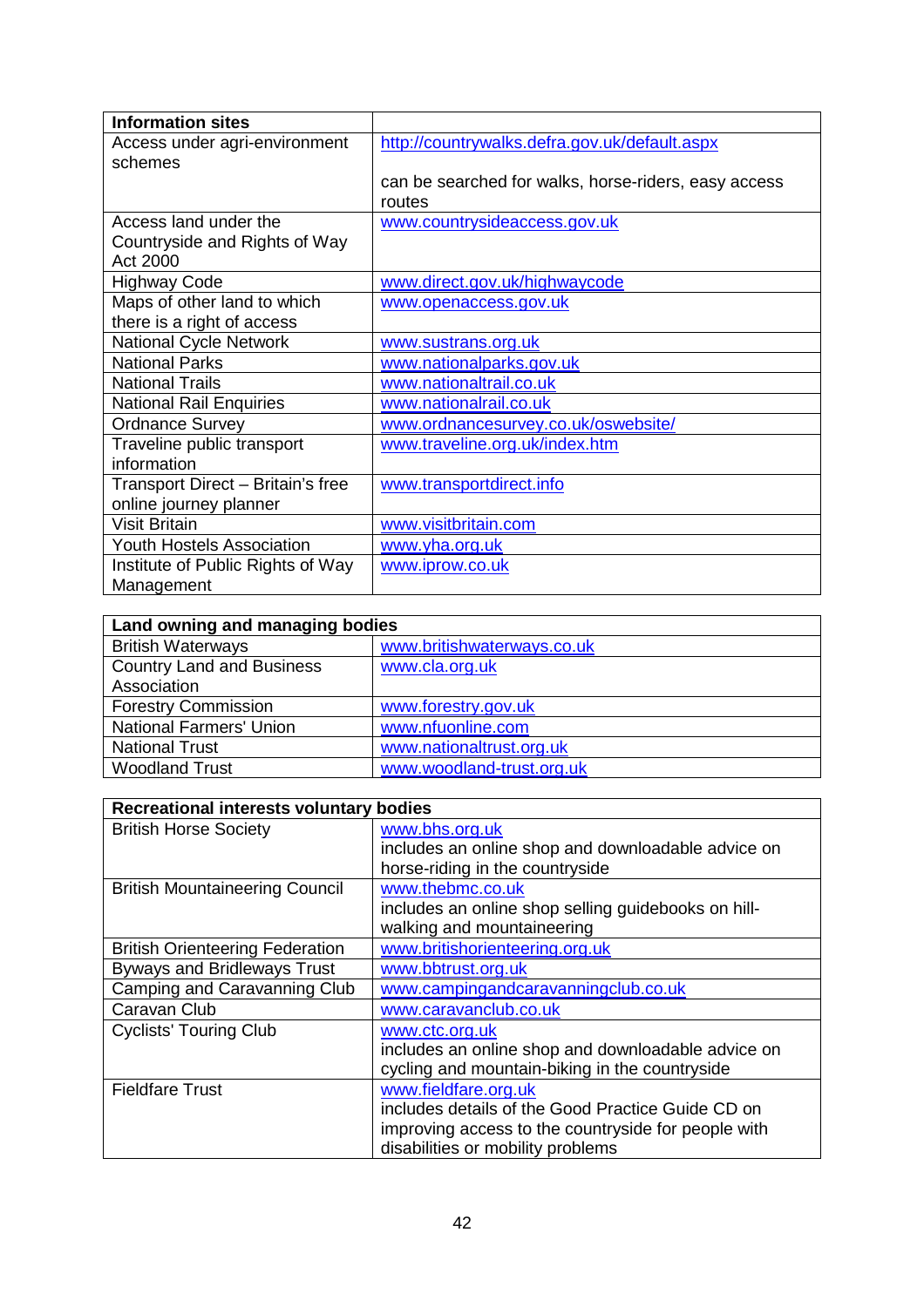| Information sites | |
|---|---|
| Access under agri-environment schemes | http://countrywalks.defra.gov.uk/default.aspx<br><br>can be searched for walks, horse-riders, easy access routes |
| Access land under the Countryside and Rights of Way Act 2000 | www.countrysideaccess.gov.uk |
| Highway Code | www.direct.gov.uk/highwaycode |
| Maps of other land to which there is a right of access | www.openaccess.gov.uk |
| National Cycle Network | www.sustrans.org.uk |
| National Parks | www.nationalparks.gov.uk |
| National Trails | www.nationaltrail.co.uk |
| National Rail Enquiries | www.nationalrail.co.uk |
| Ordnance Survey | www.ordnancesurvey.co.uk/oswebsite/ |
| Traveline public transport information | www.traveline.org.uk/index.htm |
| Transport Direct – Britain's free online journey planner | www.transportdirect.info |
| Visit Britain | www.visitbritain.com |
| Youth Hostels Association | www.yha.org.uk |
| Institute of Public Rights of Way Management | www.iprow.co.uk |

| Land owning and managing bodies | |
|---|---|
| British Waterways | www.britishwaterways.co.uk |
| Country Land and Business Association | www.cla.org.uk |
| Forestry Commission | www.forestry.gov.uk |
| National Farmers' Union | www.nfuonline.com |
| National Trust | www.nationaltrust.org.uk |
| Woodland Trust | www.woodland-trust.org.uk |

| Recreational interests voluntary bodies | |
|---|---|
| British Horse Society | www.bhs.org.uk<br>includes an online shop and downloadable advice on horse-riding in the countryside |
| British Mountaineering Council | www.thebmc.co.uk<br>includes an online shop selling guidebooks on hill-walking and mountaineering |
| British Orienteering Federation | www.britishorienteering.org.uk |
| Byways and Bridleways Trust | www.bbtrust.org.uk |
| Camping and Caravanning Club | www.campingandcaravanningclub.co.uk |
| Caravan Club | www.caravanclub.co.uk |
| Cyclists' Touring Club | www.ctc.org.uk<br>includes an online shop and downloadable advice on cycling and mountain-biking in the countryside |
| Fieldfare Trust | www.fieldfare.org.uk<br>includes details of the Good Practice Guide CD on improving access to the countryside for people with disabilities or mobility problems |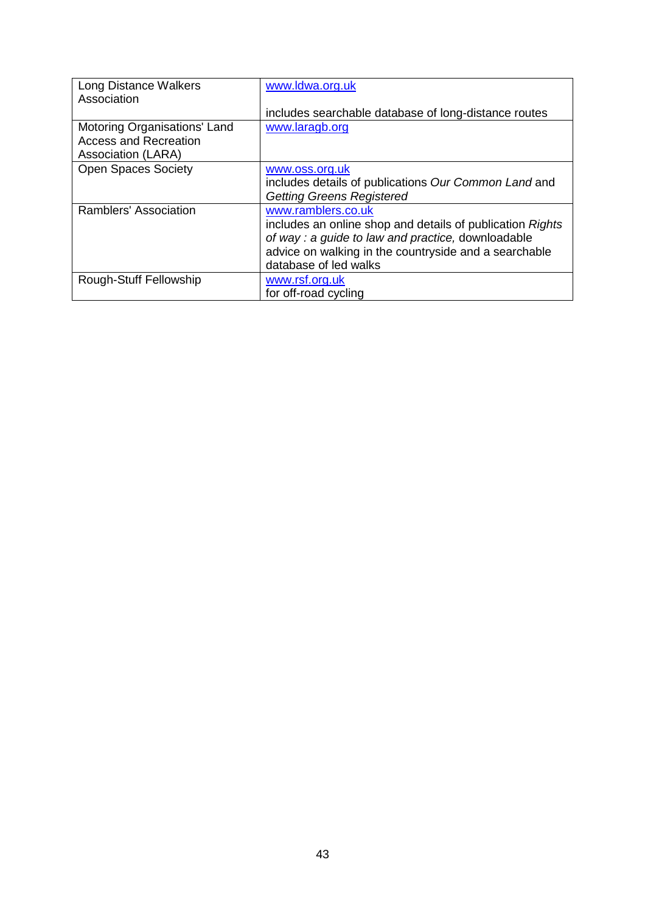| | |
|---|---|
| Long Distance Walkers Association | www.ldwa.org.uk<br><br>includes searchable database of long-distance routes |
| Motoring Organisations' Land Access and Recreation Association (LARA) | www.laragb.org |
| Open Spaces Society | www.oss.org.uk<br>includes details of publications *Our Common Land* and *Getting Greens Registered* |
| Ramblers' Association | www.ramblers.co.uk<br>includes an online shop and details of publication *Rights of way : a guide to law and practice,* downloadable advice on walking in the countryside and a searchable database of led walks |
| Rough-Stuff Fellowship | www.rsf.org.uk<br>for off-road cycling |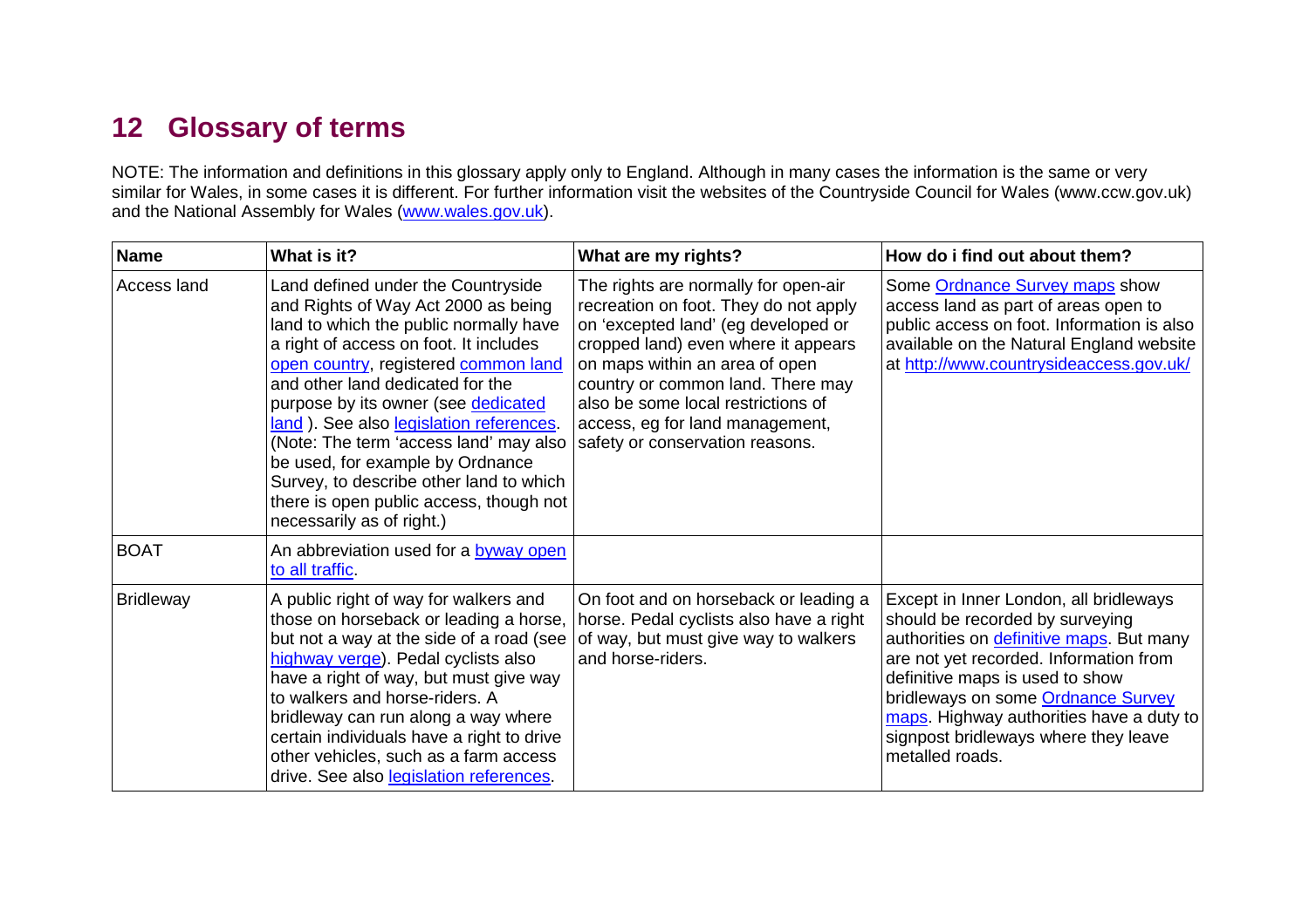## 12 Glossary of terms

NOTE: The information and definitions in this glossary apply only to England. Although in many cases the information is the same or very similar for Wales, in some cases it is different. For further information visit the websites of the Countryside Council for Wales (www.ccw.gov.uk) and the National Assembly for Wales (www.wales.gov.uk).

| Name | What is it? | What are my rights? | How do i find out about them? |
|---|---|---|---|
| Access land | Land defined under the Countryside and Rights of Way Act 2000 as being land to which the public normally have a right of access on foot. It includes open country, registered common land and other land dedicated for the purpose by its owner (see dedicated land ). See also legislation references. (Note: The term 'access land' may also be used, for example by Ordnance Survey, to describe other land to which there is open public access, though not necessarily as of right.) | The rights are normally for open-air recreation on foot. They do not apply on 'excepted land' (eg developed or cropped land) even where it appears on maps within an area of open country or common land. There may also be some local restrictions of access, eg for land management, safety or conservation reasons. | Some Ordnance Survey maps show access land as part of areas open to public access on foot. Information is also available on the Natural England website at http://www.countrysideaccess.gov.uk/ |
| BOAT | An abbreviation used for a byway open to all traffic. | | |
| Bridleway | A public right of way for walkers and those on horseback or leading a horse, but not a way at the side of a road (see highway verge). Pedal cyclists also have a right of way, but must give way to walkers and horse-riders. A bridleway can run along a way where certain individuals have a right to drive other vehicles, such as a farm access drive. See also legislation references. | On foot and on horseback or leading a horse. Pedal cyclists also have a right of way, but must give way to walkers and horse-riders. | Except in Inner London, all bridleways should be recorded by surveying authorities on definitive maps. But many are not yet recorded. Information from definitive maps is used to show bridleways on some Ordnance Survey maps. Highway authorities have a duty to signpost bridleways where they leave metalled roads. |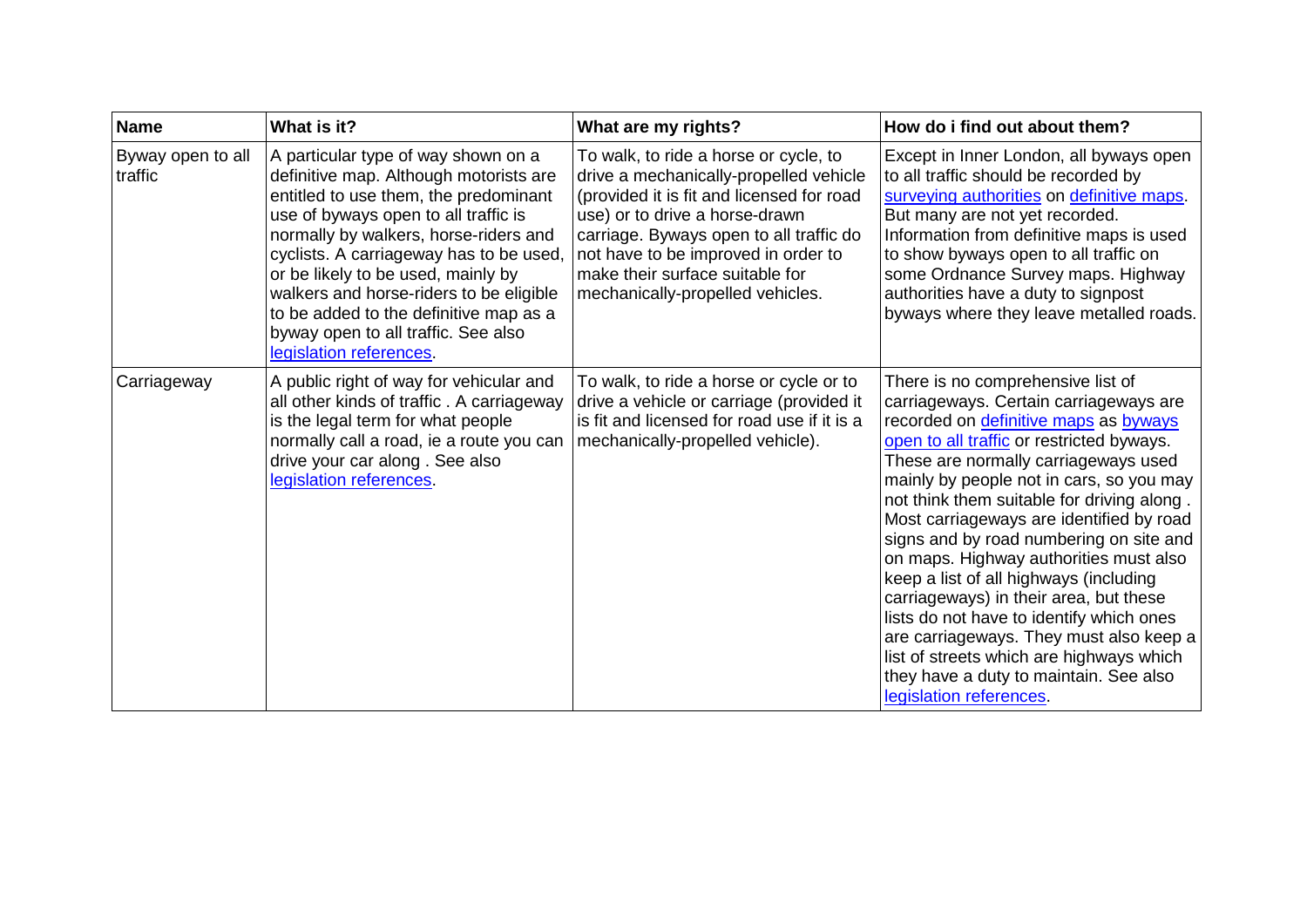| Name | What is it? | What are my rights? | How do i find out about them? |
|---|---|---|---|
| Byway open to all traffic | A particular type of way shown on a definitive map. Although motorists are entitled to use them, the predominant use of byways open to all traffic is normally by walkers, horse-riders and cyclists. A carriageway has to be used, or be likely to be used, mainly by walkers and horse-riders to be eligible to be added to the definitive map as a byway open to all traffic. See also legislation references. | To walk, to ride a horse or cycle, to drive a mechanically-propelled vehicle (provided it is fit and licensed for road use) or to drive a horse-drawn carriage. Byways open to all traffic do not have to be improved in order to make their surface suitable for mechanically-propelled vehicles. | Except in Inner London, all byways open to all traffic should be recorded by surveying authorities on definitive maps. But many are not yet recorded. Information from definitive maps is used to show byways open to all traffic on some Ordnance Survey maps. Highway authorities have a duty to signpost byways where they leave metalled roads. |
| Carriageway | A public right of way for vehicular and all other kinds of traffic . A carriageway is the legal term for what people normally call a road, ie a route you can drive your car along . See also legislation references. | To walk, to ride a horse or cycle or to drive a vehicle or carriage (provided it is fit and licensed for road use if it is a mechanically-propelled vehicle). | There is no comprehensive list of carriageways. Certain carriageways are recorded on definitive maps as byways open to all traffic or restricted byways. These are normally carriageways used mainly by people not in cars, so you may not think them suitable for driving along . Most carriageways are identified by road signs and by road numbering on site and on maps. Highway authorities must also keep a list of all highways (including carriageways) in their area, but these lists do not have to identify which ones are carriageways. They must also keep a list of streets which are highways which they have a duty to maintain. See also legislation references. |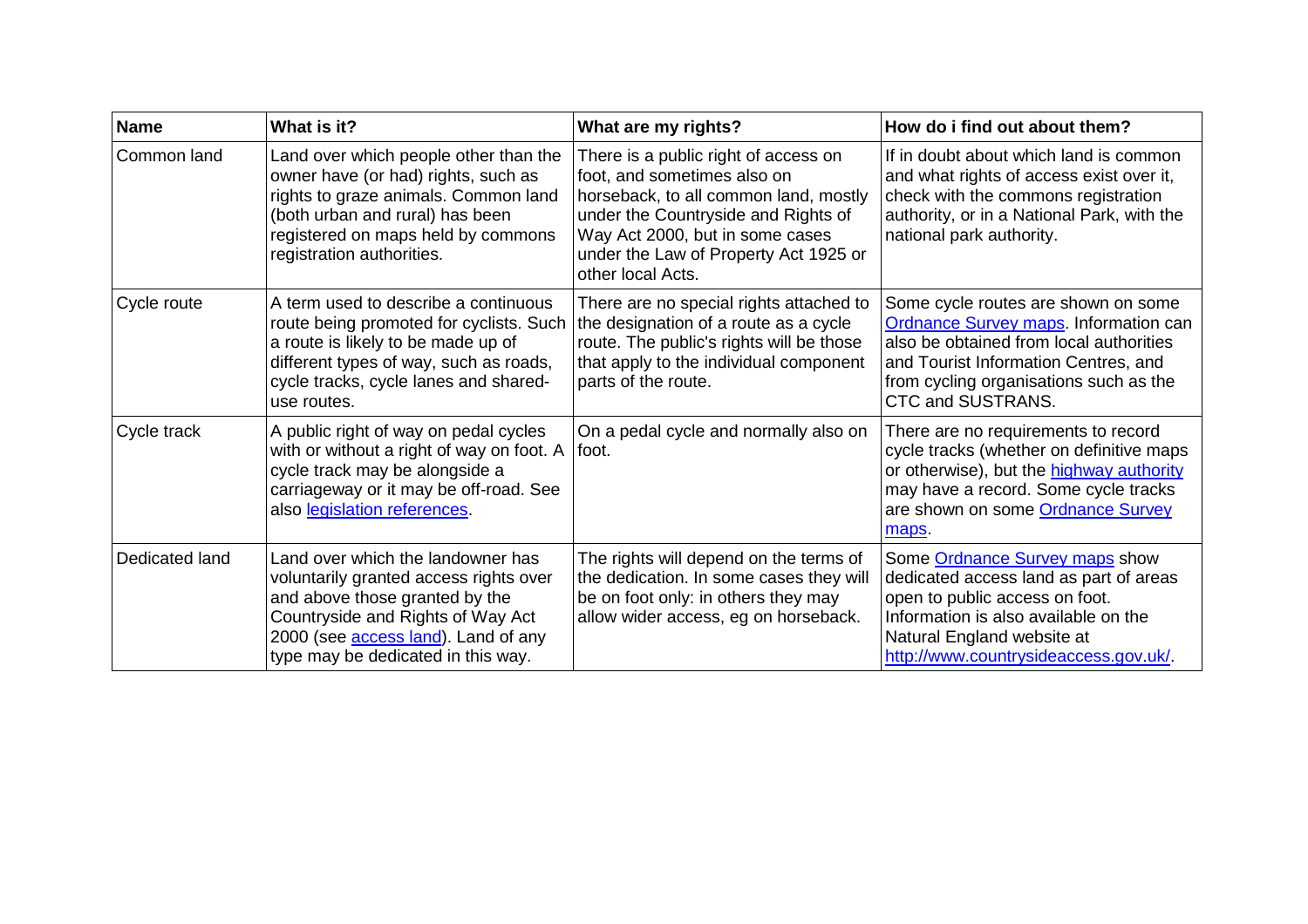| Name | What is it? | What are my rights? | How do i find out about them? |
|---|---|---|---|
| Common land | Land over which people other than the owner have (or had) rights, such as rights to graze animals. Common land (both urban and rural) has been registered on maps held by commons registration authorities. | There is a public right of access on foot, and sometimes also on horseback, to all common land, mostly under the Countryside and Rights of Way Act 2000, but in some cases under the Law of Property Act 1925 or other local Acts. | If in doubt about which land is common and what rights of access exist over it, check with the commons registration authority, or in a National Park, with the national park authority. |
| Cycle route | A term used to describe a continuous route being promoted for cyclists. Such a route is likely to be made up of different types of way, such as roads, cycle tracks, cycle lanes and shared-use routes. | There are no special rights attached to the designation of a route as a cycle route. The public's rights will be those that apply to the individual component parts of the route. | Some cycle routes are shown on some Ordnance Survey maps. Information can also be obtained from local authorities and Tourist Information Centres, and from cycling organisations such as the CTC and SUSTRANS. |
| Cycle track | A public right of way on pedal cycles with or without a right of way on foot. A cycle track may be alongside a carriageway or it may be off-road. See also legislation references. | On a pedal cycle and normally also on foot. | There are no requirements to record cycle tracks (whether on definitive maps or otherwise), but the highway authority may have a record. Some cycle tracks are shown on some Ordnance Survey maps. |
| Dedicated land | Land over which the landowner has voluntarily granted access rights over and above those granted by the Countryside and Rights of Way Act 2000 (see access land). Land of any type may be dedicated in this way. | The rights will depend on the terms of the dedication. In some cases they will be on foot only: in others they may allow wider access, eg on horseback. | Some Ordnance Survey maps show dedicated access land as part of areas open to public access on foot. Information is also available on the Natural England website at http://www.countrysideaccess.gov.uk/. |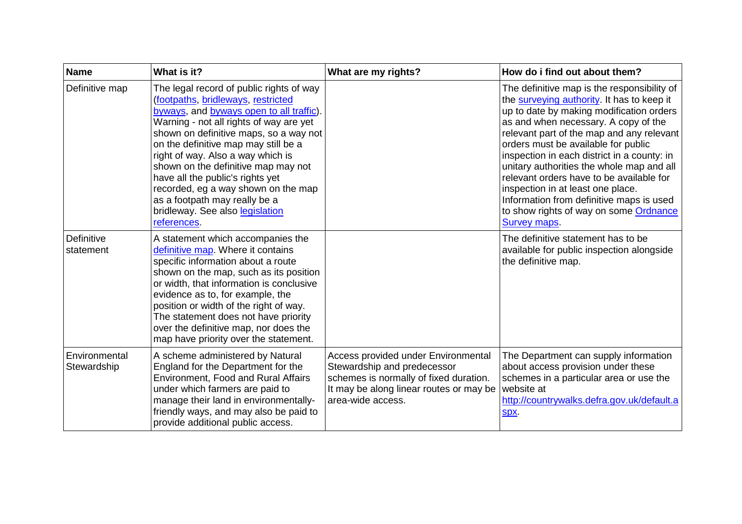| Name | What is it? | What are my rights? | How do i find out about them? |
|---|---|---|---|
| Definitive map | The legal record of public rights of way (footpaths, bridleways, restricted byways, and byways open to all traffic). Warning - not all rights of way are yet shown on definitive maps, so a way not on the definitive map may still be a right of way. Also a way which is shown on the definitive map may not have all the public's rights yet recorded, eg a way shown on the map as a footpath may really be a bridleway. See also legislation references. | | The definitive map is the responsibility of the surveying authority. It has to keep it up to date by making modification orders as and when necessary. A copy of the relevant part of the map and any relevant orders must be available for public inspection in each district in a county: in unitary authorities the whole map and all relevant orders have to be available for inspection in at least one place. Information from definitive maps is used to show rights of way on some Ordnance Survey maps. |
| Definitive statement | A statement which accompanies the definitive map. Where it contains specific information about a route shown on the map, such as its position or width, that information is conclusive evidence as to, for example, the position or width of the right of way. The statement does not have priority over the definitive map, nor does the map have priority over the statement. | | The definitive statement has to be available for public inspection alongside the definitive map. |
| Environmental Stewardship | A scheme administered by Natural England for the Department for the Environment, Food and Rural Affairs under which farmers are paid to manage their land in environmentally-friendly ways, and may also be paid to provide additional public access. | Access provided under Environmental Stewardship and predecessor schemes is normally of fixed duration. It may be along linear routes or may be area-wide access. | The Department can supply information about access provision under these schemes in a particular area or use the website at http://countrywalks.defra.gov.uk/default.aspx. |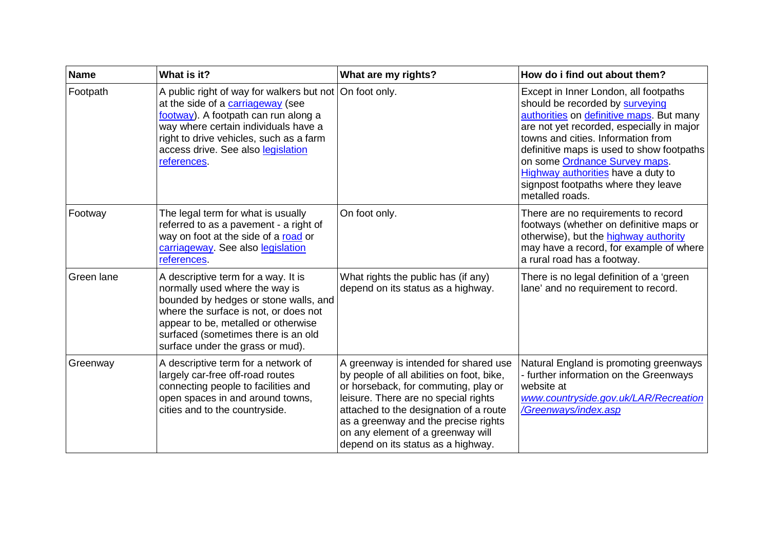| Name | What is it? | What are my rights? | How do i find out about them? |
|---|---|---|---|
| Footpath | A public right of way for walkers but not at the side of a carriageway (see footway). A footpath can run along a way where certain individuals have a right to drive vehicles, such as a farm access drive. See also legislation references. | On foot only. | Except in Inner London, all footpaths should be recorded by surveying authorities on definitive maps. But many are not yet recorded, especially in major towns and cities. Information from definitive maps is used to show footpaths on some Ordnance Survey maps. Highway authorities have a duty to signpost footpaths where they leave metalled roads. |
| Footway | The legal term for what is usually referred to as a pavement - a right of way on foot at the side of a road or carriageway. See also legislation references. | On foot only. | There are no requirements to record footways (whether on definitive maps or otherwise), but the highway authority may have a record, for example of where a rural road has a footway. |
| Green lane | A descriptive term for a way. It is normally used where the way is bounded by hedges or stone walls, and where the surface is not, or does not appear to be, metalled or otherwise surfaced (sometimes there is an old surface under the grass or mud). | What rights the public has (if any) depend on its status as a highway. | There is no legal definition of a 'green lane' and no requirement to record. |
| Greenway | A descriptive term for a network of largely car-free off-road routes connecting people to facilities and open spaces in and around towns, cities and to the countryside. | A greenway is intended for shared use by people of all abilities on foot, bike, or horseback, for commuting, play or leisure. There are no special rights attached to the designation of a route as a greenway and the precise rights on any element of a greenway will depend on its status as a highway. | Natural England is promoting greenways - further information on the Greenways website at *www.countryside.gov.uk/LAR/Recreation/Greenways/index.asp* |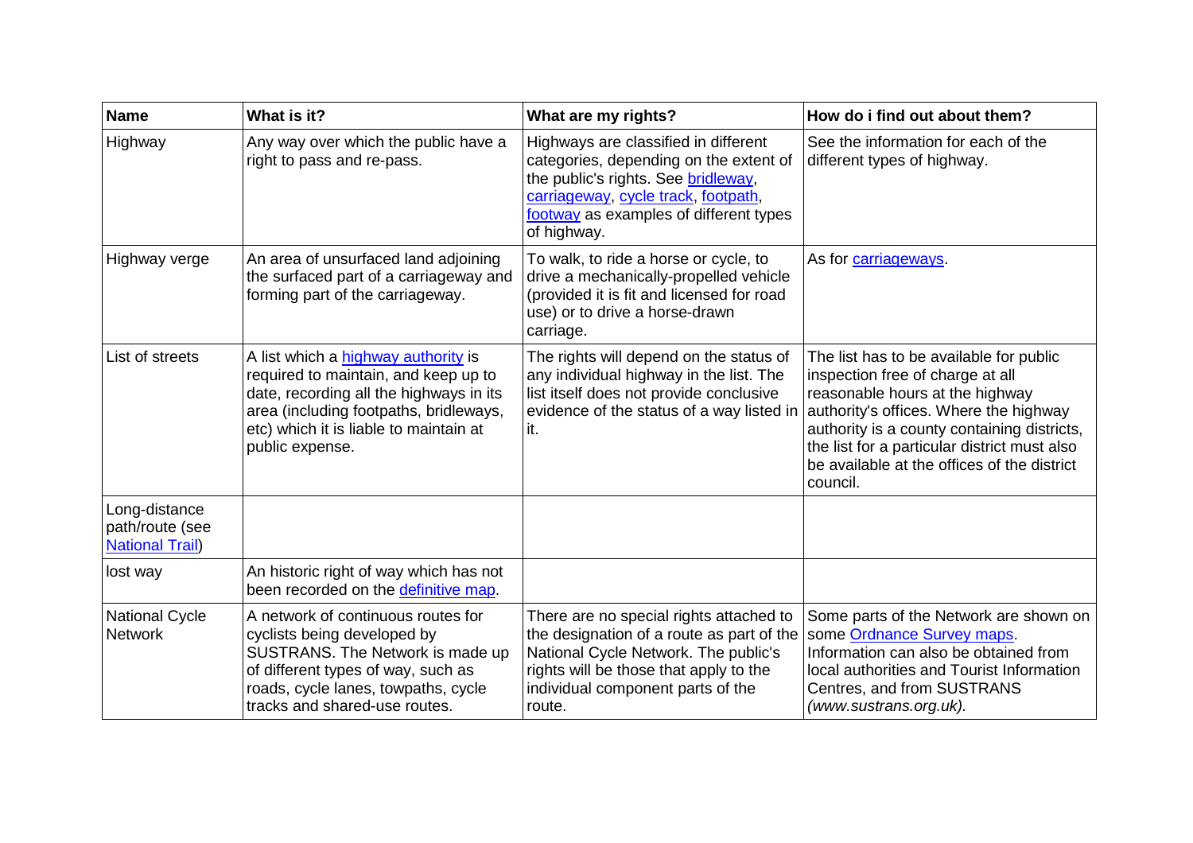| Name | What is it? | What are my rights? | How do i find out about them? |
|---|---|---|---|
| Highway | Any way over which the public have a right to pass and re-pass. | Highways are classified in different categories, depending on the extent of the public's rights. See bridleway, carriageway, cycle track, footpath, footway as examples of different types of highway. | See the information for each of the different types of highway. |
| Highway verge | An area of unsurfaced land adjoining the surfaced part of a carriageway and forming part of the carriageway. | To walk, to ride a horse or cycle, to drive a mechanically-propelled vehicle (provided it is fit and licensed for road use) or to drive a horse-drawn carriage. | As for carriageways. |
| List of streets | A list which a highway authority is required to maintain, and keep up to date, recording all the highways in its area (including footpaths, bridleways, etc) which it is liable to maintain at public expense. | The rights will depend on the status of any individual highway in the list. The list itself does not provide conclusive evidence of the status of a way listed in it. | The list has to be available for public inspection free of charge at all reasonable hours at the highway authority's offices. Where the highway authority is a county containing districts, the list for a particular district must also be available at the offices of the district council. |
| Long-distance path/route (see National Trail) | | | |
| lost way | An historic right of way which has not been recorded on the definitive map. | | |
| National Cycle Network | A network of continuous routes for cyclists being developed by SUSTRANS. The Network is made up of different types of way, such as roads, cycle lanes, towpaths, cycle tracks and shared-use routes. | There are no special rights attached to the designation of a route as part of the National Cycle Network. The public's rights will be those that apply to the individual component parts of the route. | Some parts of the Network are shown on some Ordnance Survey maps. Information can also be obtained from local authorities and Tourist Information Centres, and from SUSTRANS *(www.sustrans.org.uk).* |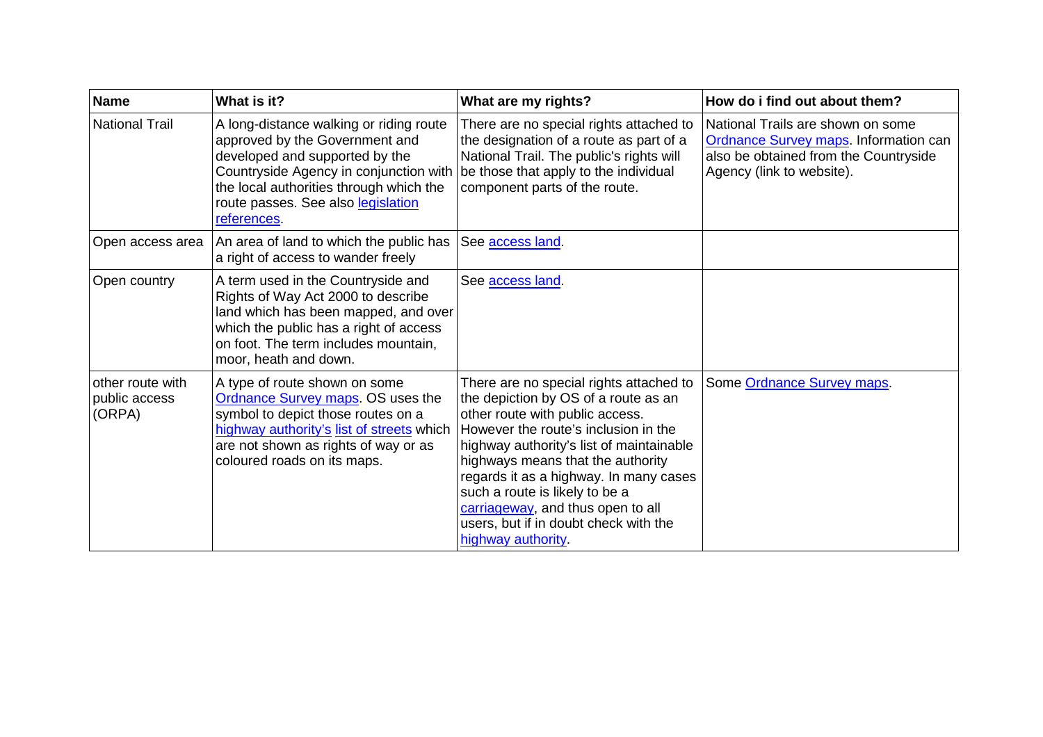| Name | What is it? | What are my rights? | How do i find out about them? |
|---|---|---|---|
| National Trail | A long-distance walking or riding route approved by the Government and developed and supported by the Countryside Agency in conjunction with the local authorities through which the route passes. See also legislation references. | There are no special rights attached to the designation of a route as part of a National Trail. The public's rights will be those that apply to the individual component parts of the route. | National Trails are shown on some Ordnance Survey maps. Information can also be obtained from the Countryside Agency (link to website). |
| Open access area | An area of land to which the public has a right of access to wander freely | See access land. | |
| Open country | A term used in the Countryside and Rights of Way Act 2000 to describe land which has been mapped, and over which the public has a right of access on foot. The term includes mountain, moor, heath and down. | See access land. | |
| other route with public access (ORPA) | A type of route shown on some Ordnance Survey maps. OS uses the symbol to depict those routes on a highway authority's list of streets which are not shown as rights of way or as coloured roads on its maps. | There are no special rights attached to the depiction by OS of a route as an other route with public access. However the route's inclusion in the highway authority's list of maintainable highways means that the authority regards it as a highway. In many cases such a route is likely to be a carriageway, and thus open to all users, but if in doubt check with the highway authority. | Some Ordnance Survey maps. |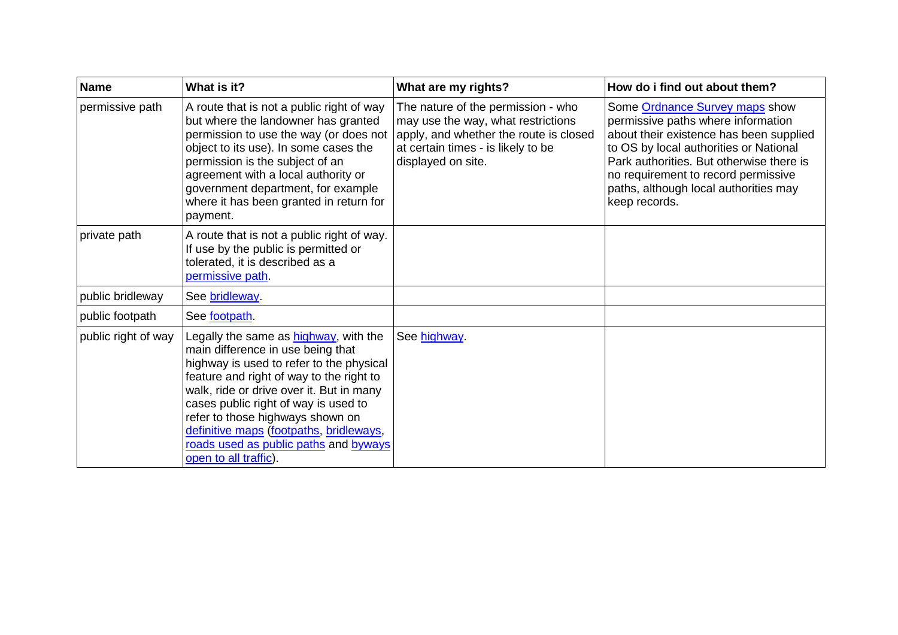| Name | What is it? | What are my rights? | How do i find out about them? |
|---|---|---|---|
| permissive path | A route that is not a public right of way but where the landowner has granted permission to use the way (or does not object to its use). In some cases the permission is the subject of an agreement with a local authority or government department, for example where it has been granted in return for payment. | The nature of the permission - who may use the way, what restrictions apply, and whether the route is closed at certain times - is likely to be displayed on site. | Some Ordnance Survey maps show permissive paths where information about their existence has been supplied to OS by local authorities or National Park authorities. But otherwise there is no requirement to record permissive paths, although local authorities may keep records. |
| private path | A route that is not a public right of way. If use by the public is permitted or tolerated, it is described as a permissive path. | | |
| public bridleway | See bridleway. | | |
| public footpath | See footpath. | | |
| public right of way | Legally the same as highway, with the main difference in use being that highway is used to refer to the physical feature and right of way to the right to walk, ride or drive over it. But in many cases public right of way is used to refer to those highways shown on definitive maps (footpaths, bridleways, roads used as public paths and byways open to all traffic). | See highway. | |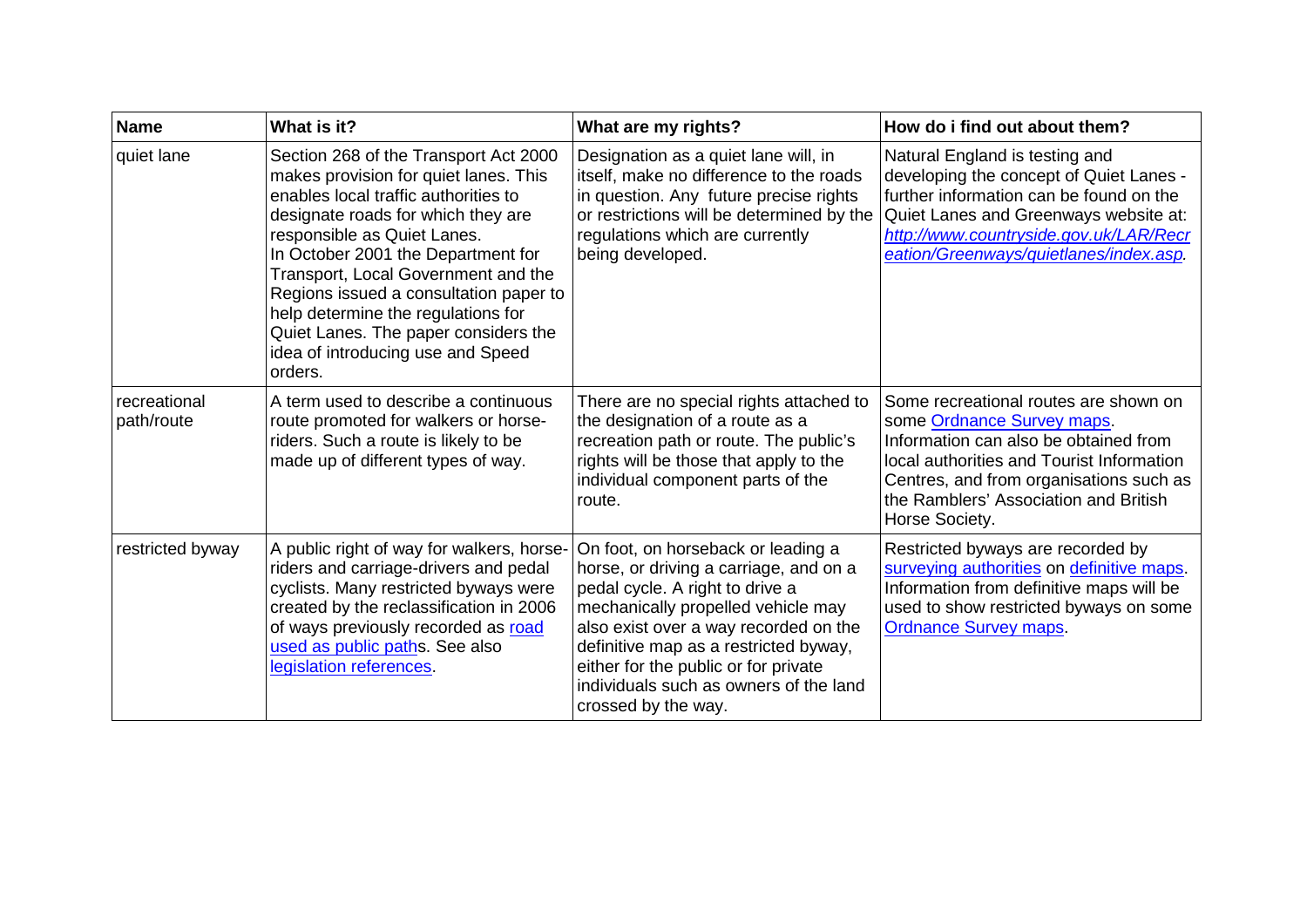| Name | What is it? | What are my rights? | How do i find out about them? |
| --- | --- | --- | --- |
| quiet lane | Section 268 of the Transport Act 2000 makes provision for quiet lanes. This enables local traffic authorities to designate roads for which they are responsible as Quiet Lanes.<br>In October 2001 the Department for Transport, Local Government and the Regions issued a consultation paper to help determine the regulations for Quiet Lanes. The paper considers the idea of introducing use and Speed orders. | Designation as a quiet lane will, in itself, make no difference to the roads in question. Any future precise rights or restrictions will be determined by the regulations which are currently being developed. | Natural England is testing and developing the concept of Quiet Lanes - further information can be found on the Quiet Lanes and Greenways website at: *http://www.countryside.gov.uk/LAR/Recreation/Greenways/quietlanes/index.asp.* |
| recreational path/route | A term used to describe a continuous route promoted for walkers or horse-riders. Such a route is likely to be made up of different types of way. | There are no special rights attached to the designation of a route as a recreation path or route. The public's rights will be those that apply to the individual component parts of the route. | Some recreational routes are shown on some Ordnance Survey maps. Information can also be obtained from local authorities and Tourist Information Centres, and from organisations such as the Ramblers' Association and British Horse Society. |
| restricted byway | A public right of way for walkers, horse-riders and carriage-drivers and pedal cyclists. Many restricted byways were created by the reclassification in 2006 of ways previously recorded as road used as public paths. See also legislation references. | On foot, on horseback or leading a horse, or driving a carriage, and on a pedal cycle. A right to drive a mechanically propelled vehicle may also exist over a way recorded on the definitive map as a restricted byway, either for the public or for private individuals such as owners of the land crossed by the way. | Restricted byways are recorded by surveying authorities on definitive maps. Information from definitive maps will be used to show restricted byways on some Ordnance Survey maps. |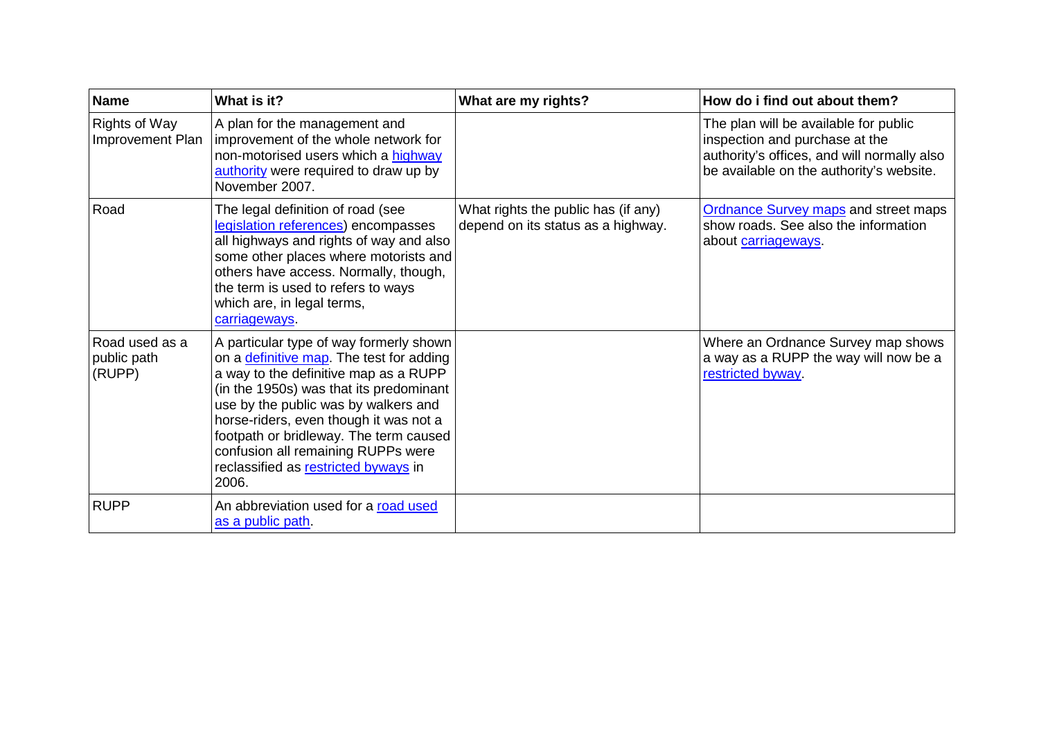| Name | What is it? | What are my rights? | How do i find out about them? |
|---|---|---|---|
| Rights of Way Improvement Plan | A plan for the management and improvement of the whole network for non-motorised users which a highway authority were required to draw up by November 2007. | | The plan will be available for public inspection and purchase at the authority's offices, and will normally also be available on the authority's website. |
| Road | The legal definition of road (see legislation references) encompasses all highways and rights of way and also some other places where motorists and others have access. Normally, though, the term is used to refers to ways which are, in legal terms, carriageways. | What rights the public has (if any) depend on its status as a highway. | Ordnance Survey maps and street maps show roads. See also the information about carriageways. |
| Road used as a public path (RUPP) | A particular type of way formerly shown on a definitive map. The test for adding a way to the definitive map as a RUPP (in the 1950s) was that its predominant use by the public was by walkers and horse-riders, even though it was not a footpath or bridleway. The term caused confusion all remaining RUPPs were reclassified as restricted byways in 2006. | | Where an Ordnance Survey map shows a way as a RUPP the way will now be a restricted byway. |
| RUPP | An abbreviation used for a road used as a public path. | | |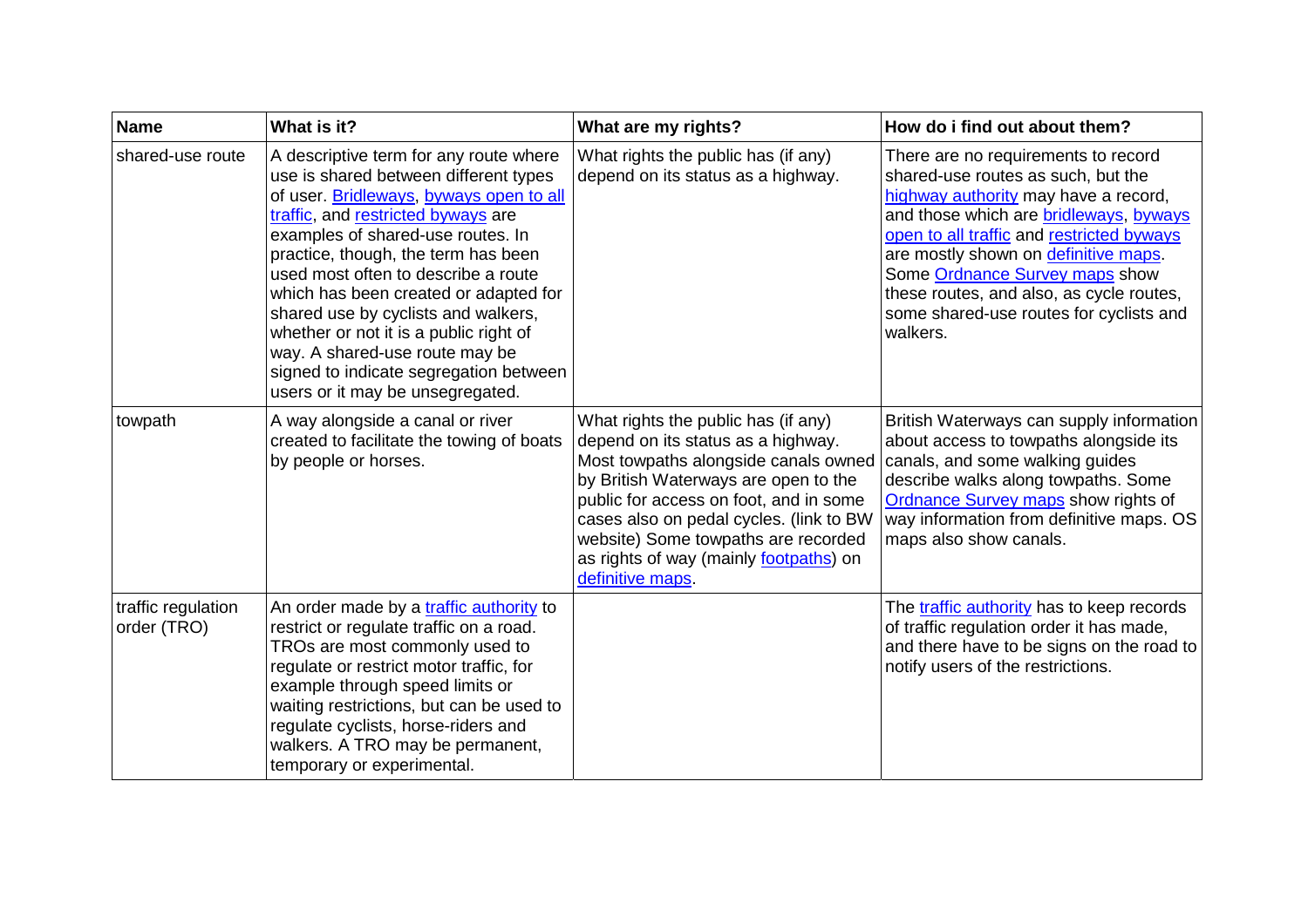| Name | What is it? | What are my rights? | How do i find out about them? |
|---|---|---|---|
| shared-use route | A descriptive term for any route where use is shared between different types of user. Bridleways, byways open to all traffic, and restricted byways are examples of shared-use routes. In practice, though, the term has been used most often to describe a route which has been created or adapted for shared use by cyclists and walkers, whether or not it is a public right of way. A shared-use route may be signed to indicate segregation between users or it may be unsegregated. | What rights the public has (if any) depend on its status as a highway. | There are no requirements to record shared-use routes as such, but the highway authority may have a record, and those which are bridleways, byways open to all traffic and restricted byways are mostly shown on definitive maps. Some Ordnance Survey maps show these routes, and also, as cycle routes, some shared-use routes for cyclists and walkers. |
| towpath | A way alongside a canal or river created to facilitate the towing of boats by people or horses. | What rights the public has (if any) depend on its status as a highway. Most towpaths alongside canals owned by British Waterways are open to the public for access on foot, and in some cases also on pedal cycles. (link to BW website) Some towpaths are recorded as rights of way (mainly footpaths) on definitive maps. | British Waterways can supply information about access to towpaths alongside its canals, and some walking guides describe walks along towpaths. Some Ordnance Survey maps show rights of way information from definitive maps. OS maps also show canals. |
| traffic regulation order (TRO) | An order made by a traffic authority to restrict or regulate traffic on a road. TROs are most commonly used to regulate or restrict motor traffic, for example through speed limits or waiting restrictions, but can be used to regulate cyclists, horse-riders and walkers. A TRO may be permanent, temporary or experimental. | | The traffic authority has to keep records of traffic regulation order it has made, and there have to be signs on the road to notify users of the restrictions. |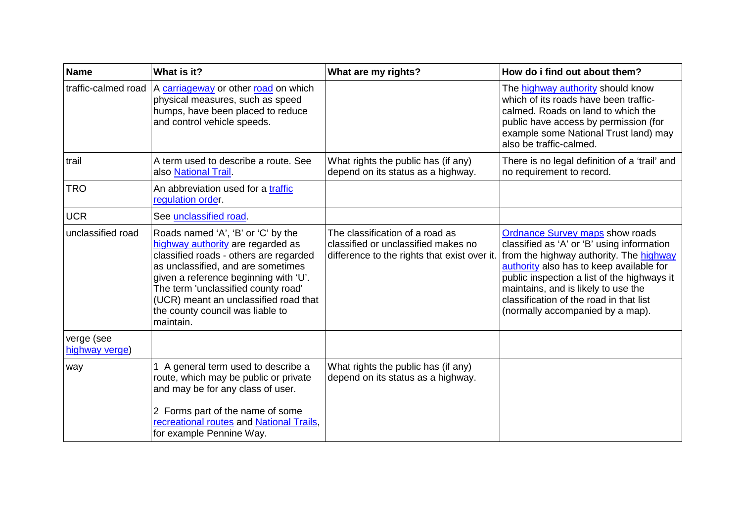| Name | What is it? | What are my rights? | How do i find out about them? |
|---|---|---|---|
| traffic-calmed road | A carriageway or other road on which physical measures, such as speed humps, have been placed to reduce and control vehicle speeds. | | The highway authority should know which of its roads have been traffic-calmed. Roads on land to which the public have access by permission (for example some National Trust land) may also be traffic-calmed. |
| trail | A term used to describe a route. See also National Trail. | What rights the public has (if any) depend on its status as a highway. | There is no legal definition of a 'trail' and no requirement to record. |
| TRO | An abbreviation used for a traffic regulation order. | | |
| UCR | See unclassified road. | | |
| unclassified road | Roads named 'A', 'B' or 'C' by the highway authority are regarded as classified roads - others are regarded as unclassified, and are sometimes given a reference beginning with 'U'. The term 'unclassified county road' (UCR) meant an unclassified road that the county council was liable to maintain. | The classification of a road as classified or unclassified makes no difference to the rights that exist over it. | Ordnance Survey maps show roads classified as 'A' or 'B' using information from the highway authority. The highway authority also has to keep available for public inspection a list of the highways it maintains, and is likely to use the classification of the road in that list (normally accompanied by a map). |
| verge (see highway verge) | | | |
| way | 1 A general term used to describe a route, which may be public or private and may be for any class of user.<br><br>2 Forms part of the name of some recreational routes and National Trails, for example Pennine Way. | What rights the public has (if any) depend on its status as a highway. | |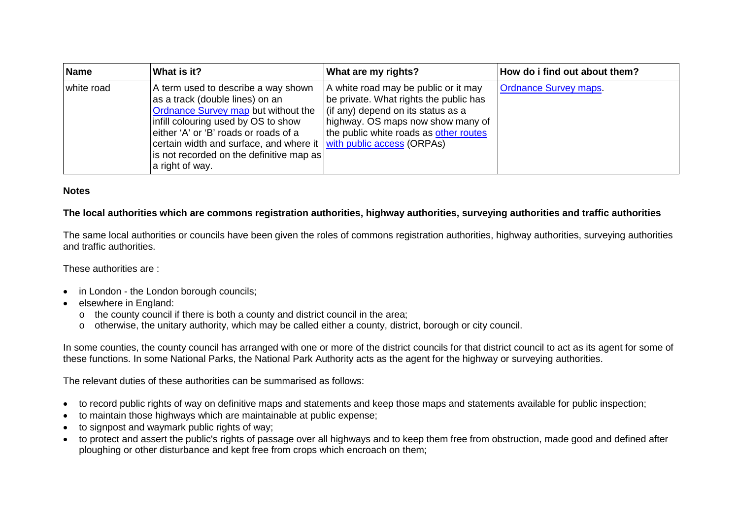| Name | What is it? | What are my rights? | How do i find out about them? |
| --- | --- | --- | --- |
| white road | A term used to describe a way shown as a track (double lines) on an Ordnance Survey map but without the infill colouring used by OS to show either 'A' or 'B' roads or roads of a certain width and surface, and where it is not recorded on the definitive map as a right of way. | A white road may be public or it may be private. What rights the public has (if any) depend on its status as a highway. OS maps now show many of the public white roads as other routes with public access (ORPAs) | Ordnance Survey maps. |

**Notes**

**The local authorities which are commons registration authorities, highway authorities, surveying authorities and traffic authorities**

The same local authorities or councils have been given the roles of commons registration authorities, highway authorities, surveying authorities and traffic authorities.

These authorities are :

- in London - the London borough councils;
- elsewhere in England:
  - the county council if there is both a county and district council in the area;
  - otherwise, the unitary authority, which may be called either a county, district, borough or city council.

In some counties, the county council has arranged with one or more of the district councils for that district council to act as its agent for some of these functions. In some National Parks, the National Park Authority acts as the agent for the highway or surveying authorities.

The relevant duties of these authorities can be summarised as follows:

- to record public rights of way on definitive maps and statements and keep those maps and statements available for public inspection;
- to maintain those highways which are maintainable at public expense;
- to signpost and waymark public rights of way;
- to protect and assert the public's rights of passage over all highways and to keep them free from obstruction, made good and defined after ploughing or other disturbance and kept free from crops which encroach on them;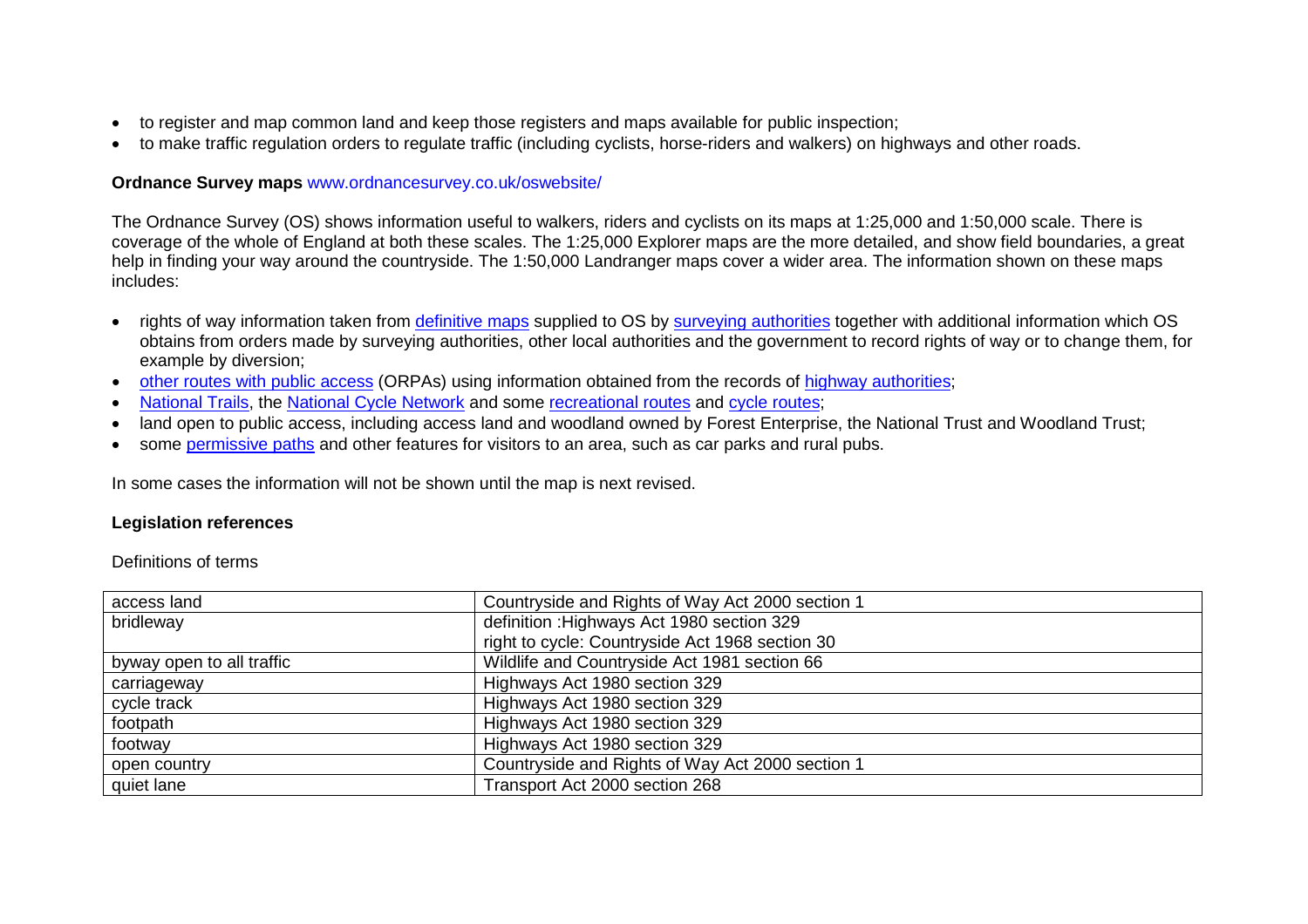- to register and map common land and keep those registers and maps available for public inspection;
- to make traffic regulation orders to regulate traffic (including cyclists, horse-riders and walkers) on highways and other roads.

**Ordnance Survey maps** www.ordnancesurvey.co.uk/oswebsite/

The Ordnance Survey (OS) shows information useful to walkers, riders and cyclists on its maps at 1:25,000 and 1:50,000 scale. There is coverage of the whole of England at both these scales. The 1:25,000 Explorer maps are the more detailed, and show field boundaries, a great help in finding your way around the countryside. The 1:50,000 Landranger maps cover a wider area. The information shown on these maps includes:

- rights of way information taken from definitive maps supplied to OS by surveying authorities together with additional information which OS obtains from orders made by surveying authorities, other local authorities and the government to record rights of way or to change them, for example by diversion;
- other routes with public access (ORPAs) using information obtained from the records of highway authorities;
- National Trails, the National Cycle Network and some recreational routes and cycle routes;
- land open to public access, including access land and woodland owned by Forest Enterprise, the National Trust and Woodland Trust;
- some permissive paths and other features for visitors to an area, such as car parks and rural pubs.

In some cases the information will not be shown until the map is next revised.

**Legislation references**

Definitions of terms

| | |
|---|---|
| access land | Countryside and Rights of Way Act 2000 section 1 |
| bridleway | definition :Highways Act 1980 section 329<br>right to cycle: Countryside Act 1968 section 30 |
| byway open to all traffic | Wildlife and Countryside Act 1981 section 66 |
| carriageway | Highways Act 1980 section 329 |
| cycle track | Highways Act 1980 section 329 |
| footpath | Highways Act 1980 section 329 |
| footway | Highways Act 1980 section 329 |
| open country | Countryside and Rights of Way Act 2000 section 1 |
| quiet lane | Transport Act 2000 section 268 |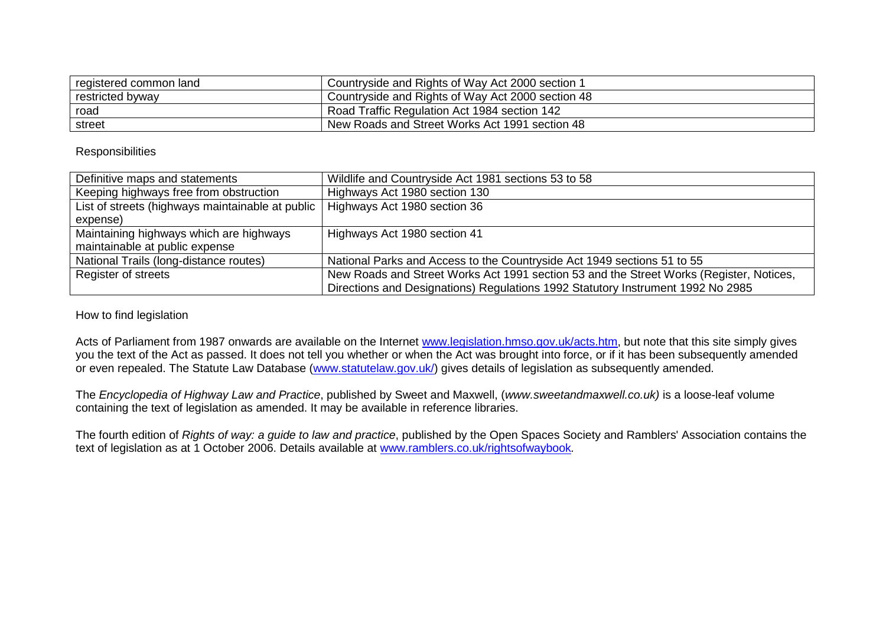| | |
|---|---|
| registered common land | Countryside and Rights of Way Act 2000 section 1 |
| restricted byway | Countryside and Rights of Way Act 2000 section 48 |
| road | Road Traffic Regulation Act 1984 section 142 |
| street | New Roads and Street Works Act 1991 section 48 |

Responsibilities

| | |
|---|---|
| Definitive maps and statements | Wildlife and Countryside Act 1981 sections 53 to 58 |
| Keeping highways free from obstruction | Highways Act 1980 section 130 |
| List of streets (highways maintainable at public expense) | Highways Act 1980 section 36 |
| Maintaining highways which are highways maintainable at public expense | Highways Act 1980 section 41 |
| National Trails (long-distance routes) | National Parks and Access to the Countryside Act 1949 sections 51 to 55 |
| Register of streets | New Roads and Street Works Act 1991 section 53 and the Street Works (Register, Notices, Directions and Designations) Regulations 1992 Statutory Instrument 1992 No 2985 |

How to find legislation

Acts of Parliament from 1987 onwards are available on the Internet www.legislation.hmso.gov.uk/acts.htm, but note that this site simply gives you the text of the Act as passed. It does not tell you whether or when the Act was brought into force, or if it has been subsequently amended or even repealed. The Statute Law Database (www.statutelaw.gov.uk/) gives details of legislation as subsequently amended.

The *Encyclopedia of Highway Law and Practice*, published by Sweet and Maxwell, (*www.sweetandmaxwell.co.uk)* is a loose-leaf volume containing the text of legislation as amended. It may be available in reference libraries.

The fourth edition of *Rights of way: a guide to law and practice*, published by the Open Spaces Society and Ramblers' Association contains the text of legislation as at 1 October 2006. Details available at www.ramblers.co.uk/rightsofwaybook.